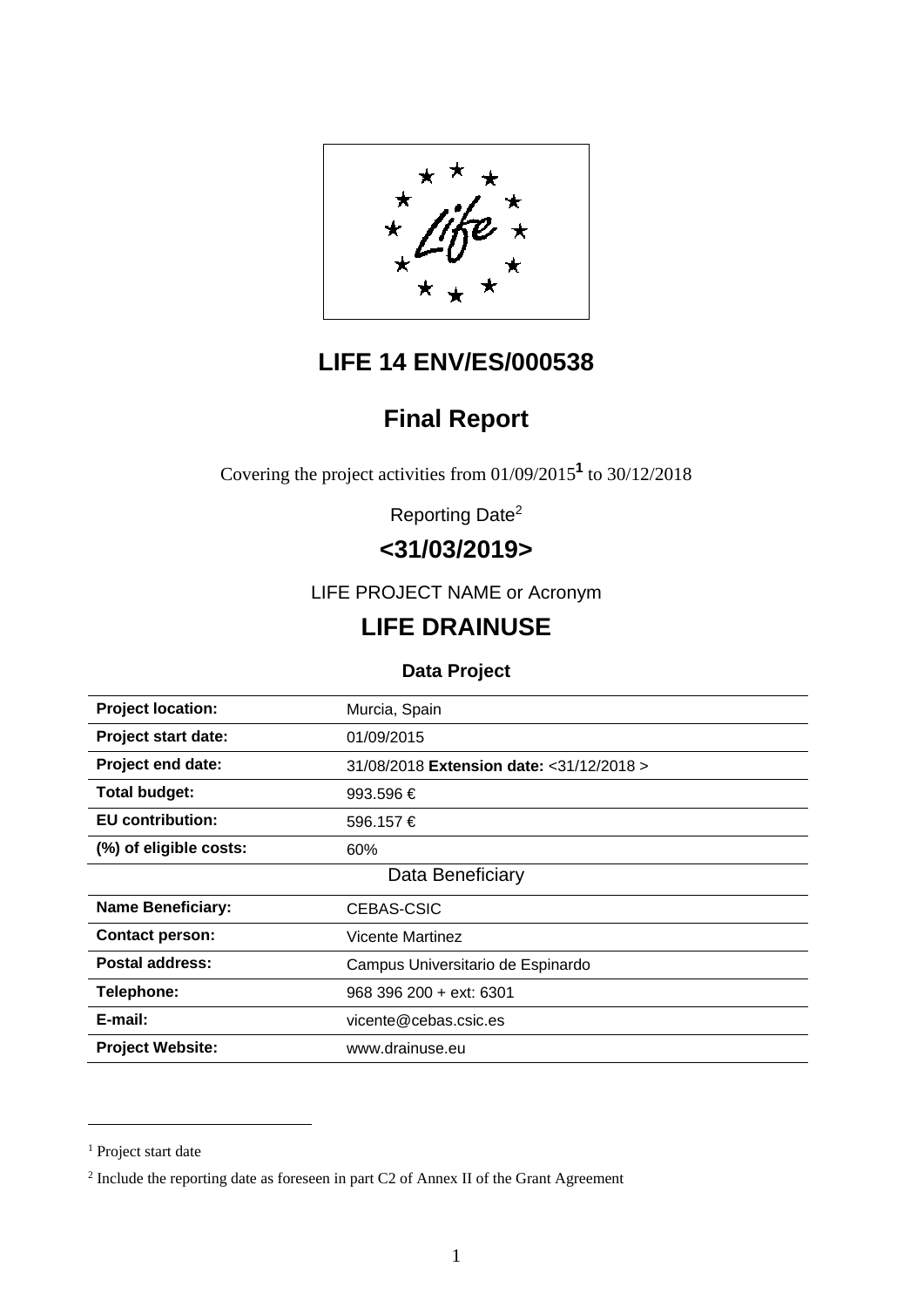# LIFE 14 ENV/ES/000538

# Final Report

Covering the project activities from 01/09/2015[1] to 30/12/2018

Reporting Date[2]

## <31/03/2019>

LIFE PROJECT NAME or Acronym

# LIFE DRAINUSE

**Data Project**

| **Project location:** | Murcia, Spain |
|---|---|
| **Project start date:** | 01/09/2015 |
| **Project end date:** | 31/08/2018 **Extension date:** <31/12/2018 > |
| **Total budget:** | 993.596 € |
| **EU contribution:** | 596.157 € |
| **(%) of eligible costs:** | 60% |
| Data Beneficiary | |
| **Name Beneficiary:** | CEBAS-CSIC |
| **Contact person:** | Vicente Martinez |
| **Postal address:** | Campus Universitario de Espinardo |
| **Telephone:** | 968 396 200 + ext: 6301 |
| **E-mail:** | vicente@cebas.csic.es |
| **Project Website:** | www.drainuse.eu |

[1] Project start date

[2] Include the reporting date as foreseen in part C2 of Annex II of the Grant Agreement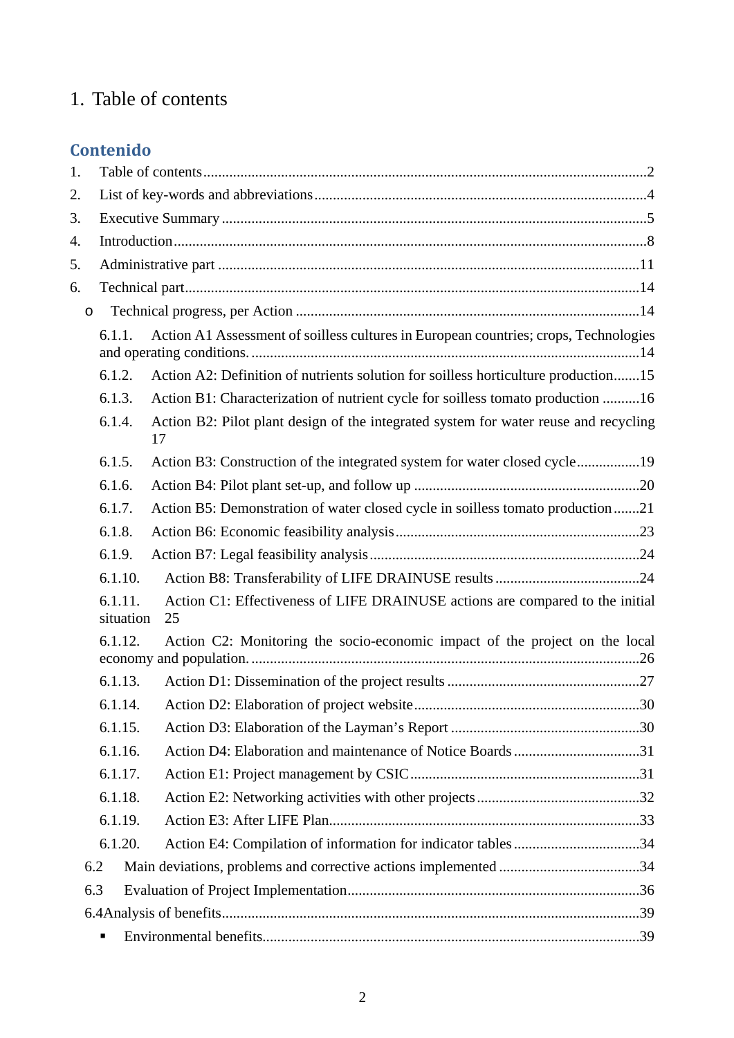# 1. Table of contents

## Contenido

1. Table of contents ....................................................................................................2
2. List of key-words and abbreviations ........................................................................4
3. Executive Summary ..................................................................................................5
4. Introduction ..............................................................................................................8
5. Administrative part .................................................................................................11
6. Technical part..........................................................................................................14
   - Technical progress, per Action ..........................................................................14

6.1.1. Action A1 Assessment of soilless cultures in European countries; crops, Technologies and operating conditions. ........................................................................................14

6.1.2. Action A2: Definition of nutrients solution for soilless horticulture production.......15

6.1.3. Action B1: Characterization of nutrient cycle for soilless tomato production ..........16

6.1.4. Action B2: Pilot plant design of the integrated system for water reuse and recycling 17

6.1.5. Action B3: Construction of the integrated system for water closed cycle................19

6.1.6. Action B4: Pilot plant set-up, and follow up ............................................................20

6.1.7. Action B5: Demonstration of water closed cycle in soilless tomato production .......21

6.1.8. Action B6: Economic feasibility analysis .................................................................23

6.1.9. Action B7: Legal feasibility analysis ........................................................................24

6.1.10. Action B8: Transferability of LIFE DRAINUSE results .......................................24

6.1.11. Action C1: Effectiveness of LIFE DRAINUSE actions are compared to the initial situation 25

6.1.12. Action C2: Monitoring the socio-economic impact of the project on the local economy and population. ........................................................................................26

6.1.13. Action D1: Dissemination of the project results ...................................................27

6.1.14. Action D2: Elaboration of project website ............................................................30

6.1.15. Action D3: Elaboration of the Layman's Report ...................................................30

6.1.16. Action D4: Elaboration and maintenance of Notice Boards .................................31

6.1.17. Action E1: Project management by CSIC .............................................................31

6.1.18. Action E2: Networking activities with other projects ............................................32

6.1.19. Action E3: After LIFE Plan...................................................................................33

6.1.20. Action E4: Compilation of information for indicator tables .................................34

6.2 Main deviations, problems and corrective actions implemented ......................................34

6.3 Evaluation of Project Implementation..............................................................................36

6.4Analysis of benefits............................................................................................................39

- Environmental benefits.....................................................................................................39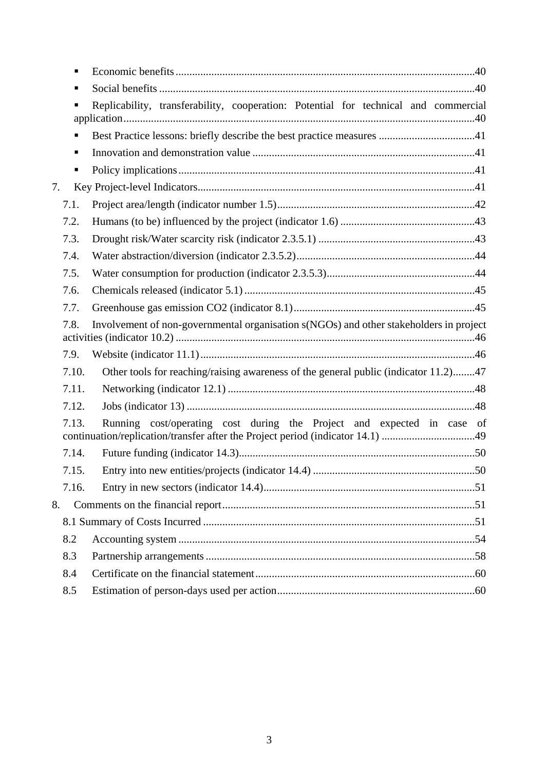- Economic benefits ....................................................................................................40
- Social benefits ..........................................................................................................40
- Replicability, transferability, cooperation: Potential for technical and commercial application ..........................................................................................................................40
- Best Practice lessons: briefly describe the best practice measures ...................................41
- Innovation and demonstration value ..............................................................................41
- Policy implications ..........................................................................................................41

7. Key Project-level Indicators ....................................................................................................41
   - 7.1. Project area/length (indicator number 1.5) ........................................................................42
   - 7.2. Humans (to be) influenced by the project (indicator 1.6) .................................................43
   - 7.3. Drought risk/Water scarcity risk (indicator 2.3.5.1) .........................................................43
   - 7.4. Water abstraction/diversion (indicator 2.3.5.2) .................................................................44
   - 7.5. Water consumption for production (indicator 2.3.5.3) ......................................................44
   - 7.6. Chemicals released (indicator 5.1) ....................................................................................45
   - 7.7. Greenhouse gas emission CO2 (indicator 8.1) ..................................................................45
   - 7.8. Involvement of non-governmental organisation s(NGOs) and other stakeholders in project activities (indicator 10.2) ............................................................................................................46
   - 7.9. Website (indicator 11.1) ....................................................................................................46
   - 7.10. Other tools for reaching/raising awareness of the general public (indicator 11.2) ........47
   - 7.11. Networking (indicator 12.1) ..........................................................................................48
   - 7.12. Jobs (indicator 13) .........................................................................................................48
   - 7.13. Running cost/operating cost during the Project and expected in case of continuation/replication/transfer after the Project period (indicator 14.1) ..................................49
   - 7.14. Future funding (indicator 14.3) ......................................................................................50
   - 7.15. Entry into new entities/projects (indicator 14.4) ...........................................................50
   - 7.16. Entry in new sectors (indicator 14.4) .............................................................................51

8. Comments on the financial report ............................................................................................51
   - 8.1 Summary of Costs Incurred ...................................................................................................51
   - 8.2 Accounting system ...........................................................................................................54
   - 8.3 Partnership arrangements .................................................................................................58
   - 8.4 Certificate on the financial statement ...............................................................................60
   - 8.5 Estimation of person-days used per action .......................................................................60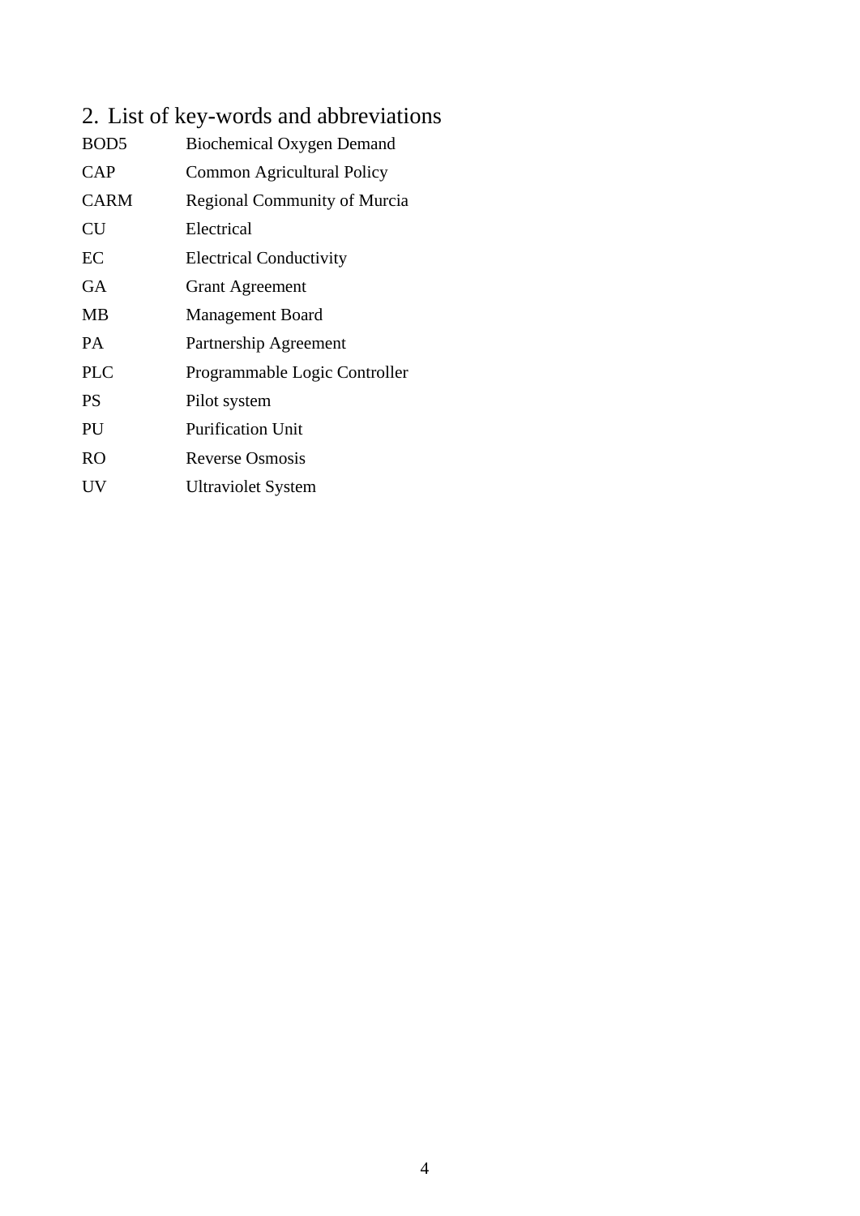## 2. List of key-words and abbreviations

| | |
|---|---|
| BOD5 | Biochemical Oxygen Demand |
| CAP | Common Agricultural Policy |
| CARM | Regional Community of Murcia |
| CU | Electrical |
| EC | Electrical Conductivity |
| GA | Grant Agreement |
| MB | Management Board |
| PA | Partnership Agreement |
| PLC | Programmable Logic Controller |
| PS | Pilot system |
| PU | Purification Unit |
| RO | Reverse Osmosis |
| UV | Ultraviolet System |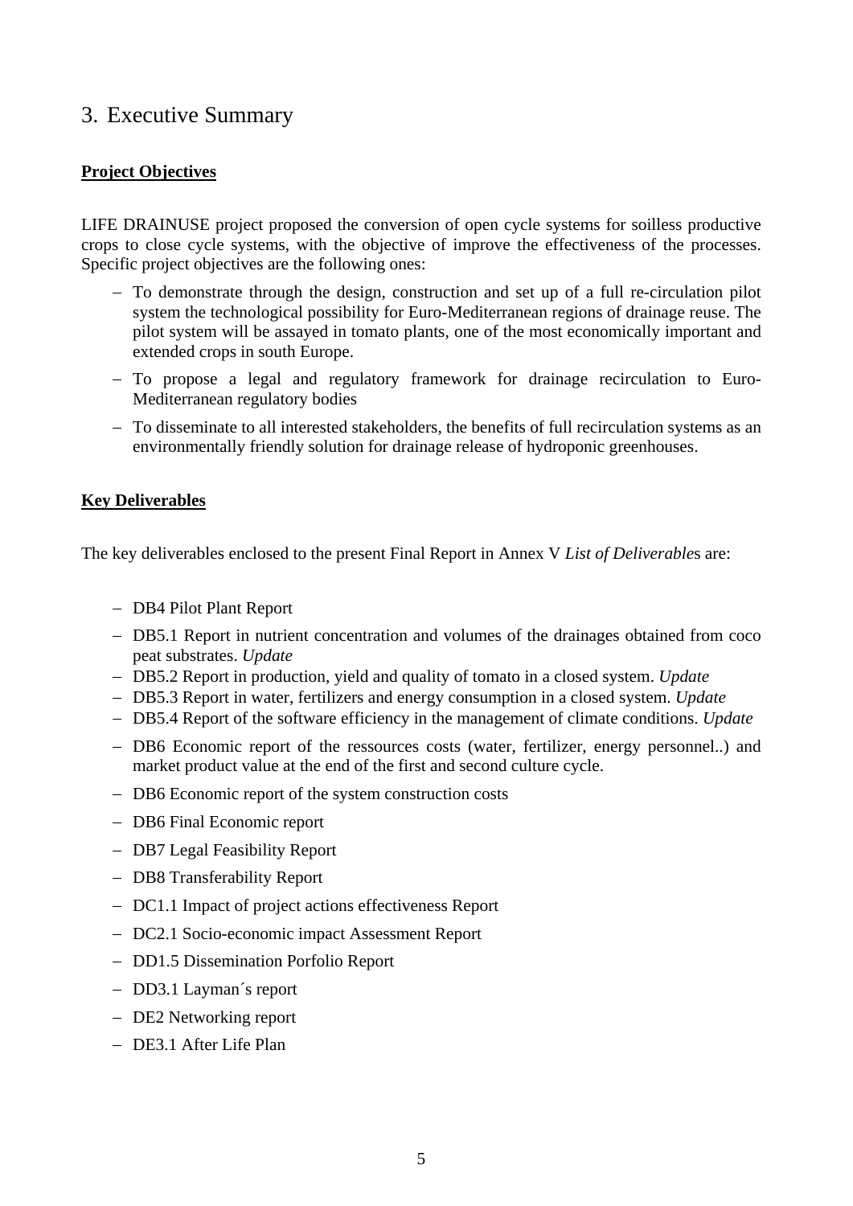# 3. Executive Summary

**Project Objectives**

LIFE DRAINUSE project proposed the conversion of open cycle systems for soilless productive crops to close cycle systems, with the objective of improve the effectiveness of the processes. Specific project objectives are the following ones:

- To demonstrate through the design, construction and set up of a full re-circulation pilot system the technological possibility for Euro-Mediterranean regions of drainage reuse. The pilot system will be assayed in tomato plants, one of the most economically important and extended crops in south Europe.
- To propose a legal and regulatory framework for drainage recirculation to Euro-Mediterranean regulatory bodies
- To disseminate to all interested stakeholders, the benefits of full recirculation systems as an environmentally friendly solution for drainage release of hydroponic greenhouses.

**Key Deliverables**

The key deliverables enclosed to the present Final Report in Annex V *List of Deliverable*s are:

- DB4 Pilot Plant Report
- DB5.1 Report in nutrient concentration and volumes of the drainages obtained from coco peat substrates. *Update*
- DB5.2 Report in production, yield and quality of tomato in a closed system. *Update*
- DB5.3 Report in water, fertilizers and energy consumption in a closed system. *Update*
- DB5.4 Report of the software efficiency in the management of climate conditions. *Update*
- DB6 Economic report of the ressources costs (water, fertilizer, energy personnel..) and market product value at the end of the first and second culture cycle.
- DB6 Economic report of the system construction costs
- DB6 Final Economic report
- DB7 Legal Feasibility Report
- DB8 Transferability Report
- DC1.1 Impact of project actions effectiveness Report
- DC2.1 Socio-economic impact Assessment Report
- DD1.5 Dissemination Porfolio Report
- DD3.1 Layman´s report
- DE2 Networking report
- DE3.1 After Life Plan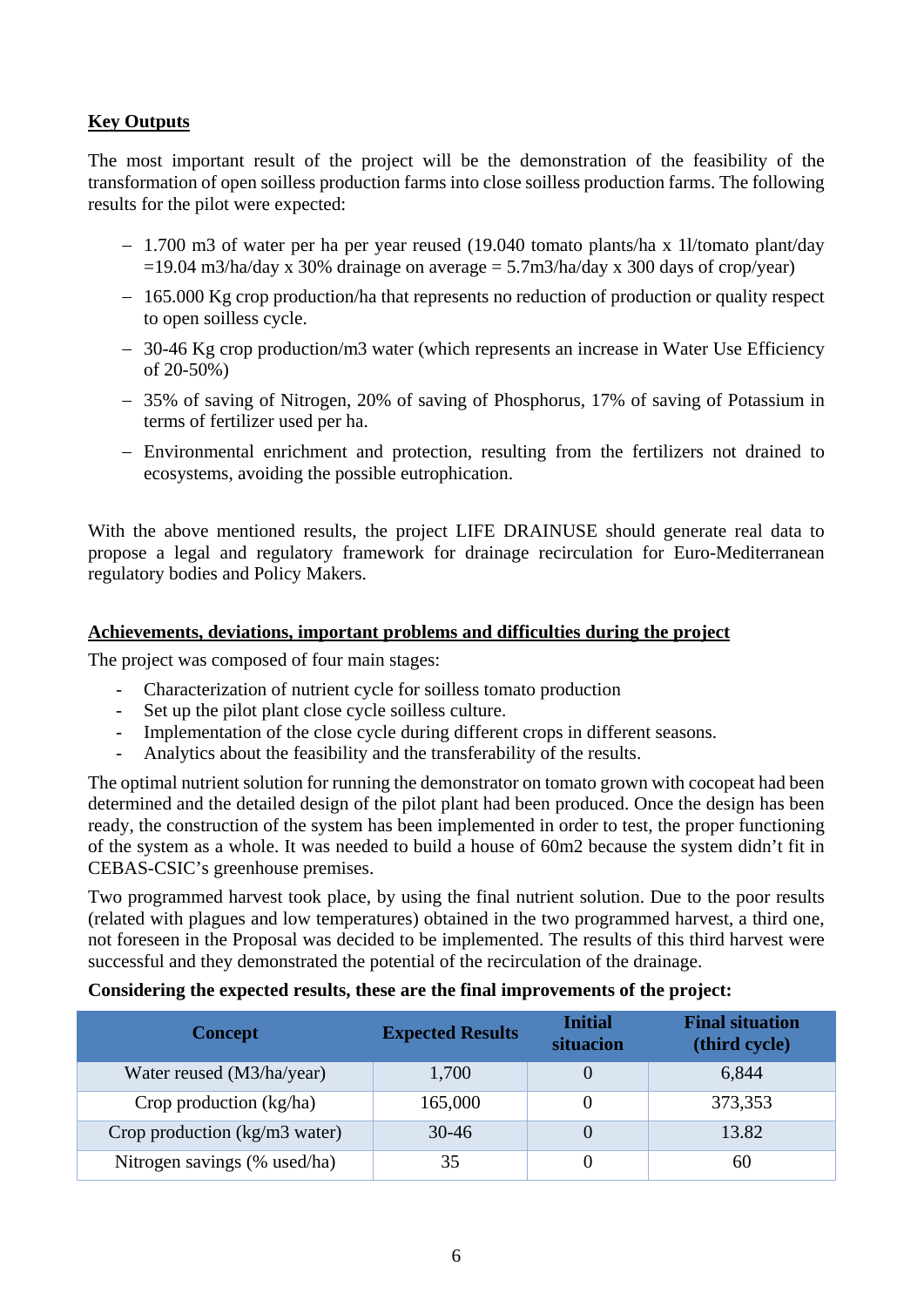**Key Outputs**

The most important result of the project will be the demonstration of the feasibility of the transformation of open soilless production farms into close soilless production farms. The following results for the pilot were expected:

- 1.700 m3 of water per ha per year reused (19.040 tomato plants/ha x 1l/tomato plant/day =19.04 m3/ha/day x 30% drainage on average = 5.7m3/ha/day x 300 days of crop/year)
- 165.000 Kg crop production/ha that represents no reduction of production or quality respect to open soilless cycle.
- 30-46 Kg crop production/m3 water (which represents an increase in Water Use Efficiency of 20-50%)
- 35% of saving of Nitrogen, 20% of saving of Phosphorus, 17% of saving of Potassium in terms of fertilizer used per ha.
- Environmental enrichment and protection, resulting from the fertilizers not drained to ecosystems, avoiding the possible eutrophication.

With the above mentioned results, the project LIFE DRAINUSE should generate real data to propose a legal and regulatory framework for drainage recirculation for Euro-Mediterranean regulatory bodies and Policy Makers.

**Achievements, deviations, important problems and difficulties during the project**

The project was composed of four main stages:

- Characterization of nutrient cycle for soilless tomato production
- Set up the pilot plant close cycle soilless culture.
- Implementation of the close cycle during different crops in different seasons.
- Analytics about the feasibility and the transferability of the results.

The optimal nutrient solution for running the demonstrator on tomato grown with cocopeat had been determined and the detailed design of the pilot plant had been produced. Once the design has been ready, the construction of the system has been implemented in order to test, the proper functioning of the system as a whole. It was needed to build a house of 60m2 because the system didn't fit in CEBAS-CSIC's greenhouse premises.

Two programmed harvest took place, by using the final nutrient solution. Due to the poor results (related with plagues and low temperatures) obtained in the two programmed harvest, a third one, not foreseen in the Proposal was decided to be implemented. The results of this third harvest were successful and they demonstrated the potential of the recirculation of the drainage.

**Considering the expected results, these are the final improvements of the project:**

| Concept | Expected Results | Initial situacion | Final situation (third cycle) |
|---|---|---|---|
| Water reused (M3/ha/year) | 1,700 | 0 | 6,844 |
| Crop production (kg/ha) | 165,000 | 0 | 373,353 |
| Crop production (kg/m3 water) | 30-46 | 0 | 13.82 |
| Nitrogen savings (% used/ha) | 35 | 0 | 60 |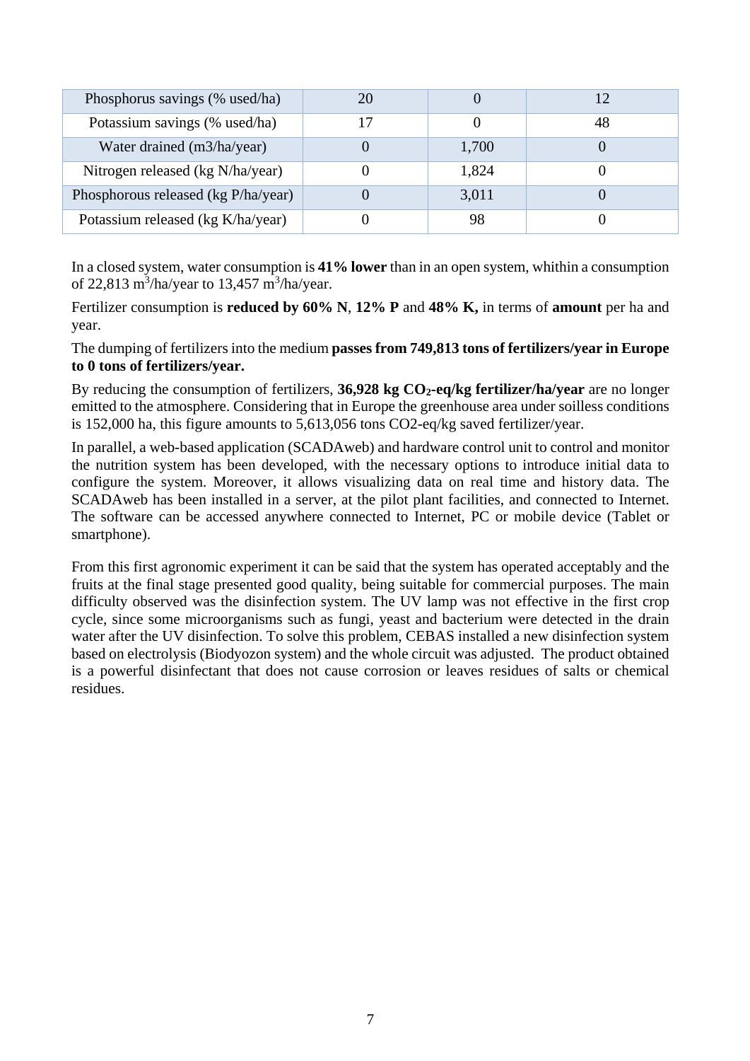| Phosphorus savings (% used/ha) | 20 | 0 | 12 |
|---|---|---|---|
| Potassium savings (% used/ha) | 17 | 0 | 48 |
| Water drained (m3/ha/year) | 0 | 1,700 | 0 |
| Nitrogen released (kg N/ha/year) | 0 | 1,824 | 0 |
| Phosphorous released (kg P/ha/year) | 0 | 3,011 | 0 |
| Potassium released (kg K/ha/year) | 0 | 98 | 0 |

In a closed system, water consumption is **41% lower** than in an open system, whithin a consumption of 22,813 $m^3$/ha/year to 13,457 $m^3$/ha/year.

Fertilizer consumption is **reduced by 60% N**, **12% P** and **48% K,** in terms of **amount** per ha and year.

The dumping of fertilizers into the medium **passes from 749,813 tons of fertilizers/year in Europe to 0 tons of fertilizers/year.**

By reducing the consumption of fertilizers, **36,928 kg $CO_2$-eq/kg fertilizer/ha/year** are no longer emitted to the atmosphere. Considering that in Europe the greenhouse area under soilless conditions is 152,000 ha, this figure amounts to 5,613,056 tons CO2-eq/kg saved fertilizer/year.

In parallel, a web-based application (SCADAweb) and hardware control unit to control and monitor the nutrition system has been developed, with the necessary options to introduce initial data to configure the system. Moreover, it allows visualizing data on real time and history data. The SCADAweb has been installed in a server, at the pilot plant facilities, and connected to Internet. The software can be accessed anywhere connected to Internet, PC or mobile device (Tablet or smartphone).

From this first agronomic experiment it can be said that the system has operated acceptably and the fruits at the final stage presented good quality, being suitable for commercial purposes. The main difficulty observed was the disinfection system. The UV lamp was not effective in the first crop cycle, since some microorganisms such as fungi, yeast and bacterium were detected in the drain water after the UV disinfection. To solve this problem, CEBAS installed a new disinfection system based on electrolysis (Biodyozon system) and the whole circuit was adjusted. The product obtained is a powerful disinfectant that does not cause corrosion or leaves residues of salts or chemical residues.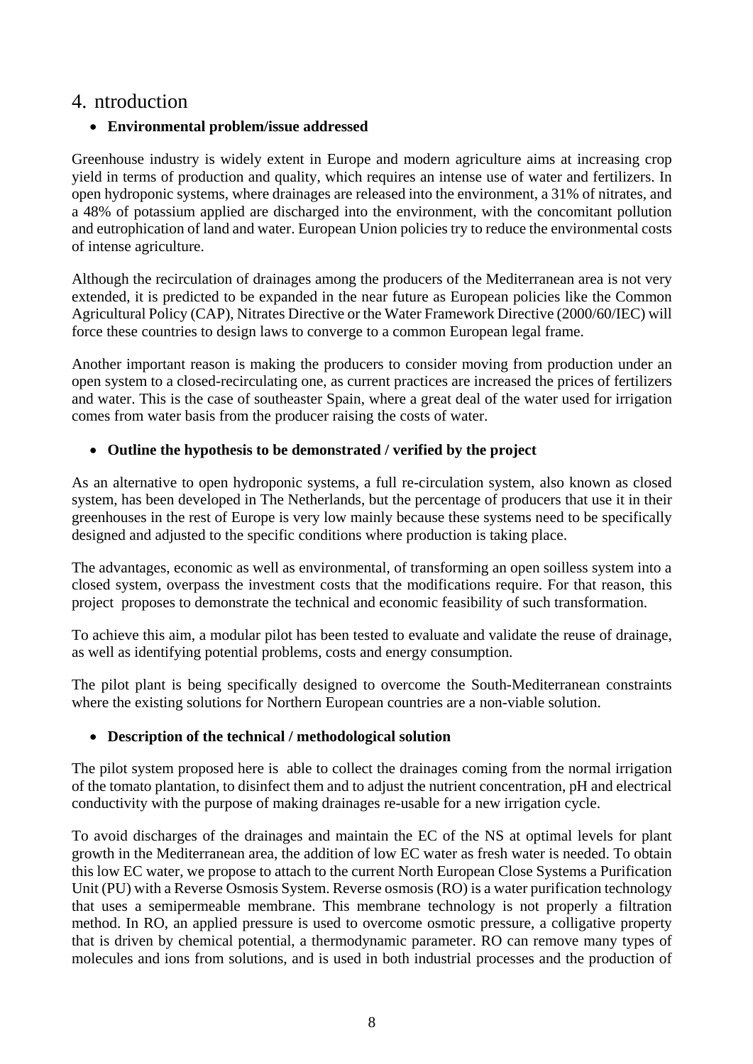# 4. ntroduction

- **Environmental problem/issue addressed**

Greenhouse industry is widely extent in Europe and modern agriculture aims at increasing crop yield in terms of production and quality, which requires an intense use of water and fertilizers. In open hydroponic systems, where drainages are released into the environment, a 31% of nitrates, and a 48% of potassium applied are discharged into the environment, with the concomitant pollution and eutrophication of land and water. European Union policies try to reduce the environmental costs of intense agriculture.

Although the recirculation of drainages among the producers of the Mediterranean area is not very extended, it is predicted to be expanded in the near future as European policies like the Common Agricultural Policy (CAP), Nitrates Directive or the Water Framework Directive (2000/60/IEC) will force these countries to design laws to converge to a common European legal frame.

Another important reason is making the producers to consider moving from production under an open system to a closed-recirculating one, as current practices are increased the prices of fertilizers and water. This is the case of southeaster Spain, where a great deal of the water used for irrigation comes from water basis from the producer raising the costs of water.

- **Outline the hypothesis to be demonstrated / verified by the project**

As an alternative to open hydroponic systems, a full re-circulation system, also known as closed system, has been developed in The Netherlands, but the percentage of producers that use it in their greenhouses in the rest of Europe is very low mainly because these systems need to be specifically designed and adjusted to the specific conditions where production is taking place.

The advantages, economic as well as environmental, of transforming an open soilless system into a closed system, overpass the investment costs that the modifications require. For that reason, this project proposes to demonstrate the technical and economic feasibility of such transformation.

To achieve this aim, a modular pilot has been tested to evaluate and validate the reuse of drainage, as well as identifying potential problems, costs and energy consumption.

The pilot plant is being specifically designed to overcome the South-Mediterranean constraints where the existing solutions for Northern European countries are a non-viable solution.

- **Description of the technical / methodological solution**

The pilot system proposed here is able to collect the drainages coming from the normal irrigation of the tomato plantation, to disinfect them and to adjust the nutrient concentration, pH and electrical conductivity with the purpose of making drainages re-usable for a new irrigation cycle.

To avoid discharges of the drainages and maintain the EC of the NS at optimal levels for plant growth in the Mediterranean area, the addition of low EC water as fresh water is needed. To obtain this low EC water, we propose to attach to the current North European Close Systems a Purification Unit (PU) with a Reverse Osmosis System. Reverse osmosis (RO) is a water purification technology that uses a semipermeable membrane. This membrane technology is not properly a filtration method. In RO, an applied pressure is used to overcome osmotic pressure, a colligative property that is driven by chemical potential, a thermodynamic parameter. RO can remove many types of molecules and ions from solutions, and is used in both industrial processes and the production of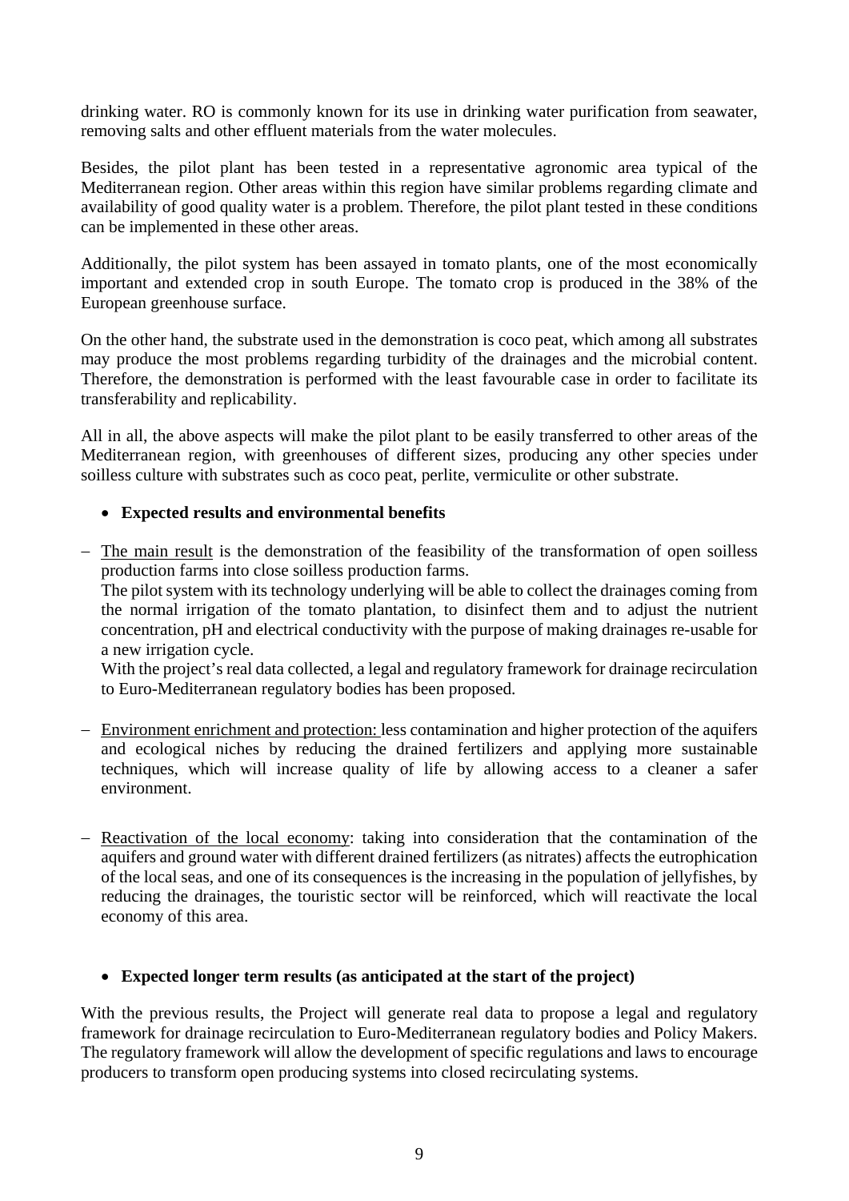drinking water. RO is commonly known for its use in drinking water purification from seawater, removing salts and other effluent materials from the water molecules.

Besides, the pilot plant has been tested in a representative agronomic area typical of the Mediterranean region. Other areas within this region have similar problems regarding climate and availability of good quality water is a problem. Therefore, the pilot plant tested in these conditions can be implemented in these other areas.

Additionally, the pilot system has been assayed in tomato plants, one of the most economically important and extended crop in south Europe. The tomato crop is produced in the 38% of the European greenhouse surface.

On the other hand, the substrate used in the demonstration is coco peat, which among all substrates may produce the most problems regarding turbidity of the drainages and the microbial content. Therefore, the demonstration is performed with the least favourable case in order to facilitate its transferability and replicability.

All in all, the above aspects will make the pilot plant to be easily transferred to other areas of the Mediterranean region, with greenhouses of different sizes, producing any other species under soilless culture with substrates such as coco peat, perlite, vermiculite or other substrate.

- **Expected results and environmental benefits**

- The main result is the demonstration of the feasibility of the transformation of open soilless production farms into close soilless production farms.
  The pilot system with its technology underlying will be able to collect the drainages coming from the normal irrigation of the tomato plantation, to disinfect them and to adjust the nutrient concentration, pH and electrical conductivity with the purpose of making drainages re-usable for a new irrigation cycle.
  With the project's real data collected, a legal and regulatory framework for drainage recirculation to Euro-Mediterranean regulatory bodies has been proposed.

- Environment enrichment and protection: less contamination and higher protection of the aquifers and ecological niches by reducing the drained fertilizers and applying more sustainable techniques, which will increase quality of life by allowing access to a cleaner a safer environment.

- Reactivation of the local economy: taking into consideration that the contamination of the aquifers and ground water with different drained fertilizers (as nitrates) affects the eutrophication of the local seas, and one of its consequences is the increasing in the population of jellyfishes, by reducing the drainages, the touristic sector will be reinforced, which will reactivate the local economy of this area.

- **Expected longer term results (as anticipated at the start of the project)**

With the previous results, the Project will generate real data to propose a legal and regulatory framework for drainage recirculation to Euro-Mediterranean regulatory bodies and Policy Makers. The regulatory framework will allow the development of specific regulations and laws to encourage producers to transform open producing systems into closed recirculating systems.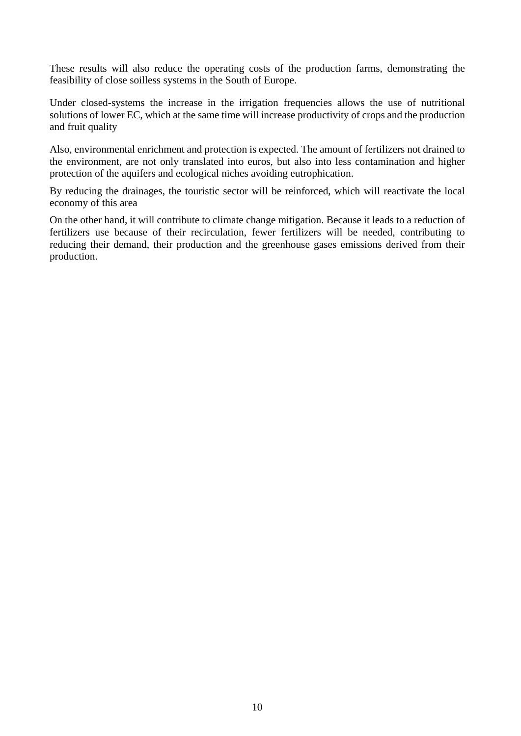These results will also reduce the operating costs of the production farms, demonstrating the feasibility of close soilless systems in the South of Europe.

Under closed-systems the increase in the irrigation frequencies allows the use of nutritional solutions of lower EC, which at the same time will increase productivity of crops and the production and fruit quality

Also, environmental enrichment and protection is expected. The amount of fertilizers not drained to the environment, are not only translated into euros, but also into less contamination and higher protection of the aquifers and ecological niches avoiding eutrophication.

By reducing the drainages, the touristic sector will be reinforced, which will reactivate the local economy of this area

On the other hand, it will contribute to climate change mitigation. Because it leads to a reduction of fertilizers use because of their recirculation, fewer fertilizers will be needed, contributing to reducing their demand, their production and the greenhouse gases emissions derived from their production.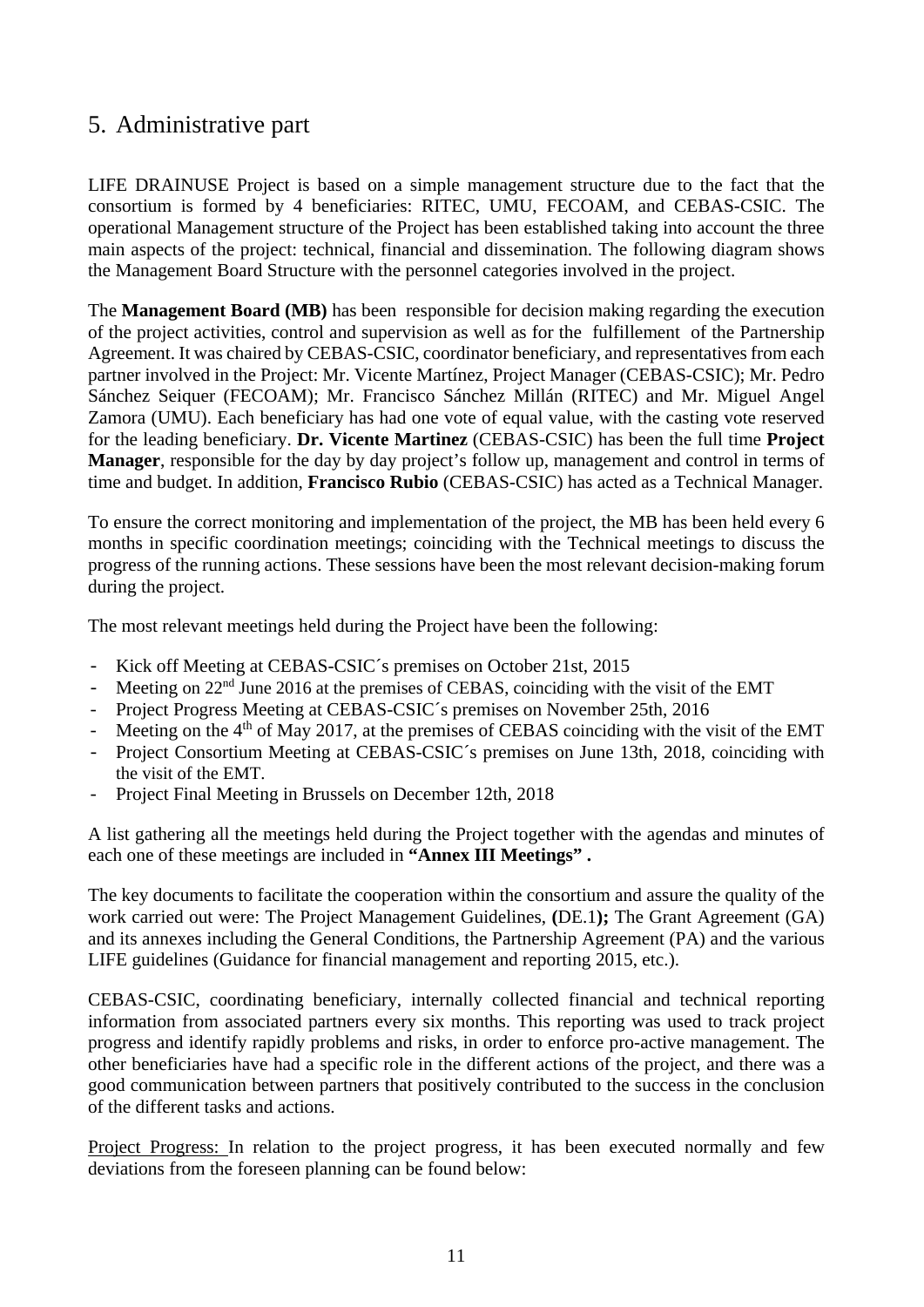# 5. Administrative part

LIFE DRAINUSE Project is based on a simple management structure due to the fact that the consortium is formed by 4 beneficiaries: RITEC, UMU, FECOAM, and CEBAS-CSIC. The operational Management structure of the Project has been established taking into account the three main aspects of the project: technical, financial and dissemination. The following diagram shows the Management Board Structure with the personnel categories involved in the project.

The **Management Board (MB)** has been responsible for decision making regarding the execution of the project activities, control and supervision as well as for the fulfillement of the Partnership Agreement. It was chaired by CEBAS-CSIC, coordinator beneficiary, and representatives from each partner involved in the Project: Mr. Vicente Martínez, Project Manager (CEBAS-CSIC); Mr. Pedro Sánchez Seiquer (FECOAM); Mr. Francisco Sánchez Millán (RITEC) and Mr. Miguel Angel Zamora (UMU). Each beneficiary has had one vote of equal value, with the casting vote reserved for the leading beneficiary. **Dr. Vicente Martinez** (CEBAS-CSIC) has been the full time **Project Manager**, responsible for the day by day project's follow up, management and control in terms of time and budget. In addition, **Francisco Rubio** (CEBAS-CSIC) has acted as a Technical Manager.

To ensure the correct monitoring and implementation of the project, the MB has been held every 6 months in specific coordination meetings; coinciding with the Technical meetings to discuss the progress of the running actions. These sessions have been the most relevant decision-making forum during the project.

The most relevant meetings held during the Project have been the following:

- Kick off Meeting at CEBAS-CSIC´s premises on October 21st, 2015
- Meeting on 22nd June 2016 at the premises of CEBAS, coinciding with the visit of the EMT
- Project Progress Meeting at CEBAS-CSIC´s premises on November 25th, 2016
- Meeting on the 4th of May 2017, at the premises of CEBAS coinciding with the visit of the EMT
- Project Consortium Meeting at CEBAS-CSIC´s premises on June 13th, 2018, coinciding with the visit of the EMT.
- Project Final Meeting in Brussels on December 12th, 2018

A list gathering all the meetings held during the Project together with the agendas and minutes of each one of these meetings are included in **"Annex III Meetings" .**

The key documents to facilitate the cooperation within the consortium and assure the quality of the work carried out were: The Project Management Guidelines, **(**DE.1**);** The Grant Agreement (GA) and its annexes including the General Conditions, the Partnership Agreement (PA) and the various LIFE guidelines (Guidance for financial management and reporting 2015, etc.).

CEBAS-CSIC, coordinating beneficiary, internally collected financial and technical reporting information from associated partners every six months. This reporting was used to track project progress and identify rapidly problems and risks, in order to enforce pro-active management. The other beneficiaries have had a specific role in the different actions of the project, and there was a good communication between partners that positively contributed to the success in the conclusion of the different tasks and actions.

Project Progress: In relation to the project progress, it has been executed normally and few deviations from the foreseen planning can be found below: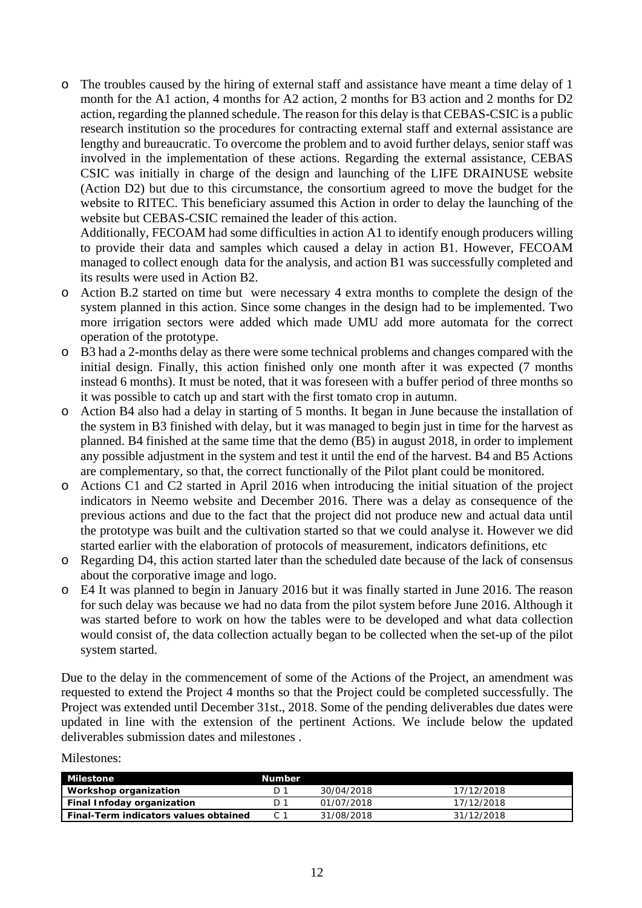- The troubles caused by the hiring of external staff and assistance have meant a time delay of 1 month for the A1 action, 4 months for A2 action, 2 months for B3 action and 2 months for D2 action, regarding the planned schedule. The reason for this delay is that CEBAS-CSIC is a public research institution so the procedures for contracting external staff and external assistance are lengthy and bureaucratic. To overcome the problem and to avoid further delays, senior staff was involved in the implementation of these actions. Regarding the external assistance, CEBAS CSIC was initially in charge of the design and launching of the LIFE DRAINUSE website (Action D2) but due to this circumstance, the consortium agreed to move the budget for the website to RITEC. This beneficiary assumed this Action in order to delay the launching of the website but CEBAS-CSIC remained the leader of this action.
  Additionally, FECOAM had some difficulties in action A1 to identify enough producers willing to provide their data and samples which caused a delay in action B1. However, FECOAM managed to collect enough data for the analysis, and action B1 was successfully completed and its results were used in Action B2.
- Action B.2 started on time but were necessary 4 extra months to complete the design of the system planned in this action. Since some changes in the design had to be implemented. Two more irrigation sectors were added which made UMU add more automata for the correct operation of the prototype.
- B3 had a 2-months delay as there were some technical problems and changes compared with the initial design. Finally, this action finished only one month after it was expected (7 months instead 6 months). It must be noted, that it was foreseen with a buffer period of three months so it was possible to catch up and start with the first tomato crop in autumn.
- Action B4 also had a delay in starting of 5 months. It began in June because the installation of the system in B3 finished with delay, but it was managed to begin just in time for the harvest as planned. B4 finished at the same time that the demo (B5) in august 2018, in order to implement any possible adjustment in the system and test it until the end of the harvest. B4 and B5 Actions are complementary, so that, the correct functionally of the Pilot plant could be monitored.
- Actions C1 and C2 started in April 2016 when introducing the initial situation of the project indicators in Neemo website and December 2016. There was a delay as consequence of the previous actions and due to the fact that the project did not produce new and actual data until the prototype was built and the cultivation started so that we could analyse it. However we did started earlier with the elaboration of protocols of measurement, indicators definitions, etc
- Regarding D4, this action started later than the scheduled date because of the lack of consensus about the corporative image and logo.
- E4 It was planned to begin in January 2016 but it was finally started in June 2016. The reason for such delay was because we had no data from the pilot system before June 2016. Although it was started before to work on how the tables were to be developed and what data collection would consist of, the data collection actually began to be collected when the set-up of the pilot system started.

Due to the delay in the commencement of some of the Actions of the Project, an amendment was requested to extend the Project 4 months so that the Project could be completed successfully. The Project was extended until December 31st., 2018. Some of the pending deliverables due dates were updated in line with the extension of the pertinent Actions. We include below the updated deliverables submission dates and milestones .

Milestones:

| Milestone | Number | | |
|---|---|---|---|
| Workshop organization | D 1 | 30/04/2018 | 17/12/2018 |
| Final Infoday organization | D 1 | 01/07/2018 | 17/12/2018 |
| Final-Term indicators values obtained | C 1 | 31/08/2018 | 31/12/2018 |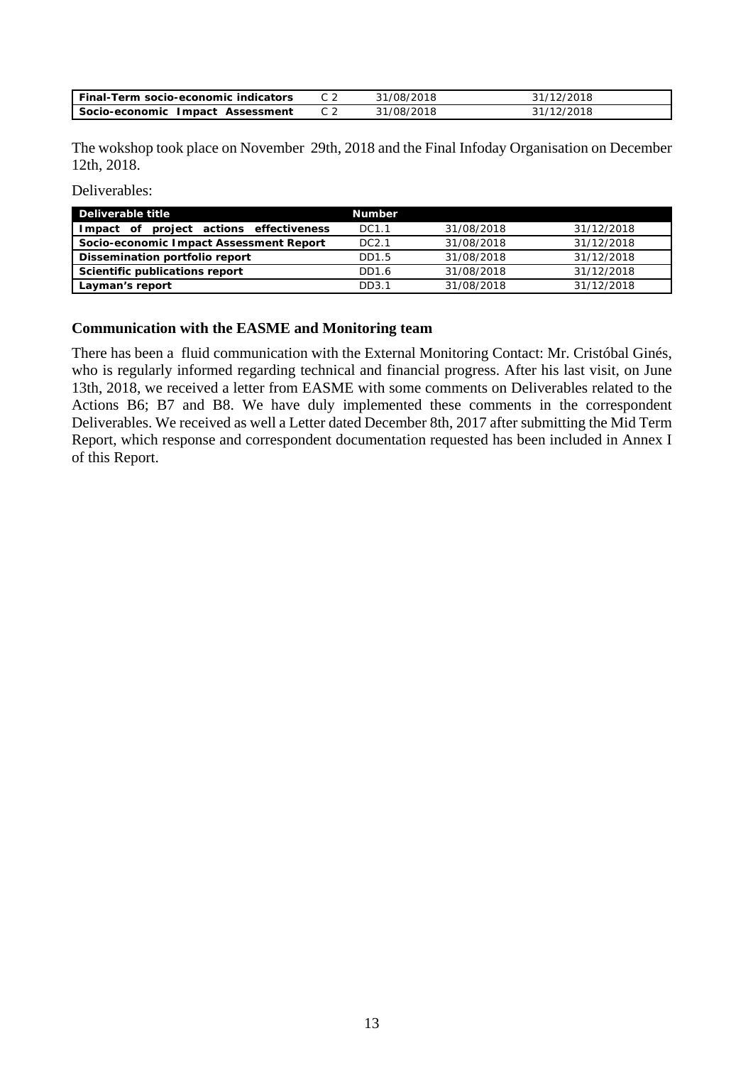| | | | |
|---|---|---|---|
| **Final-Term socio-economic indicators** | C 2 | 31/08/2018 | 31/12/2018 |
| **Socio-economic Impact Assessment** | C 2 | 31/08/2018 | 31/12/2018 |

The wokshop took place on November 29th, 2018 and the Final Infoday Organisation on December 12th, 2018.

Deliverables:

| Deliverable title | Number | | |
|---|---|---|---|
| **Impact of project actions effectiveness** | DC1.1 | 31/08/2018 | 31/12/2018 |
| **Socio-economic Impact Assessment Report** | DC2.1 | 31/08/2018 | 31/12/2018 |
| **Dissemination portfolio report** | DD1.5 | 31/08/2018 | 31/12/2018 |
| **Scientific publications report** | DD1.6 | 31/08/2018 | 31/12/2018 |
| **Layman's report** | DD3.1 | 31/08/2018 | 31/12/2018 |

### Communication with the EASME and Monitoring team

There has been a fluid communication with the External Monitoring Contact: Mr. Cristóbal Ginés, who is regularly informed regarding technical and financial progress. After his last visit, on June 13th, 2018, we received a letter from EASME with some comments on Deliverables related to the Actions B6; B7 and B8. We have duly implemented these comments in the correspondent Deliverables. We received as well a Letter dated December 8th, 2017 after submitting the Mid Term Report, which response and correspondent documentation requested has been included in Annex I of this Report.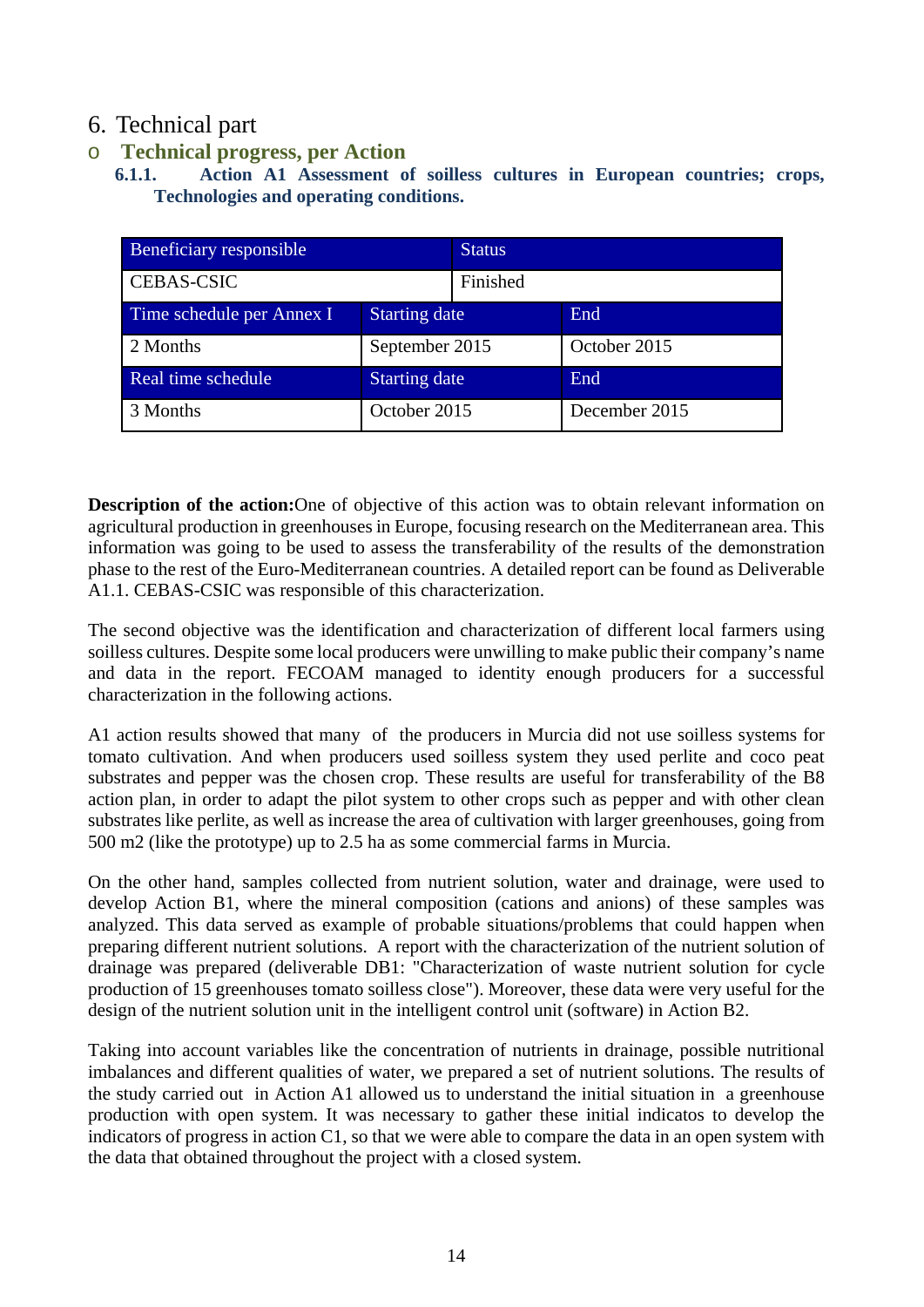# 6. Technical part

## o Technical progress, per Action

### 6.1.1. Action A1 Assessment of soilless cultures in European countries; crops, Technologies and operating conditions.

| Beneficiary responsible | | Status |
|---|---|---|
| CEBAS-CSIC | | Finished |
| Time schedule per Annex I | Starting date | End |
| 2 Months | September 2015 | October 2015 |
| Real time schedule | Starting date | End |
| 3 Months | October 2015 | December 2015 |

**Description of the action:**One of objective of this action was to obtain relevant information on agricultural production in greenhouses in Europe, focusing research on the Mediterranean area. This information was going to be used to assess the transferability of the results of the demonstration phase to the rest of the Euro-Mediterranean countries. A detailed report can be found as Deliverable A1.1. CEBAS-CSIC was responsible of this characterization.

The second objective was the identification and characterization of different local farmers using soilless cultures. Despite some local producers were unwilling to make public their company's name and data in the report. FECOAM managed to identity enough producers for a successful characterization in the following actions.

A1 action results showed that many of the producers in Murcia did not use soilless systems for tomato cultivation. And when producers used soilless system they used perlite and coco peat substrates and pepper was the chosen crop. These results are useful for transferability of the B8 action plan, in order to adapt the pilot system to other crops such as pepper and with other clean substrates like perlite, as well as increase the area of cultivation with larger greenhouses, going from 500 m2 (like the prototype) up to 2.5 ha as some commercial farms in Murcia.

On the other hand, samples collected from nutrient solution, water and drainage, were used to develop Action B1, where the mineral composition (cations and anions) of these samples was analyzed. This data served as example of probable situations/problems that could happen when preparing different nutrient solutions. A report with the characterization of the nutrient solution of drainage was prepared (deliverable DB1: "Characterization of waste nutrient solution for cycle production of 15 greenhouses tomato soilless close"). Moreover, these data were very useful for the design of the nutrient solution unit in the intelligent control unit (software) in Action B2.

Taking into account variables like the concentration of nutrients in drainage, possible nutritional imbalances and different qualities of water, we prepared a set of nutrient solutions. The results of the study carried out in Action A1 allowed us to understand the initial situation in a greenhouse production with open system. It was necessary to gather these initial indicatos to develop the indicators of progress in action C1, so that we were able to compare the data in an open system with the data that obtained throughout the project with a closed system.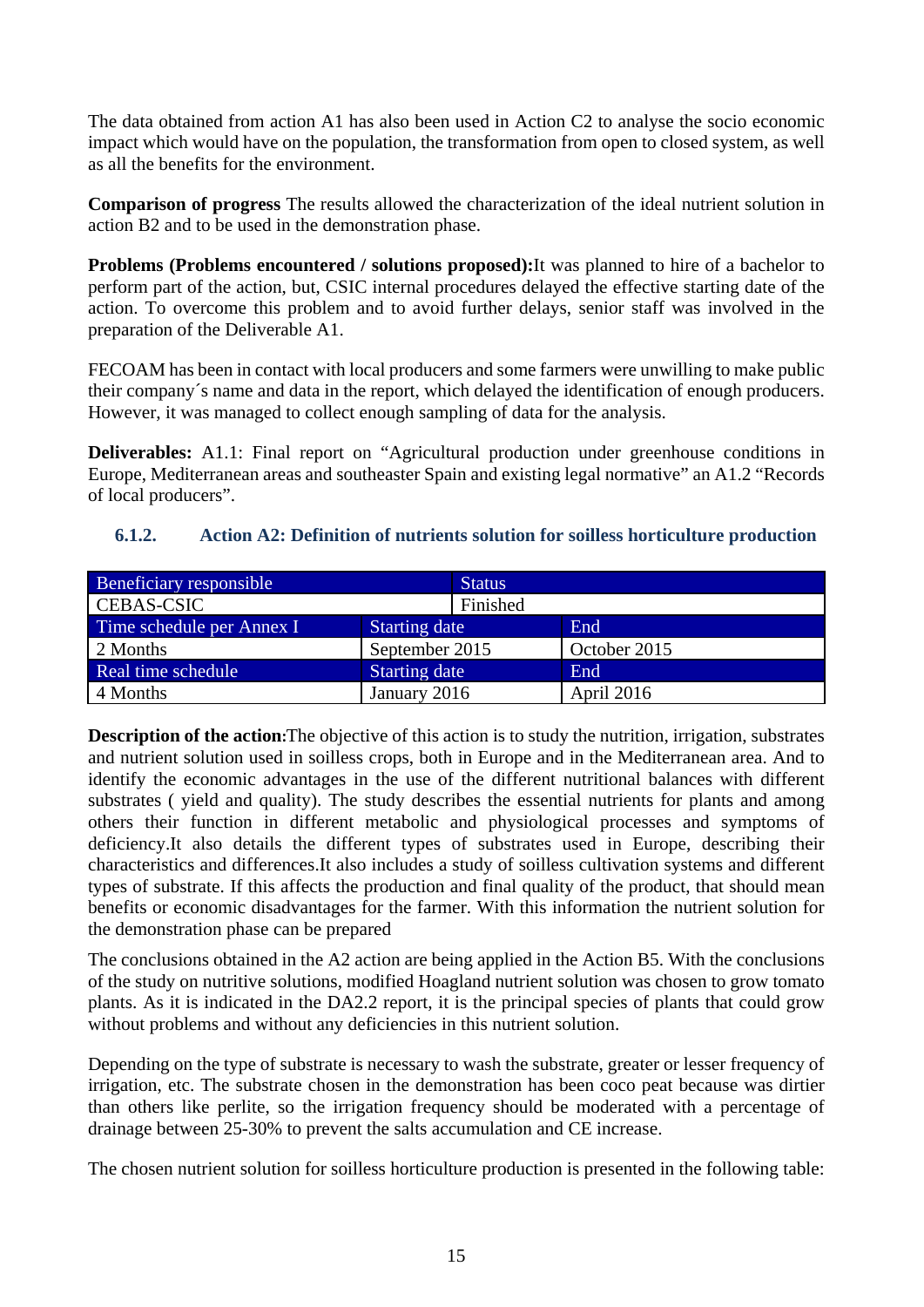The data obtained from action A1 has also been used in Action C2 to analyse the socio economic impact which would have on the population, the transformation from open to closed system, as well as all the benefits for the environment.

**Comparison of progress** The results allowed the characterization of the ideal nutrient solution in action B2 and to be used in the demonstration phase.

**Problems (Problems encountered / solutions proposed):**It was planned to hire of a bachelor to perform part of the action, but, CSIC internal procedures delayed the effective starting date of the action. To overcome this problem and to avoid further delays, senior staff was involved in the preparation of the Deliverable A1.

FECOAM has been in contact with local producers and some farmers were unwilling to make public their company´s name and data in the report, which delayed the identification of enough producers. However, it was managed to collect enough sampling of data for the analysis.

**Deliverables:** A1.1: Final report on "Agricultural production under greenhouse conditions in Europe, Mediterranean areas and southeaster Spain and existing legal normative" an A1.2 "Records of local producers".

### 6.1.2. Action A2: Definition of nutrients solution for soilless horticulture production

| Beneficiary responsible | | Status |
|---|---|---|
| CEBAS-CSIC | | Finished |
| Time schedule per Annex I | Starting date | End |
| 2 Months | September 2015 | October 2015 |
| Real time schedule | Starting date | End |
| 4 Months | January 2016 | April 2016 |

**Description of the action:**The objective of this action is to study the nutrition, irrigation, substrates and nutrient solution used in soilless crops, both in Europe and in the Mediterranean area. And to identify the economic advantages in the use of the different nutritional balances with different substrates ( yield and quality). The study describes the essential nutrients for plants and among others their function in different metabolic and physiological processes and symptoms of deficiency.It also details the different types of substrates used in Europe, describing their characteristics and differences.It also includes a study of soilless cultivation systems and different types of substrate. If this affects the production and final quality of the product, that should mean benefits or economic disadvantages for the farmer. With this information the nutrient solution for the demonstration phase can be prepared

The conclusions obtained in the A2 action are being applied in the Action B5. With the conclusions of the study on nutritive solutions, modified Hoagland nutrient solution was chosen to grow tomato plants. As it is indicated in the DA2.2 report, it is the principal species of plants that could grow without problems and without any deficiencies in this nutrient solution.

Depending on the type of substrate is necessary to wash the substrate, greater or lesser frequency of irrigation, etc. The substrate chosen in the demonstration has been coco peat because was dirtier than others like perlite, so the irrigation frequency should be moderated with a percentage of drainage between 25-30% to prevent the salts accumulation and CE increase.

The chosen nutrient solution for soilless horticulture production is presented in the following table: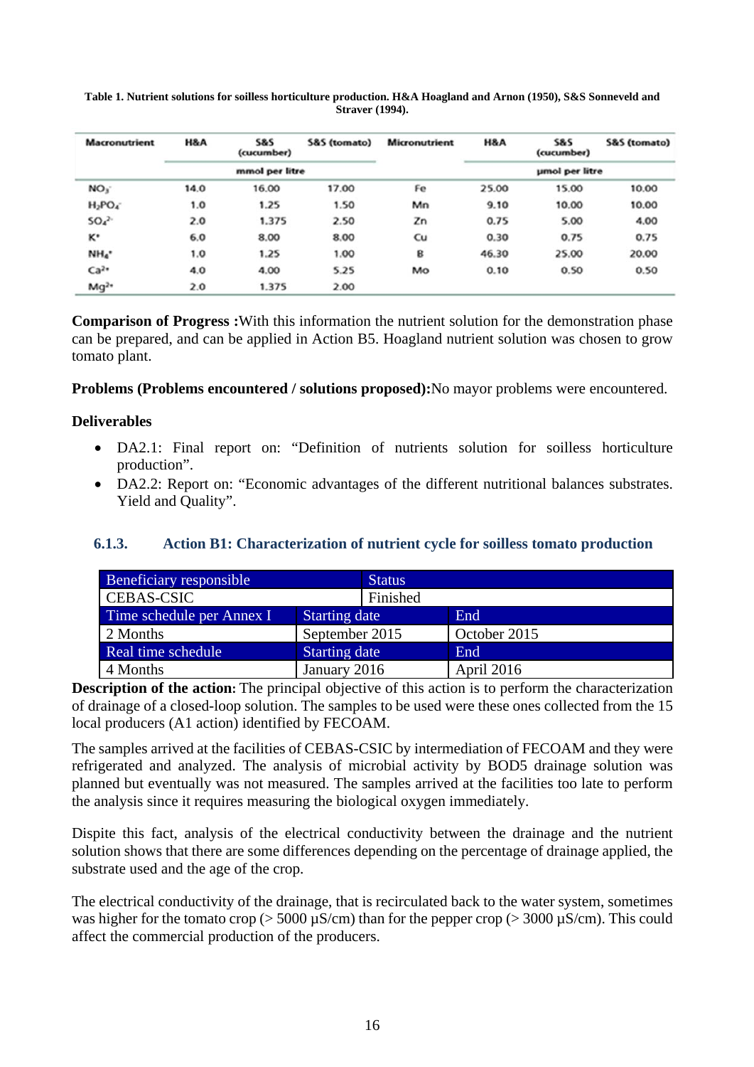**Table 1. Nutrient solutions for soilless horticulture production. H&A Hoagland and Arnon (1950), S&S Sonneveld and Straver (1994).**

| Macronutrient | H&A | S&S (cucumber) | S&S (tomato) | Micronutrient | H&A | S&S (cucumber) | S&S (tomato) |
|---|---|---|---|---|---|---|---|
| | mmol per litre | | | | µmol per litre | | |
| $NO_3^-$ | 14.0 | 16.00 | 17.00 | Fe | 25.00 | 15.00 | 10.00 |
| $H_2PO_4^-$ | 1.0 | 1.25 | 1.50 | Mn | 9.10 | 10.00 | 10.00 |
| $SO_4^{2-}$ | 2.0 | 1.375 | 2.50 | Zn | 0.75 | 5.00 | 4.00 |
| $K^+$ | 6.0 | 8.00 | 8.00 | Cu | 0.30 | 0.75 | 0.75 |
| $NH_4^+$ | 1.0 | 1.25 | 1.00 | B | 46.30 | 25.00 | 20.00 |
| $Ca^{2+}$ | 4.0 | 4.00 | 5.25 | Mo | 0.10 | 0.50 | 0.50 |
| $Mg^{2+}$ | 2.0 | 1.375 | 2.00 | | | | |

**Comparison of Progress :**With this information the nutrient solution for the demonstration phase can be prepared, and can be applied in Action B5. Hoagland nutrient solution was chosen to grow tomato plant.

**Problems (Problems encountered / solutions proposed):**No mayor problems were encountered.

**Deliverables**

- DA2.1: Final report on: "Definition of nutrients solution for soilless horticulture production".
- DA2.2: Report on: "Economic advantages of the different nutritional balances substrates. Yield and Quality".

### 6.1.3. Action B1: Characterization of nutrient cycle for soilless tomato production

| Beneficiary responsible | | Status |
|---|---|---|
| CEBAS-CSIC | | Finished |
| Time schedule per Annex I | Starting date | End |
| 2 Months | September 2015 | October 2015 |
| Real time schedule | Starting date | End |
| 4 Months | January 2016 | April 2016 |

**Description of the action:** The principal objective of this action is to perform the characterization of drainage of a closed-loop solution. The samples to be used were these ones collected from the 15 local producers (A1 action) identified by FECOAM.

The samples arrived at the facilities of CEBAS-CSIC by intermediation of FECOAM and they were refrigerated and analyzed. The analysis of microbial activity by BOD5 drainage solution was planned but eventually was not measured. The samples arrived at the facilities too late to perform the analysis since it requires measuring the biological oxygen immediately.

Dispite this fact, analysis of the electrical conductivity between the drainage and the nutrient solution shows that there are some differences depending on the percentage of drainage applied, the substrate used and the age of the crop.

The electrical conductivity of the drainage, that is recirculated back to the water system, sometimes was higher for the tomato crop (> 5000 µS/cm) than for the pepper crop (> 3000 µS/cm). This could affect the commercial production of the producers.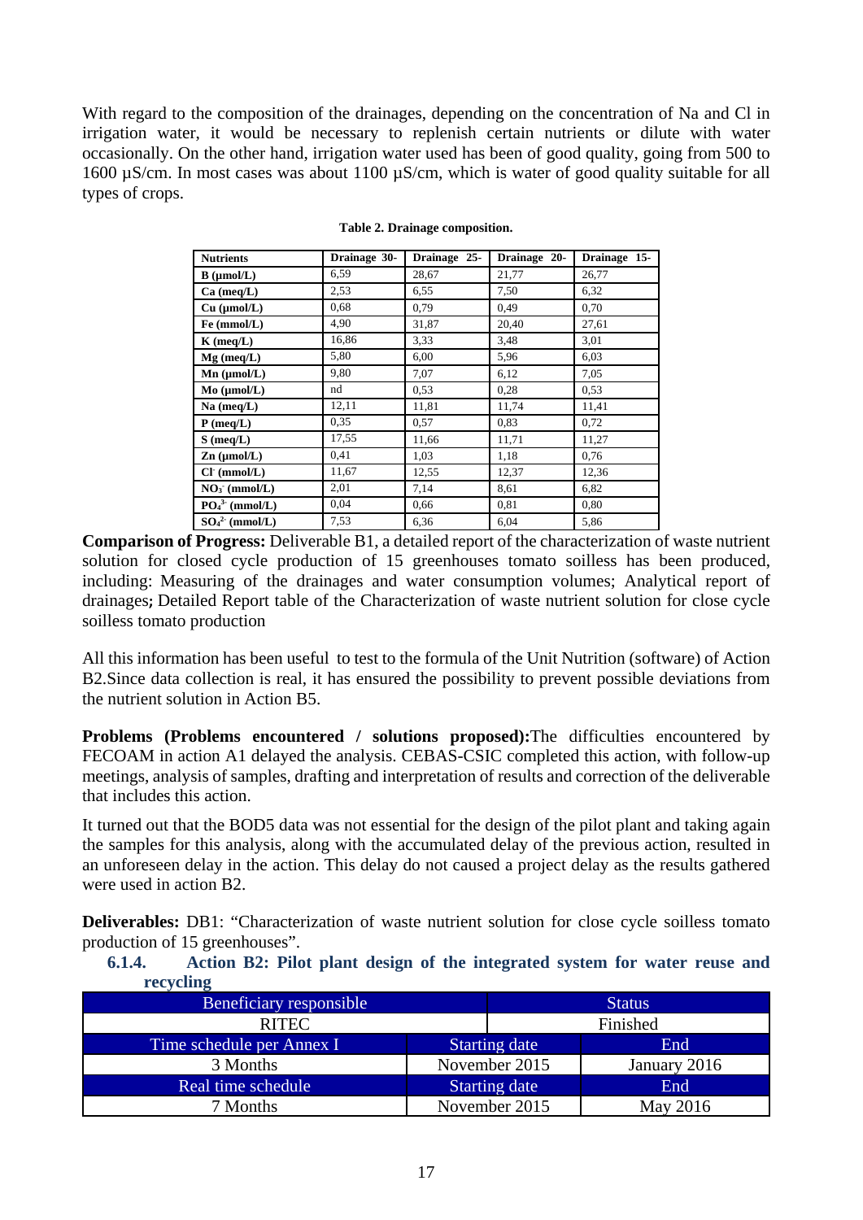With regard to the composition of the drainages, depending on the concentration of Na and Cl in irrigation water, it would be necessary to replenish certain nutrients or dilute with water occasionally. On the other hand, irrigation water used has been of good quality, going from 500 to 1600 µS/cm. In most cases was about 1100 µS/cm, which is water of good quality suitable for all types of crops.

**Table 2. Drainage composition.**

| Nutrients | Drainage 30- | Drainage 25- | Drainage 20- | Drainage 15- |
|---|---|---|---|---|
| **B (µmol/L)** | 6,59 | 28,67 | 21,77 | 26,77 |
| **Ca (meq/L)** | 2,53 | 6,55 | 7,50 | 6,32 |
| **Cu (µmol/L)** | 0,68 | 0,79 | 0,49 | 0,70 |
| **Fe (mmol/L)** | 4,90 | 31,87 | 20,40 | 27,61 |
| **K (meq/L)** | 16,86 | 3,33 | 3,48 | 3,01 |
| **Mg (meq/L)** | 5,80 | 6,00 | 5,96 | 6,03 |
| **Mn (µmol/L)** | 9,80 | 7,07 | 6,12 | 7,05 |
| **Mo (µmol/L)** | nd | 0,53 | 0,28 | 0,53 |
| **Na (meq/L)** | 12,11 | 11,81 | 11,74 | 11,41 |
| **P (meq/L)** | 0,35 | 0,57 | 0,83 | 0,72 |
| **S (meq/L)** | 17,55 | 11,66 | 11,71 | 11,27 |
| **Zn (µmol/L)** | 0,41 | 1,03 | 1,18 | 0,76 |
| **$Cl^-$ (mmol/L)** | 11,67 | 12,55 | 12,37 | 12,36 |
| **$NO_3^-$ (mmol/L)** | 2,01 | 7,14 | 8,61 | 6,82 |
| **$PO_4^{3-}$ (mmol/L)** | 0,04 | 0,66 | 0,81 | 0,80 |
| **$SO_4^{2-}$ (mmol/L)** | 7,53 | 6,36 | 6,04 | 5,86 |

**Comparison of Progress:** Deliverable B1, a detailed report of the characterization of waste nutrient solution for closed cycle production of 15 greenhouses tomato soilless has been produced, including: Measuring of the drainages and water consumption volumes; Analytical report of drainages**;** Detailed Report table of the Characterization of waste nutrient solution for close cycle soilless tomato production

All this information has been useful to test to the formula of the Unit Nutrition (software) of Action B2.Since data collection is real, it has ensured the possibility to prevent possible deviations from the nutrient solution in Action B5.

**Problems (Problems encountered / solutions proposed):**The difficulties encountered by FECOAM in action A1 delayed the analysis. CEBAS-CSIC completed this action, with follow-up meetings, analysis of samples, drafting and interpretation of results and correction of the deliverable that includes this action.

It turned out that the BOD5 data was not essential for the design of the pilot plant and taking again the samples for this analysis, along with the accumulated delay of the previous action, resulted in an unforeseen delay in the action. This delay do not caused a project delay as the results gathered were used in action B2.

**Deliverables:** DB1: “Characterization of waste nutrient solution for close cycle soilless tomato production of 15 greenhouses”.

### 6.1.4. Action B2: Pilot plant design of the integrated system for water reuse and recycling

| Beneficiary responsible | | Status |
|---|---|---|
| RITEC | | Finished |
| **Time schedule per Annex I** | **Starting date** | **End** |
| 3 Months | November 2015 | January 2016 |
| **Real time schedule** | **Starting date** | **End** |
| 7 Months | November 2015 | May 2016 |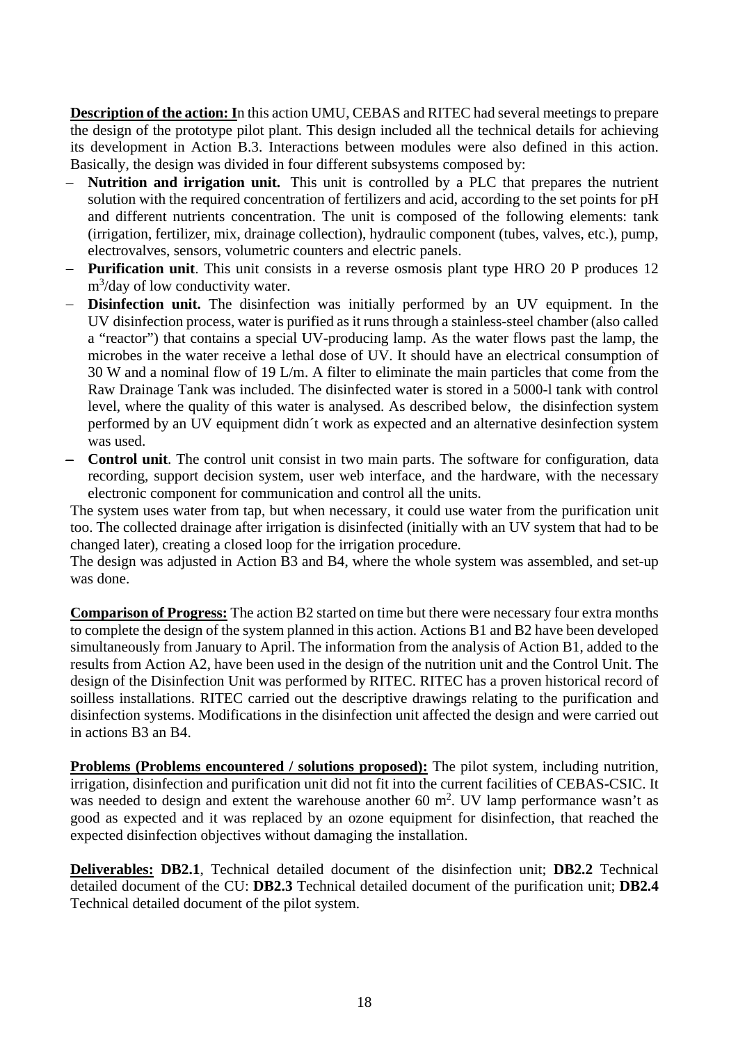**Description of the action: I**n this action UMU, CEBAS and RITEC had several meetings to prepare the design of the prototype pilot plant. This design included all the technical details for achieving its development in Action B.3. Interactions between modules were also defined in this action. Basically, the design was divided in four different subsystems composed by:

- **Nutrition and irrigation unit.** This unit is controlled by a PLC that prepares the nutrient solution with the required concentration of fertilizers and acid, according to the set points for pH and different nutrients concentration. The unit is composed of the following elements: tank (irrigation, fertilizer, mix, drainage collection), hydraulic component (tubes, valves, etc.), pump, electrovalves, sensors, volumetric counters and electric panels.
- **Purification unit**. This unit consists in a reverse osmosis plant type HRO 20 P produces 12 $m^3$/day of low conductivity water.
- **Disinfection unit.** The disinfection was initially performed by an UV equipment. In the UV disinfection process, water is purified as it runs through a stainless-steel chamber (also called a "reactor") that contains a special UV-producing lamp. As the water flows past the lamp, the microbes in the water receive a lethal dose of UV. It should have an electrical consumption of 30 W and a nominal flow of 19 L/m. A filter to eliminate the main particles that come from the Raw Drainage Tank was included. The disinfected water is stored in a 5000-l tank with control level, where the quality of this water is analysed. As described below, the disinfection system performed by an UV equipment didn´t work as expected and an alternative desinfection system was used.
- **Control unit**. The control unit consist in two main parts. The software for configuration, data recording, support decision system, user web interface, and the hardware, with the necessary electronic component for communication and control all the units.

The system uses water from tap, but when necessary, it could use water from the purification unit too. The collected drainage after irrigation is disinfected (initially with an UV system that had to be changed later), creating a closed loop for the irrigation procedure.
The design was adjusted in Action B3 and B4, where the whole system was assembled, and set-up was done.

**Comparison of Progress:** The action B2 started on time but there were necessary four extra months to complete the design of the system planned in this action. Actions B1 and B2 have been developed simultaneously from January to April. The information from the analysis of Action B1, added to the results from Action A2, have been used in the design of the nutrition unit and the Control Unit. The design of the Disinfection Unit was performed by RITEC. RITEC has a proven historical record of soilless installations. RITEC carried out the descriptive drawings relating to the purification and disinfection systems. Modifications in the disinfection unit affected the design and were carried out in actions B3 an B4.

**Problems (Problems encountered / solutions proposed):** The pilot system, including nutrition, irrigation, disinfection and purification unit did not fit into the current facilities of CEBAS-CSIC. It was needed to design and extent the warehouse another 60 $m^2$. UV lamp performance wasn't as good as expected and it was replaced by an ozone equipment for disinfection, that reached the expected disinfection objectives without damaging the installation.

**Deliverables:** **DB2.1**, Technical detailed document of the disinfection unit; **DB2.2** Technical detailed document of the CU: **DB2.3** Technical detailed document of the purification unit; **DB2.4** Technical detailed document of the pilot system.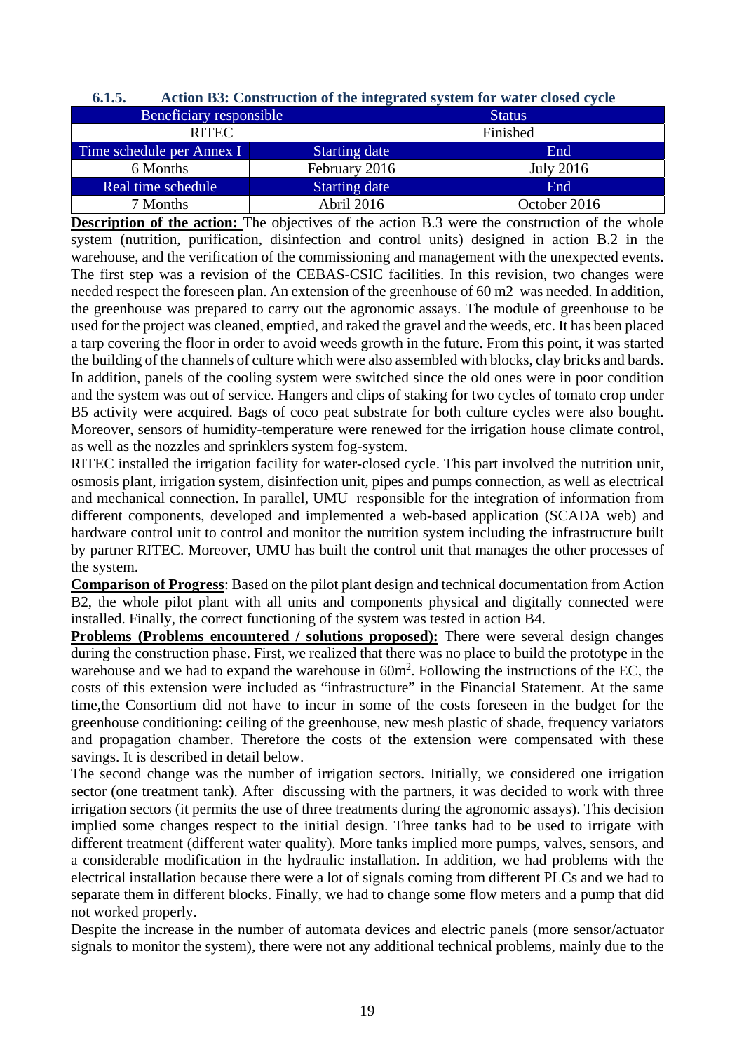### 6.1.5. Action B3: Construction of the integrated system for water closed cycle

| Beneficiary responsible | | Status |
|---|---|---|
| RITEC | | Finished |
| **Time schedule per Annex I** | **Starting date** | **End** |
| 6 Months | February 2016 | July 2016 |
| **Real time schedule** | **Starting date** | **End** |
| 7 Months | Abril 2016 | October 2016 |

**Description of the action:** The objectives of the action B.3 were the construction of the whole system (nutrition, purification, disinfection and control units) designed in action B.2 in the warehouse, and the verification of the commissioning and management with the unexpected events. The first step was a revision of the CEBAS-CSIC facilities. In this revision, two changes were needed respect the foreseen plan. An extension of the greenhouse of 60 m2 was needed. In addition, the greenhouse was prepared to carry out the agronomic assays. The module of greenhouse to be used for the project was cleaned, emptied, and raked the gravel and the weeds, etc. It has been placed a tarp covering the floor in order to avoid weeds growth in the future. From this point, it was started the building of the channels of culture which were also assembled with blocks, clay bricks and bards. In addition, panels of the cooling system were switched since the old ones were in poor condition and the system was out of service. Hangers and clips of staking for two cycles of tomato crop under B5 activity were acquired. Bags of coco peat substrate for both culture cycles were also bought. Moreover, sensors of humidity-temperature were renewed for the irrigation house climate control, as well as the nozzles and sprinklers system fog-system.

RITEC installed the irrigation facility for water-closed cycle. This part involved the nutrition unit, osmosis plant, irrigation system, disinfection unit, pipes and pumps connection, as well as electrical and mechanical connection. In parallel, UMU responsible for the integration of information from different components, developed and implemented a web-based application (SCADA web) and hardware control unit to control and monitor the nutrition system including the infrastructure built by partner RITEC. Moreover, UMU has built the control unit that manages the other processes of the system.

**Comparison of Progress**: Based on the pilot plant design and technical documentation from Action B2, the whole pilot plant with all units and components physical and digitally connected were installed. Finally, the correct functioning of the system was tested in action B4.

**Problems (Problems encountered / solutions proposed):** There were several design changes during the construction phase. First, we realized that there was no place to build the prototype in the warehouse and we had to expand the warehouse in 60m$^2$. Following the instructions of the EC, the costs of this extension were included as "infrastructure" in the Financial Statement. At the same time,the Consortium did not have to incur in some of the costs foreseen in the budget for the greenhouse conditioning: ceiling of the greenhouse, new mesh plastic of shade, frequency variators and propagation chamber. Therefore the costs of the extension were compensated with these savings. It is described in detail below.

The second change was the number of irrigation sectors. Initially, we considered one irrigation sector (one treatment tank). After discussing with the partners, it was decided to work with three irrigation sectors (it permits the use of three treatments during the agronomic assays). This decision implied some changes respect to the initial design. Three tanks had to be used to irrigate with different treatment (different water quality). More tanks implied more pumps, valves, sensors, and a considerable modification in the hydraulic installation. In addition, we had problems with the electrical installation because there were a lot of signals coming from different PLCs and we had to separate them in different blocks. Finally, we had to change some flow meters and a pump that did not worked properly.

Despite the increase in the number of automata devices and electric panels (more sensor/actuator signals to monitor the system), there were not any additional technical problems, mainly due to the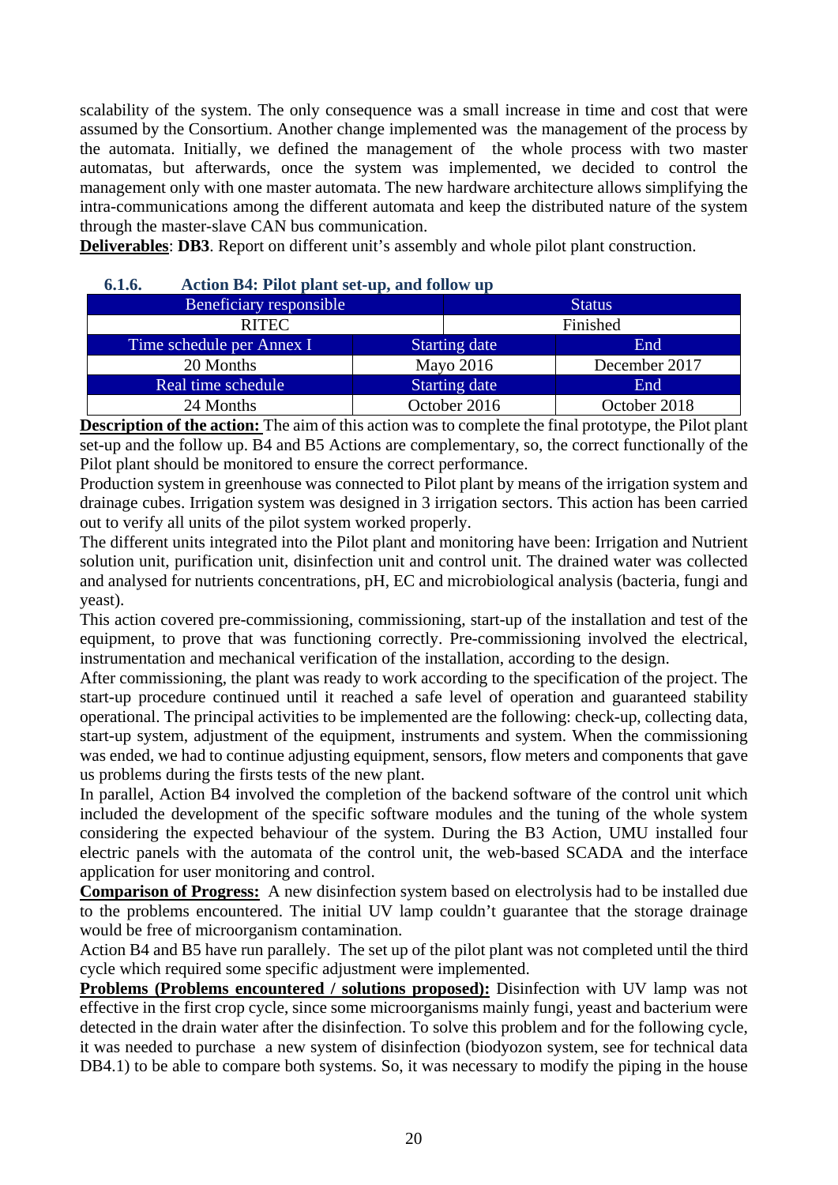scalability of the system. The only consequence was a small increase in time and cost that were assumed by the Consortium. Another change implemented was the management of the process by the automata. Initially, we defined the management of the whole process with two master automatas, but afterwards, once the system was implemented, we decided to control the management only with one master automata. The new hardware architecture allows simplifying the intra-communications among the different automata and keep the distributed nature of the system through the master-slave CAN bus communication.

**Deliverables**: **DB3**. Report on different unit's assembly and whole pilot plant construction.

### 6.1.6. Action B4: Pilot plant set-up, and follow up

| Beneficiary responsible | | Status |
|---|---|---|
| RITEC | | Finished |
| Time schedule per Annex I | Starting date | End |
| 20 Months | Mayo 2016 | December 2017 |
| Real time schedule | Starting date | End |
| 24 Months | October 2016 | October 2018 |

**Description of the action:** The aim of this action was to complete the final prototype, the Pilot plant set-up and the follow up. B4 and B5 Actions are complementary, so, the correct functionally of the Pilot plant should be monitored to ensure the correct performance.

Production system in greenhouse was connected to Pilot plant by means of the irrigation system and drainage cubes. Irrigation system was designed in 3 irrigation sectors. This action has been carried out to verify all units of the pilot system worked properly.

The different units integrated into the Pilot plant and monitoring have been: Irrigation and Nutrient solution unit, purification unit, disinfection unit and control unit. The drained water was collected and analysed for nutrients concentrations, pH, EC and microbiological analysis (bacteria, fungi and yeast).

This action covered pre-commissioning, commissioning, start-up of the installation and test of the equipment, to prove that was functioning correctly. Pre-commissioning involved the electrical, instrumentation and mechanical verification of the installation, according to the design.

After commissioning, the plant was ready to work according to the specification of the project. The start-up procedure continued until it reached a safe level of operation and guaranteed stability operational. The principal activities to be implemented are the following: check-up, collecting data, start-up system, adjustment of the equipment, instruments and system. When the commissioning was ended, we had to continue adjusting equipment, sensors, flow meters and components that gave us problems during the firsts tests of the new plant.

In parallel, Action B4 involved the completion of the backend software of the control unit which included the development of the specific software modules and the tuning of the whole system considering the expected behaviour of the system. During the B3 Action, UMU installed four electric panels with the automata of the control unit, the web-based SCADA and the interface application for user monitoring and control.

**Comparison of Progress:** A new disinfection system based on electrolysis had to be installed due to the problems encountered. The initial UV lamp couldn't guarantee that the storage drainage would be free of microorganism contamination.

Action B4 and B5 have run parallely. The set up of the pilot plant was not completed until the third cycle which required some specific adjustment were implemented.

**Problems (Problems encountered / solutions proposed):** Disinfection with UV lamp was not effective in the first crop cycle, since some microorganisms mainly fungi, yeast and bacterium were detected in the drain water after the disinfection. To solve this problem and for the following cycle, it was needed to purchase a new system of disinfection (biodyozon system, see for technical data DB4.1) to be able to compare both systems. So, it was necessary to modify the piping in the house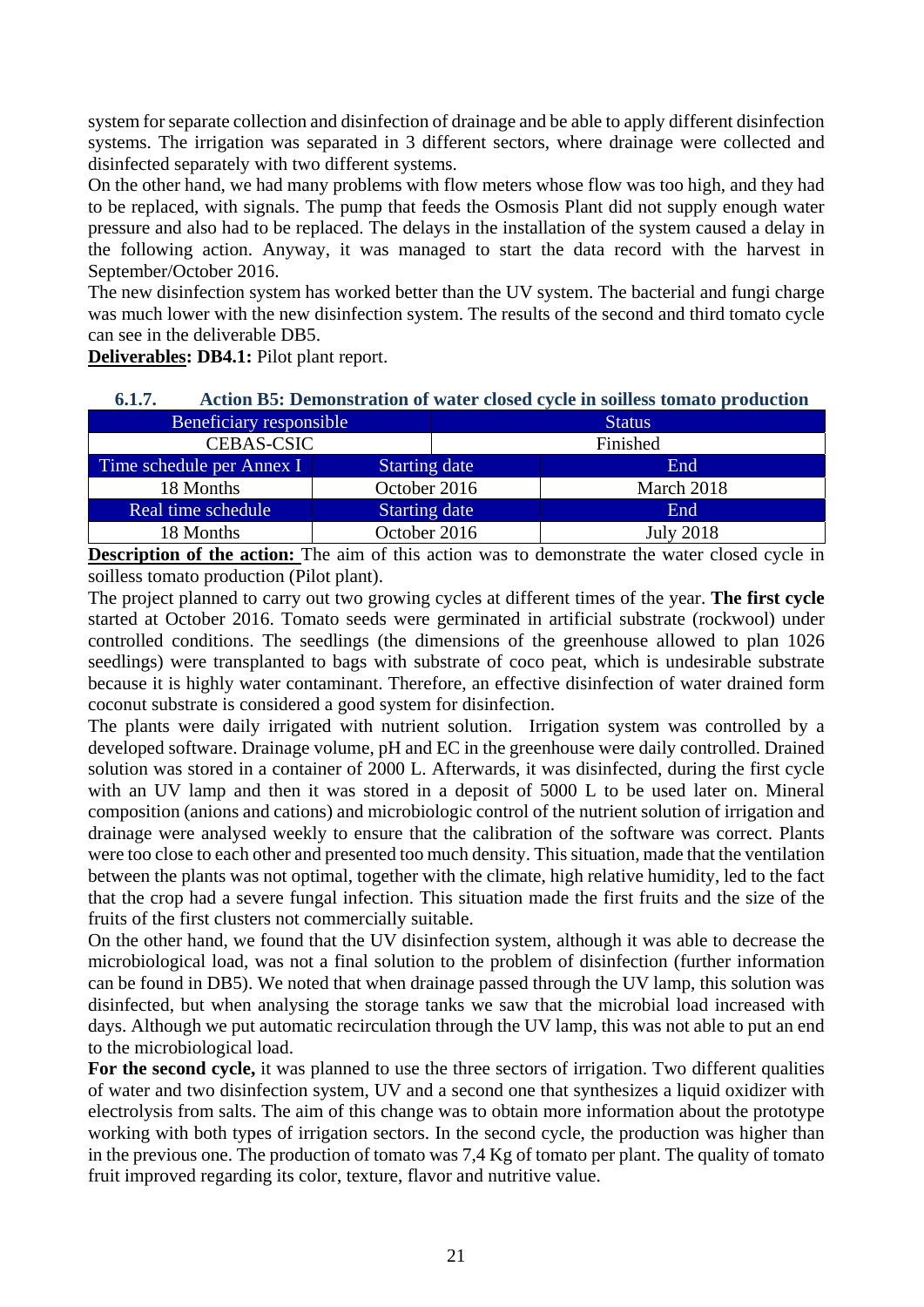system for separate collection and disinfection of drainage and be able to apply different disinfection systems. The irrigation was separated in 3 different sectors, where drainage were collected and disinfected separately with two different systems.

On the other hand, we had many problems with flow meters whose flow was too high, and they had to be replaced, with signals. The pump that feeds the Osmosis Plant did not supply enough water pressure and also had to be replaced. The delays in the installation of the system caused a delay in the following action. Anyway, it was managed to start the data record with the harvest in September/October 2016.

The new disinfection system has worked better than the UV system. The bacterial and fungi charge was much lower with the new disinfection system. The results of the second and third tomato cycle can see in the deliverable DB5.

**Deliverables: DB4.1:** Pilot plant report.

### 6.1.7. Action B5: Demonstration of water closed cycle in soilless tomato production

| Beneficiary responsible | | Status |
|---|---|---|
| CEBAS-CSIC | | Finished |
| Time schedule per Annex I | Starting date | End |
| 18 Months | October 2016 | March 2018 |
| Real time schedule | Starting date | End |
| 18 Months | October 2016 | July 2018 |

**Description of the action:** The aim of this action was to demonstrate the water closed cycle in soilless tomato production (Pilot plant).

The project planned to carry out two growing cycles at different times of the year. **The first cycle** started at October 2016. Tomato seeds were germinated in artificial substrate (rockwool) under controlled conditions. The seedlings (the dimensions of the greenhouse allowed to plan 1026 seedlings) were transplanted to bags with substrate of coco peat, which is undesirable substrate because it is highly water contaminant. Therefore, an effective disinfection of water drained form coconut substrate is considered a good system for disinfection.

The plants were daily irrigated with nutrient solution. Irrigation system was controlled by a developed software. Drainage volume, pH and EC in the greenhouse were daily controlled. Drained solution was stored in a container of 2000 L. Afterwards, it was disinfected, during the first cycle with an UV lamp and then it was stored in a deposit of 5000 L to be used later on. Mineral composition (anions and cations) and microbiologic control of the nutrient solution of irrigation and drainage were analysed weekly to ensure that the calibration of the software was correct. Plants were too close to each other and presented too much density. This situation, made that the ventilation between the plants was not optimal, together with the climate, high relative humidity, led to the fact that the crop had a severe fungal infection. This situation made the first fruits and the size of the fruits of the first clusters not commercially suitable.

On the other hand, we found that the UV disinfection system, although it was able to decrease the microbiological load, was not a final solution to the problem of disinfection (further information can be found in DB5). We noted that when drainage passed through the UV lamp, this solution was disinfected, but when analysing the storage tanks we saw that the microbial load increased with days. Although we put automatic recirculation through the UV lamp, this was not able to put an end to the microbiological load.

**For the second cycle,** it was planned to use the three sectors of irrigation. Two different qualities of water and two disinfection system, UV and a second one that synthesizes a liquid oxidizer with electrolysis from salts. The aim of this change was to obtain more information about the prototype working with both types of irrigation sectors. In the second cycle, the production was higher than in the previous one. The production of tomato was 7,4 Kg of tomato per plant. The quality of tomato fruit improved regarding its color, texture, flavor and nutritive value.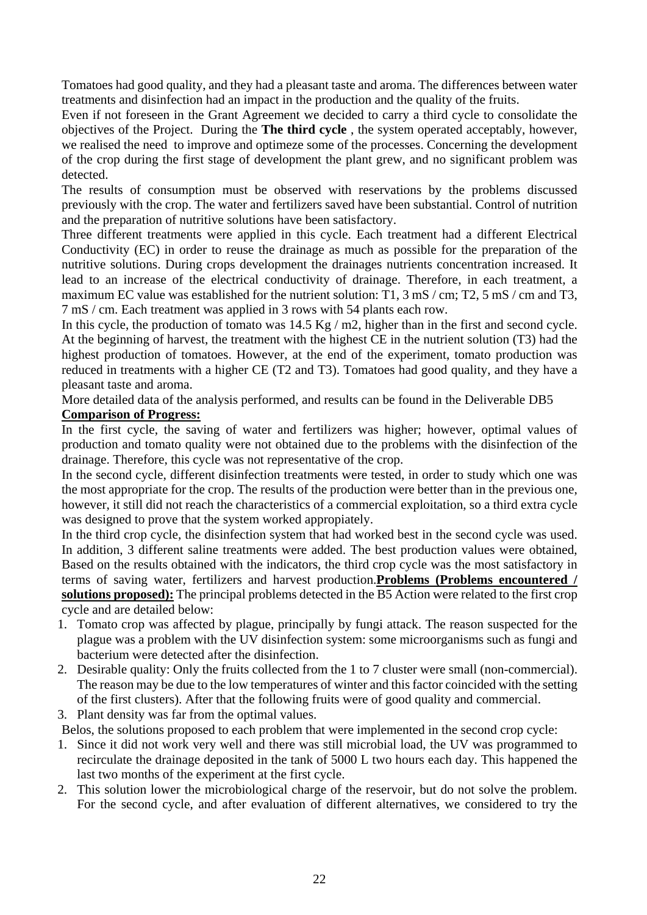Tomatoes had good quality, and they had a pleasant taste and aroma. The differences between water treatments and disinfection had an impact in the production and the quality of the fruits.

Even if not foreseen in the Grant Agreement we decided to carry a third cycle to consolidate the objectives of the Project. During the **The third cycle** , the system operated acceptably, however, we realised the need to improve and optimeze some of the processes. Concerning the development of the crop during the first stage of development the plant grew, and no significant problem was detected.

The results of consumption must be observed with reservations by the problems discussed previously with the crop. The water and fertilizers saved have been substantial. Control of nutrition and the preparation of nutritive solutions have been satisfactory.

Three different treatments were applied in this cycle. Each treatment had a different Electrical Conductivity (EC) in order to reuse the drainage as much as possible for the preparation of the nutritive solutions. During crops development the drainages nutrients concentration increased. It lead to an increase of the electrical conductivity of drainage. Therefore, in each treatment, a maximum EC value was established for the nutrient solution: T1, 3 mS / cm; T2, 5 mS / cm and T3, 7 mS / cm. Each treatment was applied in 3 rows with 54 plants each row.

In this cycle, the production of tomato was 14.5 Kg / m2, higher than in the first and second cycle. At the beginning of harvest, the treatment with the highest CE in the nutrient solution (T3) had the highest production of tomatoes. However, at the end of the experiment, tomato production was reduced in treatments with a higher CE (T2 and T3). Tomatoes had good quality, and they have a pleasant taste and aroma.

More detailed data of the analysis performed, and results can be found in the Deliverable DB5

**Comparison of Progress:**

In the first cycle, the saving of water and fertilizers was higher; however, optimal values of production and tomato quality were not obtained due to the problems with the disinfection of the drainage. Therefore, this cycle was not representative of the crop.

In the second cycle, different disinfection treatments were tested, in order to study which one was the most appropriate for the crop. The results of the production were better than in the previous one, however, it still did not reach the characteristics of a commercial exploitation, so a third extra cycle was designed to prove that the system worked appropiately.

In the third crop cycle, the disinfection system that had worked best in the second cycle was used. In addition, 3 different saline treatments were added. The best production values were obtained, Based on the results obtained with the indicators, the third crop cycle was the most satisfactory in terms of saving water, fertilizers and harvest production.**Problems (Problems encountered / solutions proposed):** The principal problems detected in the B5 Action were related to the first crop cycle and are detailed below:

1. Tomato crop was affected by plague, principally by fungi attack. The reason suspected for the plague was a problem with the UV disinfection system: some microorganisms such as fungi and bacterium were detected after the disinfection.
2. Desirable quality: Only the fruits collected from the 1 to 7 cluster were small (non-commercial). The reason may be due to the low temperatures of winter and this factor coincided with the setting of the first clusters). After that the following fruits were of good quality and commercial.
3. Plant density was far from the optimal values.

Belos, the solutions proposed to each problem that were implemented in the second crop cycle:

1. Since it did not work very well and there was still microbial load, the UV was programmed to recirculate the drainage deposited in the tank of 5000 L two hours each day. This happened the last two months of the experiment at the first cycle.
2. This solution lower the microbiological charge of the reservoir, but do not solve the problem. For the second cycle, and after evaluation of different alternatives, we considered to try the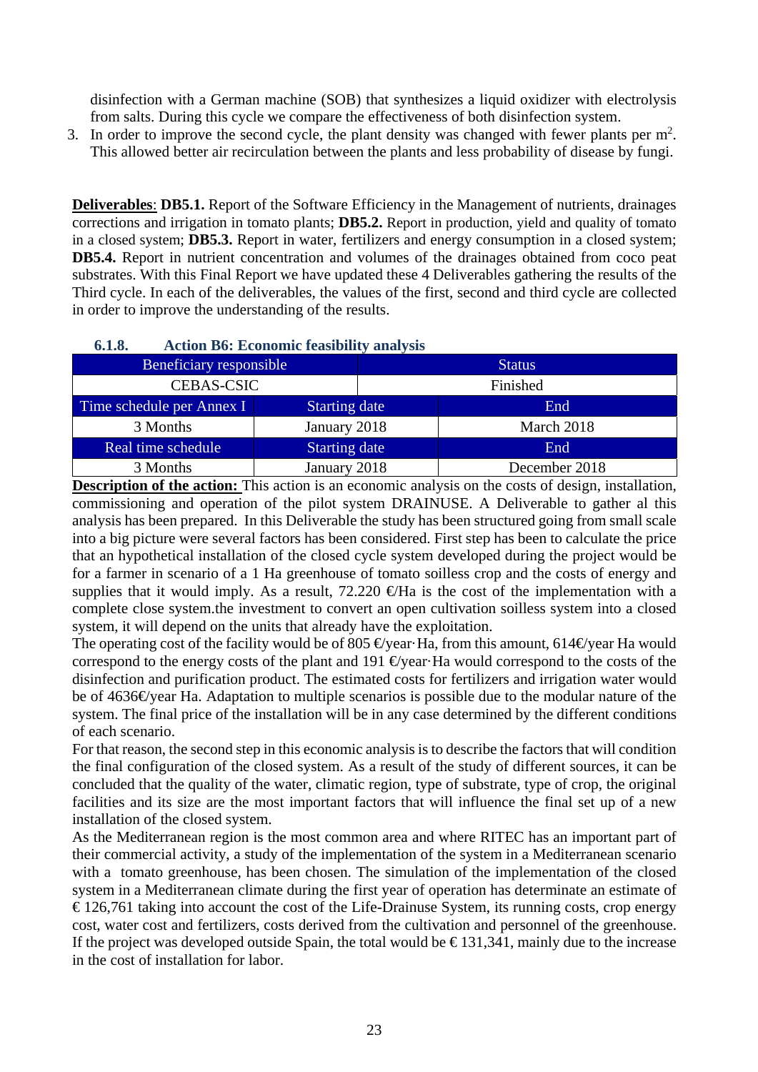disinfection with a German machine (SOB) that synthesizes a liquid oxidizer with electrolysis from salts. During this cycle we compare the effectiveness of both disinfection system.

3. In order to improve the second cycle, the plant density was changed with fewer plants per m$^2$. This allowed better air recirculation between the plants and less probability of disease by fungi.

**Deliverables**: **DB5.1.** Report of the Software Efficiency in the Management of nutrients, drainages corrections and irrigation in tomato plants; **DB5.2.** Report in production, yield and quality of tomato in a closed system; **DB5.3.** Report in water, fertilizers and energy consumption in a closed system; **DB5.4.** Report in nutrient concentration and volumes of the drainages obtained from coco peat substrates. With this Final Report we have updated these 4 Deliverables gathering the results of the Third cycle. In each of the deliverables, the values of the first, second and third cycle are collected in order to improve the understanding of the results.

#### 6.1.8. Action B6: Economic feasibility analysis

| Beneficiary responsible | | Status |
|---|---|---|
| CEBAS-CSIC | | Finished |
| Time schedule per Annex I | Starting date | End |
| 3 Months | January 2018 | March 2018 |
| Real time schedule | Starting date | End |
| 3 Months | January 2018 | December 2018 |

**Description of the action:** This action is an economic analysis on the costs of design, installation, commissioning and operation of the pilot system DRAINUSE. A Deliverable to gather al this analysis has been prepared. In this Deliverable the study has been structured going from small scale into a big picture were several factors has been considered. First step has been to calculate the price that an hypothetical installation of the closed cycle system developed during the project would be for a farmer in scenario of a 1 Ha greenhouse of tomato soilless crop and the costs of energy and supplies that it would imply. As a result, 72.220 €/Ha is the cost of the implementation with a complete close system.the investment to convert an open cultivation soilless system into a closed system, it will depend on the units that already have the exploitation.

The operating cost of the facility would be of 805 €/year·Ha, from this amount, 614€/year Ha would correspond to the energy costs of the plant and 191 €/year·Ha would correspond to the costs of the disinfection and purification product. The estimated costs for fertilizers and irrigation water would be of 4636€/year Ha. Adaptation to multiple scenarios is possible due to the modular nature of the system. The final price of the installation will be in any case determined by the different conditions of each scenario.

For that reason, the second step in this economic analysis is to describe the factors that will condition the final configuration of the closed system. As a result of the study of different sources, it can be concluded that the quality of the water, climatic region, type of substrate, type of crop, the original facilities and its size are the most important factors that will influence the final set up of a new installation of the closed system.

As the Mediterranean region is the most common area and where RITEC has an important part of their commercial activity, a study of the implementation of the system in a Mediterranean scenario with a tomato greenhouse, has been chosen. The simulation of the implementation of the closed system in a Mediterranean climate during the first year of operation has determinate an estimate of € 126,761 taking into account the cost of the Life-Drainuse System, its running costs, crop energy cost, water cost and fertilizers, costs derived from the cultivation and personnel of the greenhouse. If the project was developed outside Spain, the total would be € 131,341, mainly due to the increase in the cost of installation for labor.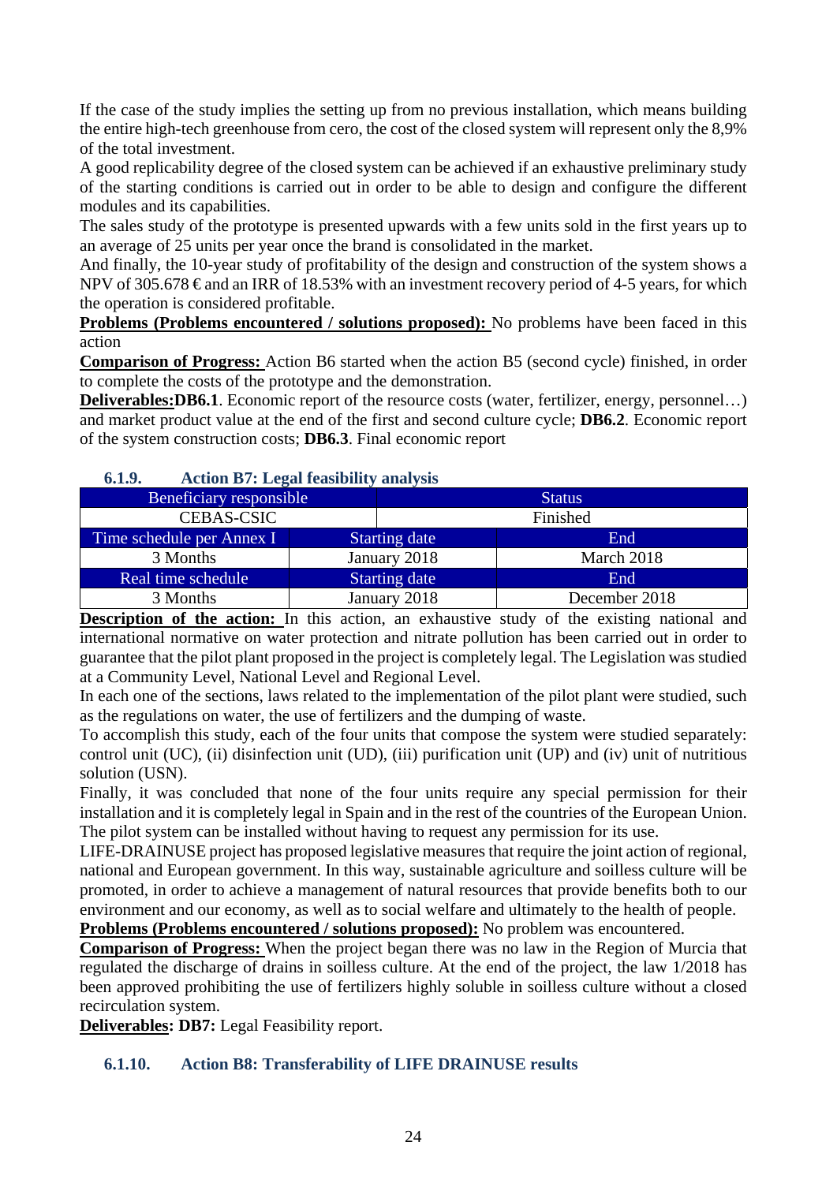If the case of the study implies the setting up from no previous installation, which means building the entire high-tech greenhouse from cero, the cost of the closed system will represent only the 8,9% of the total investment.

A good replicability degree of the closed system can be achieved if an exhaustive preliminary study of the starting conditions is carried out in order to be able to design and configure the different modules and its capabilities.

The sales study of the prototype is presented upwards with a few units sold in the first years up to an average of 25 units per year once the brand is consolidated in the market.

And finally, the 10-year study of profitability of the design and construction of the system shows a NPV of 305.678 € and an IRR of 18.53% with an investment recovery period of 4-5 years, for which the operation is considered profitable.

**Problems (Problems encountered / solutions proposed):** No problems have been faced in this action

**Comparison of Progress:** Action B6 started when the action B5 (second cycle) finished, in order to complete the costs of the prototype and the demonstration.

**Deliverables:DB6.1**. Economic report of the resource costs (water, fertilizer, energy, personnel…) and market product value at the end of the first and second culture cycle; **DB6.2**. Economic report of the system construction costs; **DB6.3**. Final economic report

### 6.1.9. Action B7: Legal feasibility analysis

| Beneficiary responsible | | Status |
|---|---|---|
| CEBAS-CSIC | | Finished |
| Time schedule per Annex I | Starting date | End |
| 3 Months | January 2018 | March 2018 |
| Real time schedule | Starting date | End |
| 3 Months | January 2018 | December 2018 |

**Description of the action:** In this action, an exhaustive study of the existing national and international normative on water protection and nitrate pollution has been carried out in order to guarantee that the pilot plant proposed in the project is completely legal. The Legislation was studied at a Community Level, National Level and Regional Level.

In each one of the sections, laws related to the implementation of the pilot plant were studied, such as the regulations on water, the use of fertilizers and the dumping of waste.

To accomplish this study, each of the four units that compose the system were studied separately: control unit (UC), (ii) disinfection unit (UD), (iii) purification unit (UP) and (iv) unit of nutritious solution (USN).

Finally, it was concluded that none of the four units require any special permission for their installation and it is completely legal in Spain and in the rest of the countries of the European Union. The pilot system can be installed without having to request any permission for its use.

LIFE-DRAINUSE project has proposed legislative measures that require the joint action of regional, national and European government. In this way, sustainable agriculture and soilless culture will be promoted, in order to achieve a management of natural resources that provide benefits both to our environment and our economy, as well as to social welfare and ultimately to the health of people.

**Problems (Problems encountered / solutions proposed):** No problem was encountered.

**Comparison of Progress:** When the project began there was no law in the Region of Murcia that regulated the discharge of drains in soilless culture. At the end of the project, the law 1/2018 has been approved prohibiting the use of fertilizers highly soluble in soilless culture without a closed recirculation system.

**Deliverables: DB7:** Legal Feasibility report.

### 6.1.10. Action B8: Transferability of LIFE DRAINUSE results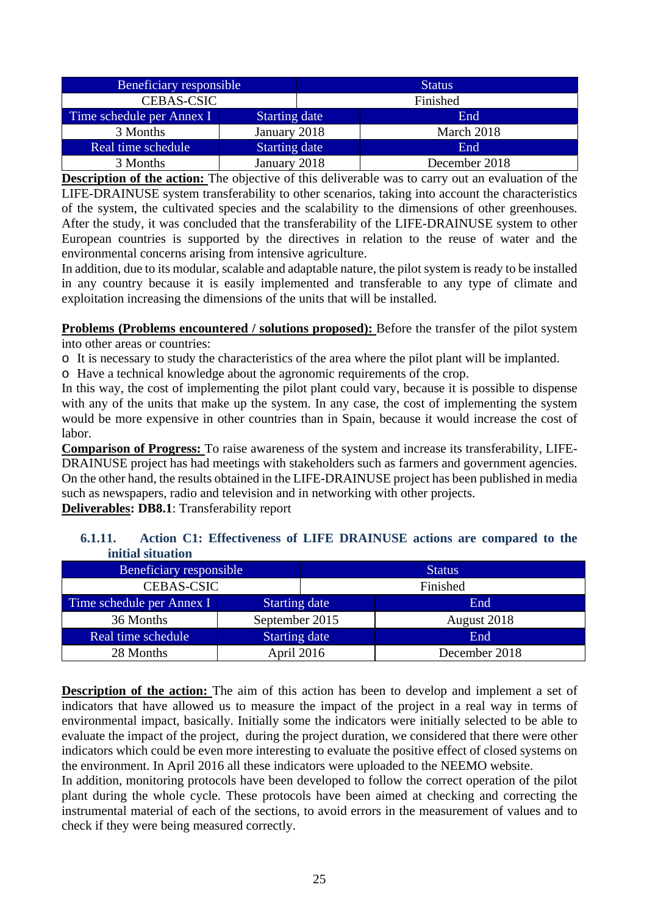| Beneficiary responsible | | Status |
|---|---|---|
| CEBAS-CSIC | | Finished |
| Time schedule per Annex I | Starting date | End |
| 3 Months | January 2018 | March 2018 |
| Real time schedule | Starting date | End |
| 3 Months | January 2018 | December 2018 |

**Description of the action:** The objective of this deliverable was to carry out an evaluation of the LIFE-DRAINUSE system transferability to other scenarios, taking into account the characteristics of the system, the cultivated species and the scalability to the dimensions of other greenhouses. After the study, it was concluded that the transferability of the LIFE-DRAINUSE system to other European countries is supported by the directives in relation to the reuse of water and the environmental concerns arising from intensive agriculture.

In addition, due to its modular, scalable and adaptable nature, the pilot system is ready to be installed in any country because it is easily implemented and transferable to any type of climate and exploitation increasing the dimensions of the units that will be installed.

**Problems (Problems encountered / solutions proposed):** Before the transfer of the pilot system into other areas or countries:

- It is necessary to study the characteristics of the area where the pilot plant will be implanted.
- Have a technical knowledge about the agronomic requirements of the crop.

In this way, the cost of implementing the pilot plant could vary, because it is possible to dispense with any of the units that make up the system. In any case, the cost of implementing the system would be more expensive in other countries than in Spain, because it would increase the cost of labor.

**Comparison of Progress:** To raise awareness of the system and increase its transferability, LIFE-DRAINUSE project has had meetings with stakeholders such as farmers and government agencies. On the other hand, the results obtained in the LIFE-DRAINUSE project has been published in media such as newspapers, radio and television and in networking with other projects.

**Deliverables: DB8.1**: Transferability report

### 6.1.11. Action C1: Effectiveness of LIFE DRAINUSE actions are compared to the initial situation

| Beneficiary responsible | | Status |
|---|---|---|
| CEBAS-CSIC | | Finished |
| Time schedule per Annex I | Starting date | End |
| 36 Months | September 2015 | August 2018 |
| Real time schedule | Starting date | End |
| 28 Months | April 2016 | December 2018 |

**Description of the action:** The aim of this action has been to develop and implement a set of indicators that have allowed us to measure the impact of the project in a real way in terms of environmental impact, basically. Initially some the indicators were initially selected to be able to evaluate the impact of the project, during the project duration, we considered that there were other indicators which could be even more interesting to evaluate the positive effect of closed systems on the environment. In April 2016 all these indicators were uploaded to the NEEMO website.

In addition, monitoring protocols have been developed to follow the correct operation of the pilot plant during the whole cycle. These protocols have been aimed at checking and correcting the instrumental material of each of the sections, to avoid errors in the measurement of values and to check if they were being measured correctly.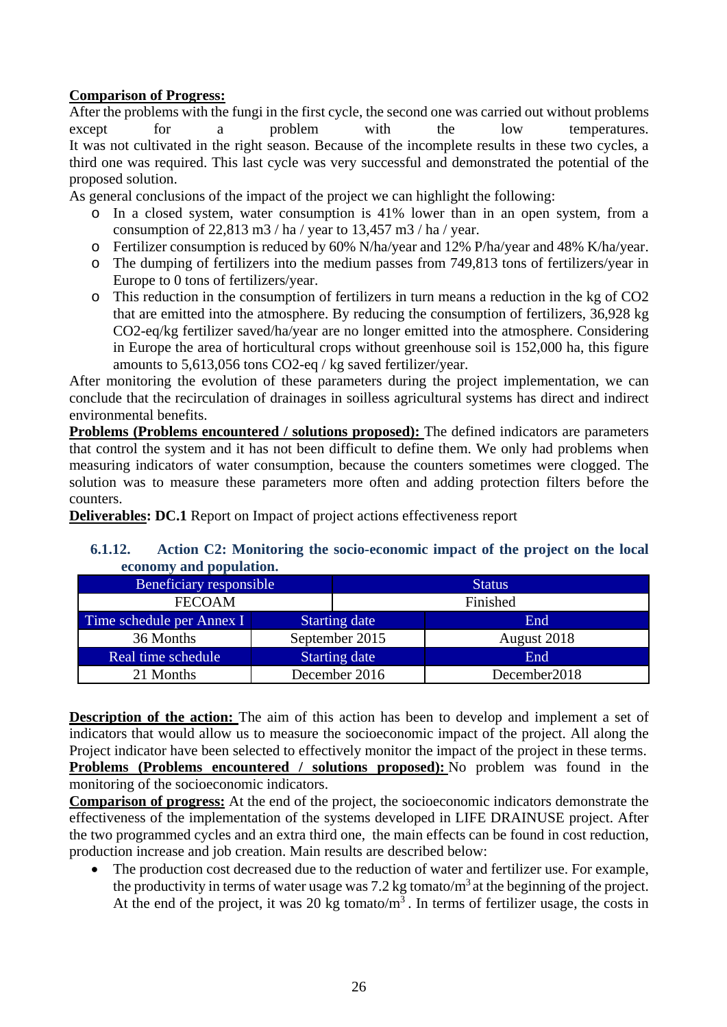**Comparison of Progress:**
After the problems with the fungi in the first cycle, the second one was carried out without problems except for a problem with the low temperatures.
It was not cultivated in the right season. Because of the incomplete results in these two cycles, a third one was required. This last cycle was very successful and demonstrated the potential of the proposed solution.
As general conclusions of the impact of the project we can highlight the following:

- In a closed system, water consumption is 41% lower than in an open system, from a consumption of 22,813 m3 / ha / year to 13,457 m3 / ha / year.
- Fertilizer consumption is reduced by 60% N/ha/year and 12% P/ha/year and 48% K/ha/year.
- The dumping of fertilizers into the medium passes from 749,813 tons of fertilizers/year in Europe to 0 tons of fertilizers/year.
- This reduction in the consumption of fertilizers in turn means a reduction in the kg of CO2 that are emitted into the atmosphere. By reducing the consumption of fertilizers, 36,928 kg CO2-eq/kg fertilizer saved/ha/year are no longer emitted into the atmosphere. Considering in Europe the area of horticultural crops without greenhouse soil is 152,000 ha, this figure amounts to 5,613,056 tons CO2-eq / kg saved fertilizer/year.

After monitoring the evolution of these parameters during the project implementation, we can conclude that the recirculation of drainages in soilless agricultural systems has direct and indirect environmental benefits.

**Problems (Problems encountered / solutions proposed):** The defined indicators are parameters that control the system and it has not been difficult to define them. We only had problems when measuring indicators of water consumption, because the counters sometimes were clogged. The solution was to measure these parameters more often and adding protection filters before the counters.

**Deliverables: DC.1** Report on Impact of project actions effectiveness report

### 6.1.12. Action C2: Monitoring the socio-economic impact of the project on the local economy and population.

| Beneficiary responsible | | Status |
|---|---|---|
| FECOAM | | Finished |
| Time schedule per Annex I | Starting date | End |
| 36 Months | September 2015 | August 2018 |
| Real time schedule | Starting date | End |
| 21 Months | December 2016 | December2018 |

**Description of the action:** The aim of this action has been to develop and implement a set of indicators that would allow us to measure the socioeconomic impact of the project. All along the Project indicator have been selected to effectively monitor the impact of the project in these terms.

**Problems (Problems encountered / solutions proposed):** No problem was found in the monitoring of the socioeconomic indicators.

**Comparison of progress:** At the end of the project, the socioeconomic indicators demonstrate the effectiveness of the implementation of the systems developed in LIFE DRAINUSE project. After the two programmed cycles and an extra third one, the main effects can be found in cost reduction, production increase and job creation. Main results are described below:

- The production cost decreased due to the reduction of water and fertilizer use. For example, the productivity in terms of water usage was 7.2 kg tomato/$m^3$ at the beginning of the project. At the end of the project, it was 20 kg tomato/$m^3$ . In terms of fertilizer usage, the costs in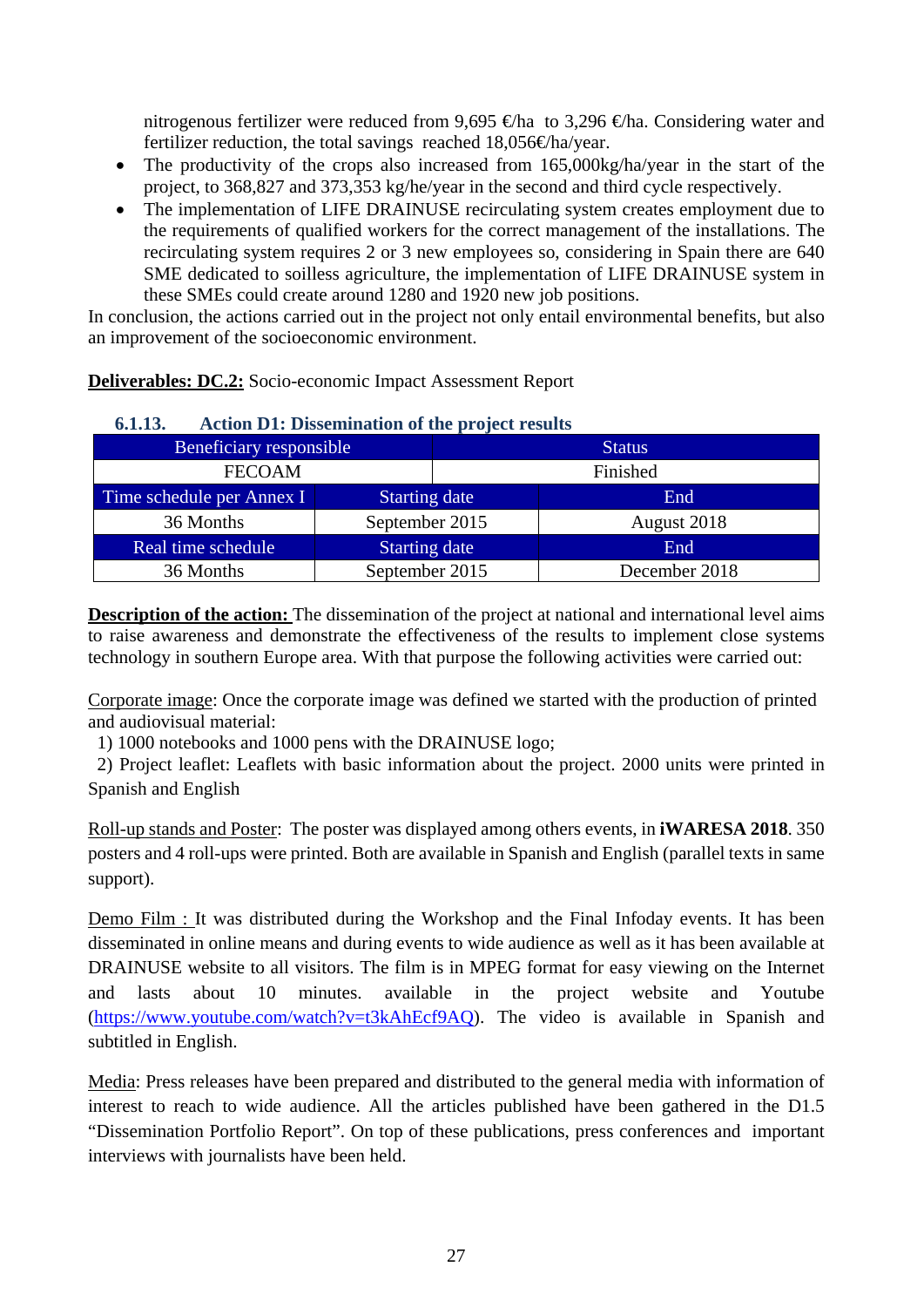nitrogenous fertilizer were reduced from 9,695 €/ha to 3,296 €/ha. Considering water and fertilizer reduction, the total savings reached 18,056€/ha/year.

- The productivity of the crops also increased from 165,000kg/ha/year in the start of the project, to 368,827 and 373,353 kg/he/year in the second and third cycle respectively.
- The implementation of LIFE DRAINUSE recirculating system creates employment due to the requirements of qualified workers for the correct management of the installations. The recirculating system requires 2 or 3 new employees so, considering in Spain there are 640 SME dedicated to soilless agriculture, the implementation of LIFE DRAINUSE system in these SMEs could create around 1280 and 1920 new job positions.

In conclusion, the actions carried out in the project not only entail environmental benefits, but also an improvement of the socioeconomic environment.

**Deliverables: DC.2:** Socio-economic Impact Assessment Report

### 6.1.13. Action D1: Dissemination of the project results

| Beneficiary responsible | | Status |
|---|---|---|
| FECOAM | | Finished |
| Time schedule per Annex I | Starting date | End |
| 36 Months | September 2015 | August 2018 |
| Real time schedule | Starting date | End |
| 36 Months | September 2015 | December 2018 |

**Description of the action:** The dissemination of the project at national and international level aims to raise awareness and demonstrate the effectiveness of the results to implement close systems technology in southern Europe area. With that purpose the following activities were carried out:

Corporate image: Once the corporate image was defined we started with the production of printed and audiovisual material:

1) 1000 notebooks and 1000 pens with the DRAINUSE logo;
2) Project leaflet: Leaflets with basic information about the project. 2000 units were printed in Spanish and English

Roll-up stands and Poster: The poster was displayed among others events, in **iWARESA 2018**. 350 posters and 4 roll-ups were printed. Both are available in Spanish and English (parallel texts in same support).

Demo Film : It was distributed during the Workshop and the Final Infoday events. It has been disseminated in online means and during events to wide audience as well as it has been available at DRAINUSE website to all visitors. The film is in MPEG format for easy viewing on the Internet and lasts about 10 minutes. available in the project website and Youtube (https://www.youtube.com/watch?v=t3kAhEcf9AQ). The video is available in Spanish and subtitled in English.

Media: Press releases have been prepared and distributed to the general media with information of interest to reach to wide audience. All the articles published have been gathered in the D1.5 "Dissemination Portfolio Report". On top of these publications, press conferences and important interviews with journalists have been held.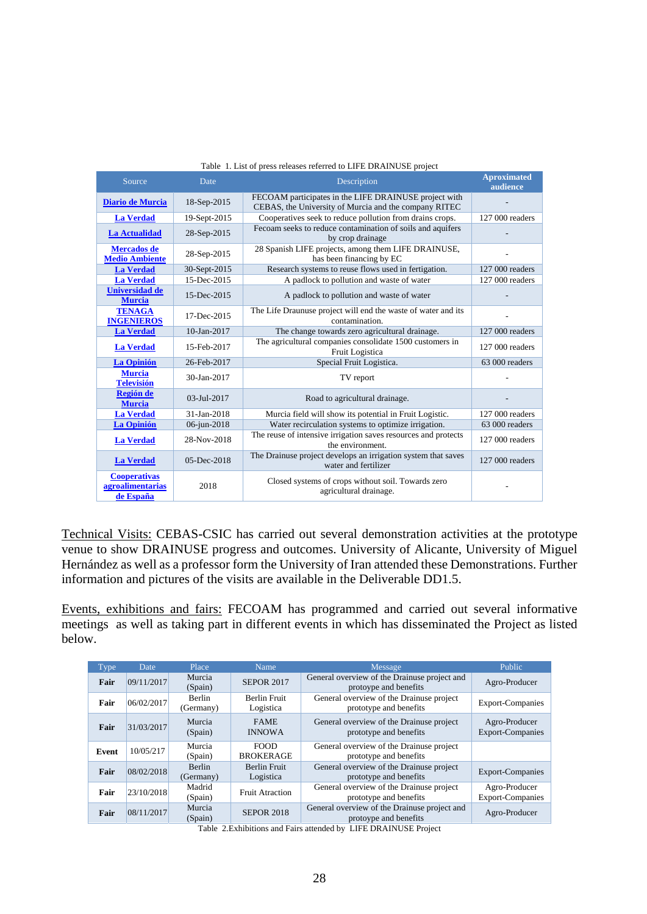Table 1. List of press releases referred to LIFE DRAINUSE project

| Source | Date | Description | Aproximated audience |
|---|---|---|---|
| **Diario de Murcia** | 18-Sep-2015 | FECOAM participates in the LIFE DRAINUSE project with CEBAS, the University of Murcia and the company RITEC | - |
| **La Verdad** | 19-Sept-2015 | Cooperatives seek to reduce pollution from drains crops. | 127 000 readers |
| **La Actualidad** | 28-Sep-2015 | Fecoam seeks to reduce contamination of soils and aquifers by crop drainage | - |
| **Mercados de Medio Ambiente** | 28-Sep-2015 | 28 Spanish LIFE projects, among them LIFE DRAINUSE, has been financing by EC | - |
| **La Verdad** | 30-Sept-2015 | Research systems to reuse flows used in fertigation. | 127 000 readers |
| **La Verdad** | 15-Dec-2015 | A padlock to pollution and waste of water | 127 000 readers |
| **Universidad de Murcia** | 15-Dec-2015 | A padlock to pollution and waste of water | - |
| **TENAGA INGENIEROS** | 17-Dec-2015 | The Life Draunuse project will end the waste of water and its contamination. | - |
| **La Verdad** | 10-Jan-2017 | The change towards zero agricultural drainage. | 127 000 readers |
| **La Verdad** | 15-Feb-2017 | The agricultural companies consolidate 1500 customers in Fruit Logistica | 127 000 readers |
| **La Opinión** | 26-Feb-2017 | Special Fruit Logistica. | 63 000 readers |
| **Murcia Televisión** | 30-Jan-2017 | TV report | - |
| **Región de Murcia** | 03-Jul-2017 | Road to agricultural drainage. | - |
| **La Verdad** | 31-Jan-2018 | Murcia field will show its potential in Fruit Logistic. | 127 000 readers |
| **La Opinión** | 06-jun-2018 | Water recirculation systems to optimize irrigation. | 63 000 readers |
| **La Verdad** | 28-Nov-2018 | The reuse of intensive irrigation saves resources and protects the environment. | 127 000 readers |
| **La Verdad** | 05-Dec-2018 | The Drainuse project develops an irrigation system that saves water and fertilizer | 127 000 readers |
| **Cooperativas agroalimentarias de España** | 2018 | Closed systems of crops without soil. Towards zero agricultural drainage. | - |

Technical Visits: CEBAS-CSIC has carried out several demonstration activities at the prototype venue to show DRAINUSE progress and outcomes. University of Alicante, University of Miguel Hernández as well as a professor form the University of Iran attended these Demonstrations. Further information and pictures of the visits are available in the Deliverable DD1.5.

Events, exhibitions and fairs: FECOAM has programmed and carried out several informative meetings as well as taking part in different events in which has disseminated the Project as listed below.

| Type | Date | Place | Name | Message | Public |
|---|---|---|---|---|---|
| **Fair** | 09/11/2017 | Murcia (Spain) | SEPOR 2017 | General overview of the Drainuse project and protoype and benefits | Agro-Producer |
| **Fair** | 06/02/2017 | Berlin (Germany) | Berlin Fruit Logistica | General overview of the Drainuse project prototype and benefits | Export-Companies |
| **Fair** | 31/03/2017 | Murcia (Spain) | FAME INNOWA | General overview of the Drainuse project prototype and benefits | Agro-Producer Export-Companies |
| **Event** | 10/05/217 | Murcia (Spain) | FOOD BROKERAGE | General overview of the Drainuse project prototype and benefits | |
| **Fair** | 08/02/2018 | Berlin (Germany) | Berlin Fruit Logistica | General overview of the Drainuse project prototype and benefits | Export-Companies |
| **Fair** | 23/10/2018 | Madrid (Spain) | Fruit Attraction | General overview of the Drainuse project prototype and benefits | Agro-Producer Export-Companies |
| **Fair** | 08/11/2017 | Murcia (Spain) | SEPOR 2018 | General overview of the Drainuse project and protoype and benefits | Agro-Producer |

Table 2.Exhibitions and Fairs attended by LIFE DRAINUSE Project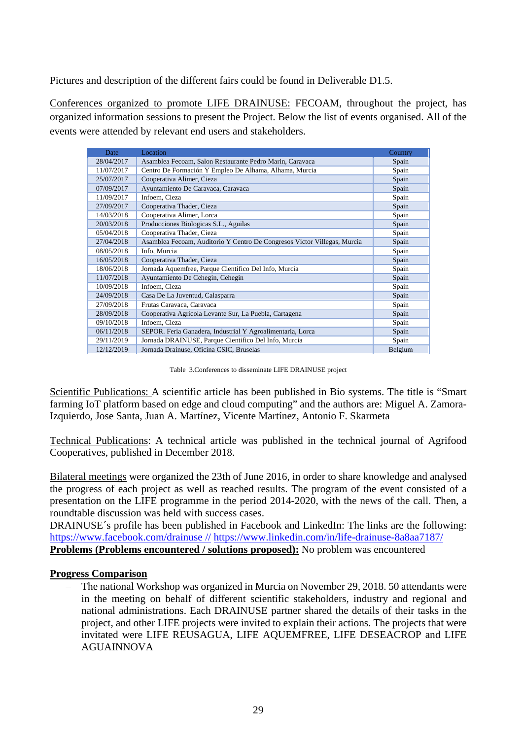Pictures and description of the different fairs could be found in Deliverable D1.5.

Conferences organized to promote LIFE DRAINUSE: FECOAM, throughout the project, has organized information sessions to present the Project. Below the list of events organised. All of the events were attended by relevant end users and stakeholders.

| Date | Location | Country |
|---|---|---|
| 28/04/2017 | Asamblea Fecoam, Salon Restaurante Pedro Marin, Caravaca | Spain |
| 11/07/2017 | Centro De Formación Y Empleo De Alhama, Alhama, Murcia | Spain |
| 25/07/2017 | Cooperativa Alimer, Cieza | Spain |
| 07/09/2017 | Ayuntamiento De Caravaca, Caravaca | Spain |
| 11/09/2017 | Infoem, Cieza | Spain |
| 27/09/2017 | Cooperativa Thader, Cieza | Spain |
| 14/03/2018 | Cooperativa Alimer, Lorca | Spain |
| 20/03/2018 | Producciones Biologicas S.L., Aguilas | Spain |
| 05/04/2018 | Cooperativa Thader, Cieza | Spain |
| 27/04/2018 | Asamblea Fecoam, Auditorio Y Centro De Congresos Victor Villegas, Murcia | Spain |
| 08/05/2018 | Info, Murcia | Spain |
| 16/05/2018 | Cooperativa Thader, Cieza | Spain |
| 18/06/2018 | Jornada Aquemfree, Parque Cientifico Del Info, Murcia | Spain |
| 11/07/2018 | Ayuntamiento De Cehegin, Cehegin | Spain |
| 10/09/2018 | Infoem, Cieza | Spain |
| 24/09/2018 | Casa De La Juventud, Calasparra | Spain |
| 27/09/2018 | Frutas Caravaca, Caravaca | Spain |
| 28/09/2018 | Cooperativa Agricola Levante Sur, La Puebla, Cartagena | Spain |
| 09/10/2018 | Infoem, Cieza | Spain |
| 06/11/2018 | SEPOR. Feria Ganadera, Industrial Y Agroalimentaria, Lorca | Spain |
| 29/11/2019 | Jornada DRAINUSE, Parque Cientifico Del Info, Murcia | Spain |
| 12/12/2019 | Jornada Drainuse, Oficina CSIC, Bruselas | Belgium |

Table 3.Conferences to disseminate LIFE DRAINUSE project

Scientific Publications: A scientific article has been published in Bio systems. The title is "Smart farming IoT platform based on edge and cloud computing" and the authors are: Miguel A. Zamora-Izquierdo, Jose Santa, Juan A. Martínez, Vicente Martínez, Antonio F. Skarmeta

Technical Publications: A technical article was published in the technical journal of Agrifood Cooperatives, published in December 2018.

Bilateral meetings were organized the 23th of June 2016, in order to share knowledge and analysed the progress of each project as well as reached results. The program of the event consisted of a presentation on the LIFE programme in the period 2014-2020, with the news of the call. Then, a roundtable discussion was held with success cases.

DRAINUSE´s profile has been published in Facebook and LinkedIn: The links are the following: https://www.facebook.com/drainuse // https://www.linkedin.com/in/life-drainuse-8a8aa7187/

**Problems (Problems encountered / solutions proposed):** No problem was encountered

**Progress Comparison**

- The national Workshop was organized in Murcia on November 29, 2018. 50 attendants were in the meeting on behalf of different scientific stakeholders, industry and regional and national administrations. Each DRAINUSE partner shared the details of their tasks in the project, and other LIFE projects were invited to explain their actions. The projects that were invitated were LIFE REUSAGUA, LIFE AQUEMFREE, LIFE DESEACROP and LIFE AGUAINNOVA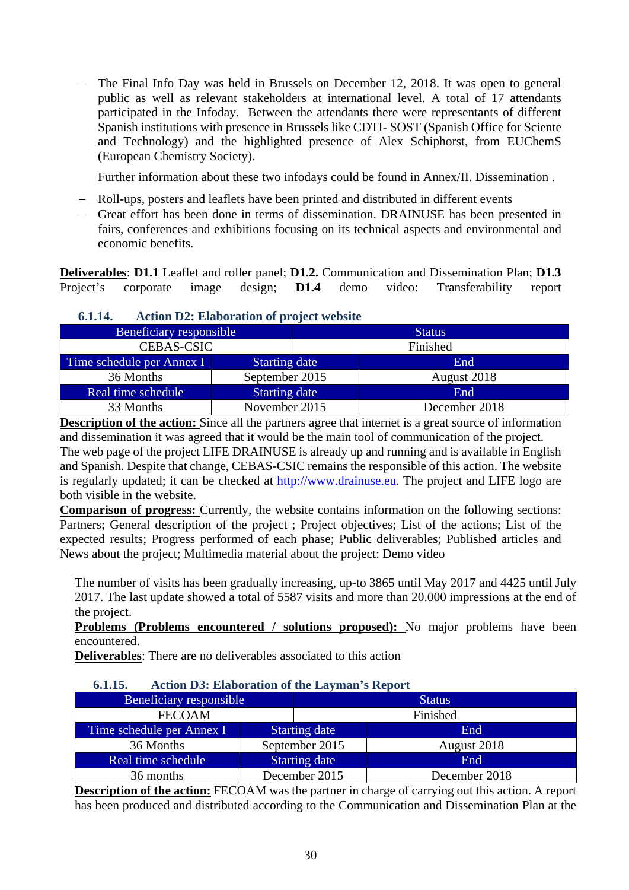- The Final Info Day was held in Brussels on December 12, 2018. It was open to general public as well as relevant stakeholders at international level. A total of 17 attendants participated in the Infoday. Between the attendants there were representants of different Spanish institutions with presence in Brussels like CDTI- SOST (Spanish Office for Sciente and Technology) and the highlighted presence of Alex Schiphorst, from EUChemS (European Chemistry Society).

  Further information about these two infodays could be found in Annex/II. Dissemination .

- Roll-ups, posters and leaflets have been printed and distributed in different events
- Great effort has been done in terms of dissemination. DRAINUSE has been presented in fairs, conferences and exhibitions focusing on its technical aspects and environmental and economic benefits.

**Deliverables**: **D1.1** Leaflet and roller panel; **D1.2.** Communication and Dissemination Plan; **D1.3** Project's corporate image design; **D1.4** demo video: Transferability report

### 6.1.14. Action D2: Elaboration of project website

| Beneficiary responsible | | Status |
|---|---|---|
| CEBAS-CSIC | | Finished |
| Time schedule per Annex I | Starting date | End |
| 36 Months | September 2015 | August 2018 |
| Real time schedule | Starting date | End |
| 33 Months | November 2015 | December 2018 |

**Description of the action:** Since all the partners agree that internet is a great source of information and dissemination it was agreed that it would be the main tool of communication of the project. The web page of the project LIFE DRAINUSE is already up and running and is available in English and Spanish. Despite that change, CEBAS-CSIC remains the responsible of this action. The website is regularly updated; it can be checked at http://www.drainuse.eu. The project and LIFE logo are both visible in the website.

**Comparison of progress:** Currently, the website contains information on the following sections: Partners; General description of the project ; Project objectives; List of the actions; List of the expected results; Progress performed of each phase; Public deliverables; Published articles and News about the project; Multimedia material about the project: Demo video

The number of visits has been gradually increasing, up-to 3865 until May 2017 and 4425 until July 2017. The last update showed a total of 5587 visits and more than 20.000 impressions at the end of the project.

**Problems (Problems encountered / solutions proposed):** No major problems have been encountered.

**Deliverables**: There are no deliverables associated to this action

### 6.1.15. Action D3: Elaboration of the Layman's Report

| Beneficiary responsible | | Status |
|---|---|---|
| FECOAM | | Finished |
| Time schedule per Annex I | Starting date | End |
| 36 Months | September 2015 | August 2018 |
| Real time schedule | Starting date | End |
| 36 months | December 2015 | December 2018 |

**Description of the action:** FECOAM was the partner in charge of carrying out this action. A report has been produced and distributed according to the Communication and Dissemination Plan at the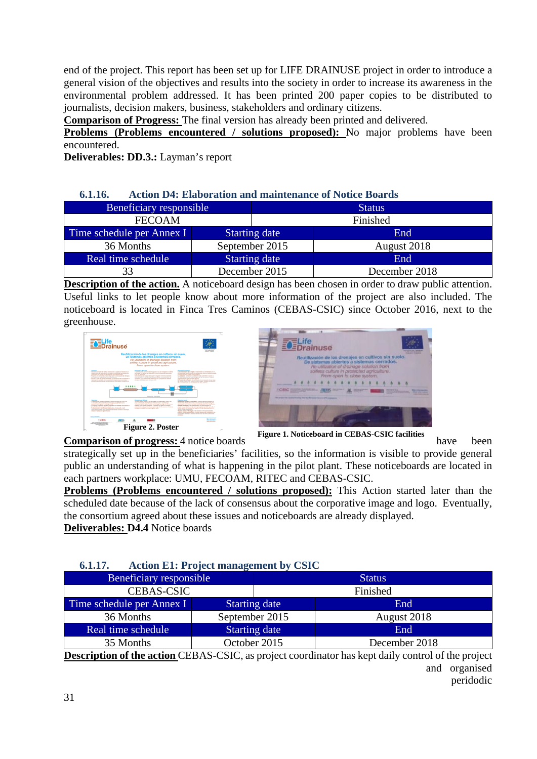end of the project. This report has been set up for LIFE DRAINUSE project in order to introduce a general vision of the objectives and results into the society in order to increase its awareness in the environmental problem addressed. It has been printed 200 paper copies to be distributed to journalists, decision makers, business, stakeholders and ordinary citizens.

**Comparison of Progress:** The final version has already been printed and delivered.

**Problems (Problems encountered / solutions proposed):** No major problems have been encountered.

**Deliverables: DD.3.:** Layman's report

### 6.1.16. Action D4: Elaboration and maintenance of Notice Boards

| Beneficiary responsible | | Status |
|---|---|---|
| FECOAM | | Finished |
| Time schedule per Annex I | Starting date | End |
| 36 Months | September 2015 | August 2018 |
| Real time schedule | Starting date | End |
| 33 | December 2015 | December 2018 |

**Description of the action.** A noticeboard design has been chosen in order to draw public attention. Useful links to let people know about more information of the project are also included. The noticeboard is located in Finca Tres Caminos (CEBAS-CSIC) since October 2016, next to the greenhouse.

**Figure 2. Poster**

**Figure 1. Noticeboard in CEBAS-CSIC facilities**

**Comparison of progress:** 4 notice boards have been strategically set up in the beneficiaries' facilities, so the information is visible to provide general public an understanding of what is happening in the pilot plant. These noticeboards are located in each partners workplace: UMU, FECOAM, RITEC and CEBAS-CSIC.

**Problems (Problems encountered / solutions proposed):** This Action started later than the scheduled date because of the lack of consensus about the corporative image and logo. Eventually, the consortium agreed about these issues and noticeboards are already displayed.

**Deliverables: D4.4** Notice boards

### 6.1.17. Action E1: Project management by CSIC

| Beneficiary responsible | | Status |
|---|---|---|
| CEBAS-CSIC | | Finished |
| Time schedule per Annex I | Starting date | End |
| 36 Months | September 2015 | August 2018 |
| Real time schedule | Starting date | End |
| 35 Months | October 2015 | December 2018 |

**Description of the action** CEBAS-CSIC, as project coordinator has kept daily control of the project and organised peridodic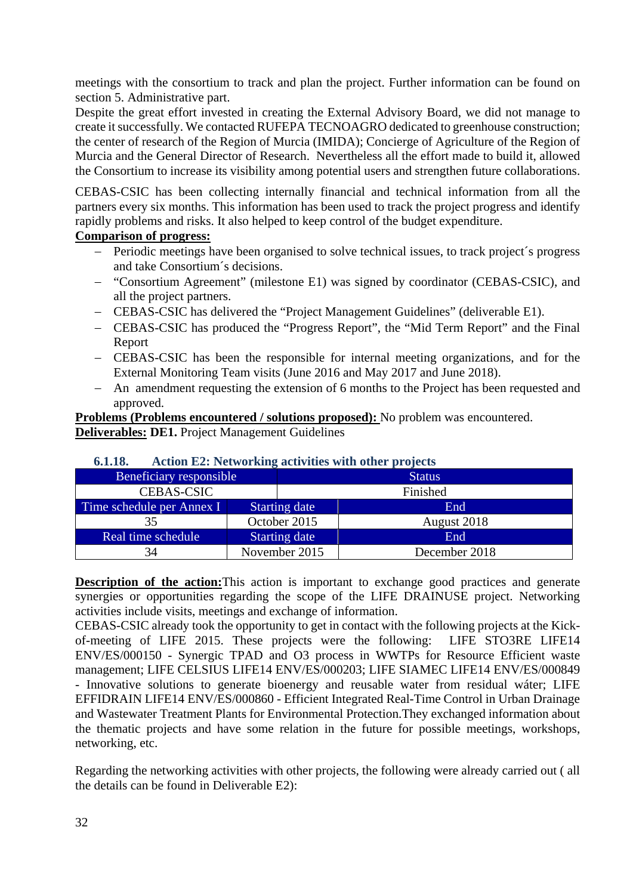meetings with the consortium to track and plan the project. Further information can be found on section 5. Administrative part.

Despite the great effort invested in creating the External Advisory Board, we did not manage to create it successfully. We contacted RUFEPA TECNOAGRO dedicated to greenhouse construction; the center of research of the Region of Murcia (IMIDA); Concierge of Agriculture of the Region of Murcia and the General Director of Research. Nevertheless all the effort made to build it, allowed the Consortium to increase its visibility among potential users and strengthen future collaborations.

CEBAS-CSIC has been collecting internally financial and technical information from all the partners every six months. This information has been used to track the project progress and identify rapidly problems and risks. It also helped to keep control of the budget expenditure.

**Comparison of progress:**

- Periodic meetings have been organised to solve technical issues, to track project´s progress and take Consortium´s decisions.
- "Consortium Agreement" (milestone E1) was signed by coordinator (CEBAS-CSIC), and all the project partners.
- CEBAS-CSIC has delivered the "Project Management Guidelines" (deliverable E1).
- CEBAS-CSIC has produced the "Progress Report", the "Mid Term Report" and the Final Report
- CEBAS-CSIC has been the responsible for internal meeting organizations, and for the External Monitoring Team visits (June 2016 and May 2017 and June 2018).
- An amendment requesting the extension of 6 months to the Project has been requested and approved.

**Problems (Problems encountered / solutions proposed):** No problem was encountered.

**Deliverables:** **DE1.** Project Management Guidelines

### 6.1.18. Action E2: Networking activities with other projects

| Beneficiary responsible | | Status |
|---|---|---|
| CEBAS-CSIC | | Finished |
| Time schedule per Annex I | Starting date | End |
| 35 | October 2015 | August 2018 |
| Real time schedule | Starting date | End |
| 34 | November 2015 | December 2018 |

**Description of the action:** This action is important to exchange good practices and generate synergies or opportunities regarding the scope of the LIFE DRAINUSE project. Networking activities include visits, meetings and exchange of information.

CEBAS-CSIC already took the opportunity to get in contact with the following projects at the Kick-of-meeting of LIFE 2015. These projects were the following: LIFE STO3RE LIFE14 ENV/ES/000150 - Synergic TPAD and O3 process in WWTPs for Resource Efficient waste management; LIFE CELSIUS LIFE14 ENV/ES/000203; LIFE SIAMEC LIFE14 ENV/ES/000849 - Innovative solutions to generate bioenergy and reusable water from residual wáter; LIFE EFFIDRAIN LIFE14 ENV/ES/000860 - Efficient Integrated Real-Time Control in Urban Drainage and Wastewater Treatment Plants for Environmental Protection.They exchanged information about the thematic projects and have some relation in the future for possible meetings, workshops, networking, etc.

Regarding the networking activities with other projects, the following were already carried out ( all the details can be found in Deliverable E2):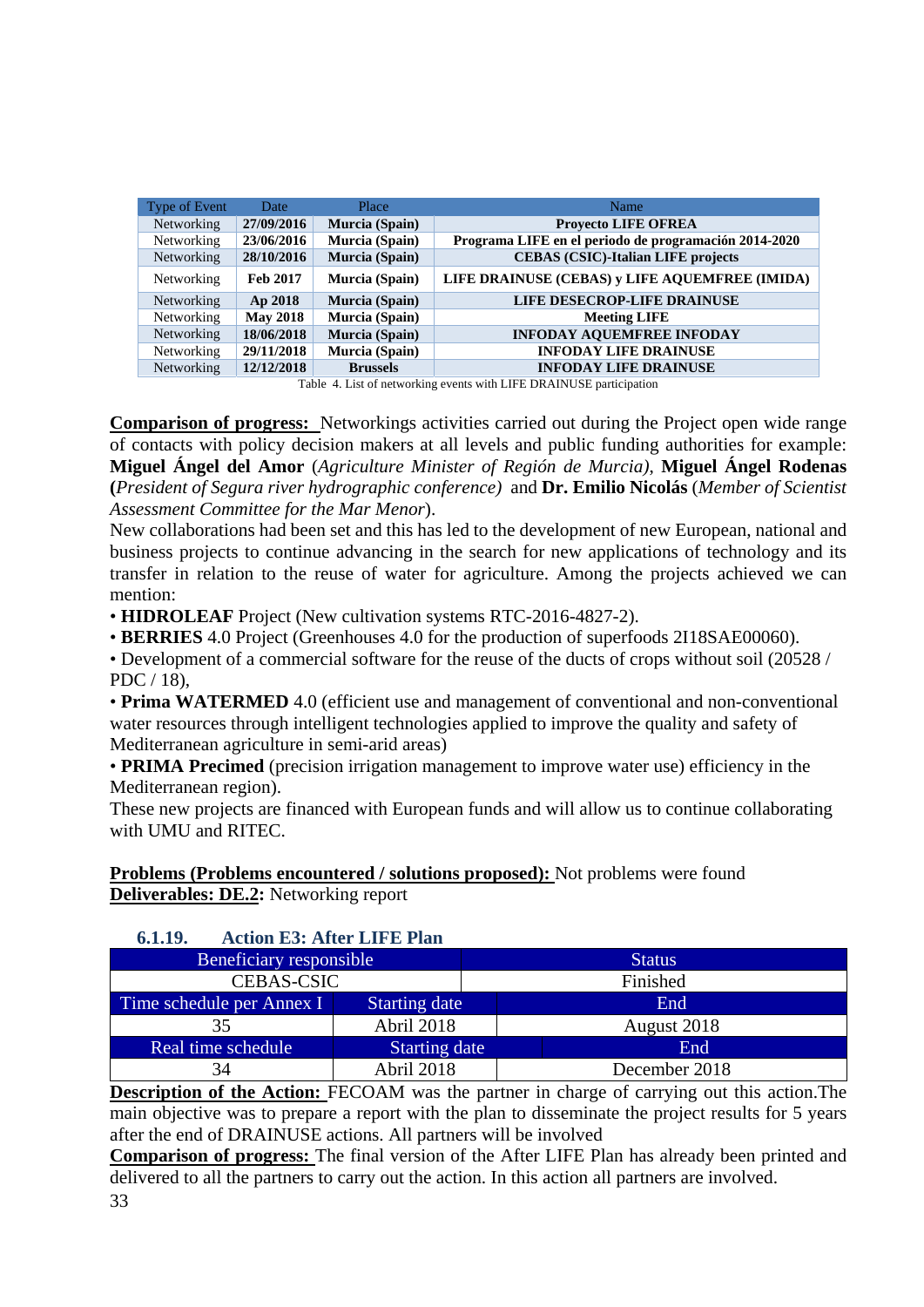| Type of Event | Date | Place | Name |
|---|---|---|---|
| Networking | **27/09/2016** | **Murcia (Spain)** | **Proyecto LIFE OFREA** |
| Networking | **23/06/2016** | **Murcia (Spain)** | **Programa LIFE en el periodo de programación 2014-2020** |
| Networking | **28/10/2016** | **Murcia (Spain)** | **CEBAS (CSIC)-Italian LIFE projects** |
| Networking | **Feb 2017** | **Murcia (Spain)** | **LIFE DRAINUSE (CEBAS) y LIFE AQUEMFREE (IMIDA)** |
| Networking | **Ap 2018** | **Murcia (Spain)** | **LIFE DESECROP-LIFE DRAINUSE** |
| Networking | **May 2018** | **Murcia (Spain)** | **Meeting LIFE** |
| Networking | **18/06/2018** | **Murcia (Spain)** | **INFODAY AQUEMFREE INFODAY** |
| Networking | **29/11/2018** | **Murcia (Spain)** | **INFODAY LIFE DRAINUSE** |
| Networking | **12/12/2018** | **Brussels** | **INFODAY LIFE DRAINUSE** |

Table 4. List of networking events with LIFE DRAINUSE participation

**Comparison of progress:** Networkings activities carried out during the Project open wide range of contacts with policy decision makers at all levels and public funding authorities for example: **Miguel Ángel del Amor** (*Agriculture Minister of Región de Murcia)*, **Miguel Ángel Rodenas (***President of Segura river hydrographic conference)* and **Dr. Emilio Nicolás** (*Member of Scientist Assessment Committee for the Mar Menor*).

New collaborations had been set and this has led to the development of new European, national and business projects to continue advancing in the search for new applications of technology and its transfer in relation to the reuse of water for agriculture. Among the projects achieved we can mention:

• **HIDROLEAF** Project (New cultivation systems RTC-2016-4827-2).

• **BERRIES** 4.0 Project (Greenhouses 4.0 for the production of superfoods 2I18SAE00060).

• Development of a commercial software for the reuse of the ducts of crops without soil (20528 / PDC / 18),

• **Prima WATERMED** 4.0 (efficient use and management of conventional and non-conventional water resources through intelligent technologies applied to improve the quality and safety of Mediterranean agriculture in semi-arid areas)

• **PRIMA Precimed** (precision irrigation management to improve water use) efficiency in the Mediterranean region).

These new projects are financed with European funds and will allow us to continue collaborating with UMU and RITEC.

**Problems (Problems encountered / solutions proposed):** Not problems were found

**Deliverables: DE.2:** Networking report

### 6.1.19. Action E3: After LIFE Plan

| Beneficiary responsible | | Status |
|---|---|---|
| CEBAS-CSIC | | Finished |
| **Time schedule per Annex I** | **Starting date** | **End** |
| 35 | Abril 2018 | August 2018 |
| **Real time schedule** | **Starting date** | **End** |
| 34 | Abril 2018 | December 2018 |

**Description of the Action:** FECOAM was the partner in charge of carrying out this action.The main objective was to prepare a report with the plan to disseminate the project results for 5 years after the end of DRAINUSE actions. All partners will be involved

**Comparison of progress:** The final version of the After LIFE Plan has already been printed and delivered to all the partners to carry out the action. In this action all partners are involved.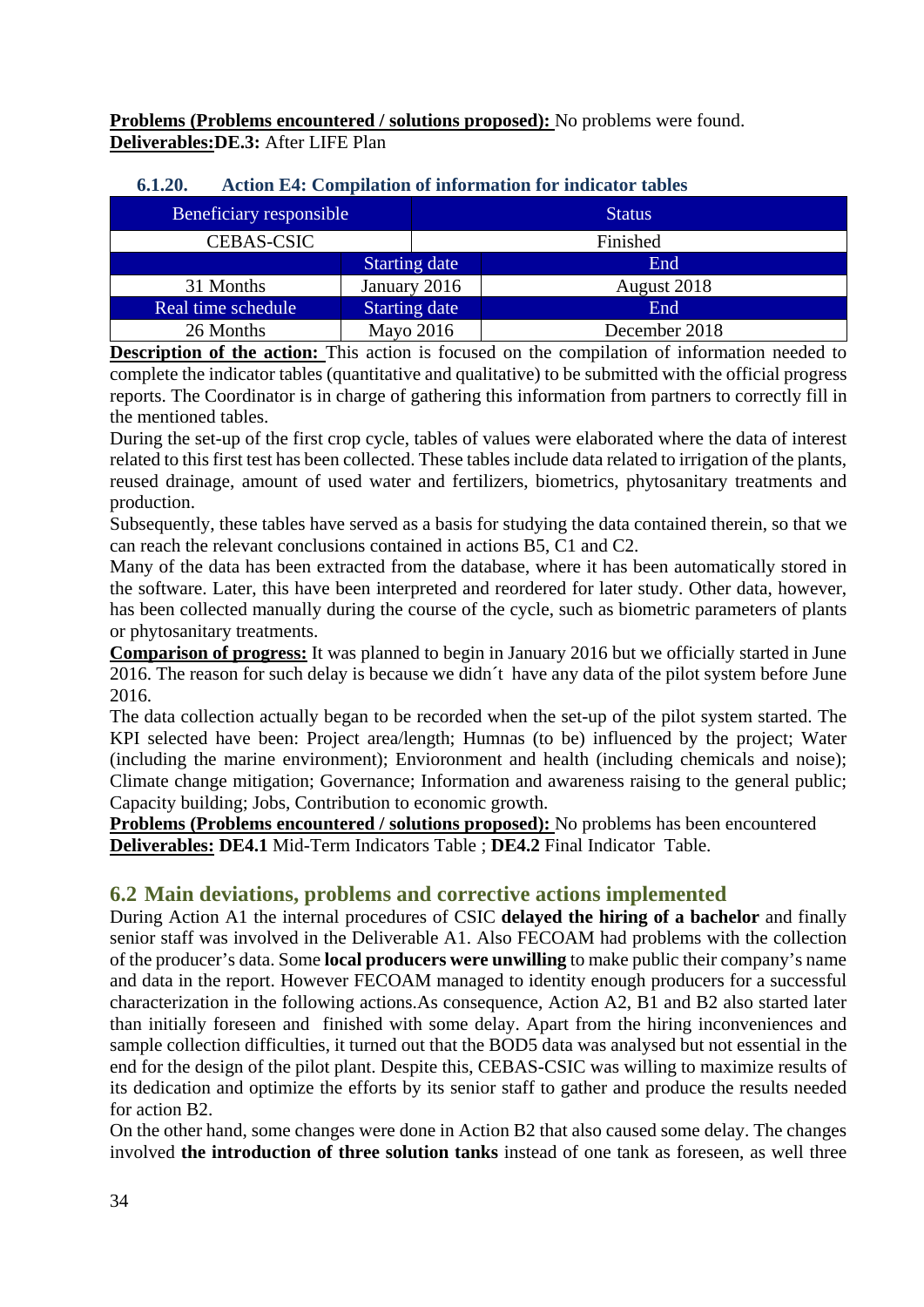**Problems (Problems encountered / solutions proposed):** No problems were found.
**Deliverables:DE.3:** After LIFE Plan

### 6.1.20. Action E4: Compilation of information for indicator tables

| Beneficiary responsible | | Status |
|---|---|---|
| CEBAS-CSIC | | Finished |
| | Starting date | End |
| 31 Months | January 2016 | August 2018 |
| Real time schedule | Starting date | End |
| 26 Months | Mayo 2016 | December 2018 |

**Description of the action:** This action is focused on the compilation of information needed to complete the indicator tables (quantitative and qualitative) to be submitted with the official progress reports. The Coordinator is in charge of gathering this information from partners to correctly fill in the mentioned tables.

During the set-up of the first crop cycle, tables of values were elaborated where the data of interest related to this first test has been collected. These tables include data related to irrigation of the plants, reused drainage, amount of used water and fertilizers, biometrics, phytosanitary treatments and production.

Subsequently, these tables have served as a basis for studying the data contained therein, so that we can reach the relevant conclusions contained in actions B5, C1 and C2.

Many of the data has been extracted from the database, where it has been automatically stored in the software. Later, this have been interpreted and reordered for later study. Other data, however, has been collected manually during the course of the cycle, such as biometric parameters of plants or phytosanitary treatments.

**Comparison of progress:** It was planned to begin in January 2016 but we officially started in June 2016. The reason for such delay is because we didn´t have any data of the pilot system before June 2016.

The data collection actually began to be recorded when the set-up of the pilot system started. The KPI selected have been: Project area/length; Humnas (to be) influenced by the project; Water (including the marine environment); Envioronment and health (including chemicals and noise); Climate change mitigation; Governance; Information and awareness raising to the general public; Capacity building; Jobs, Contribution to economic growth.

**Problems (Problems encountered / solutions proposed):** No problems has been encountered
**Deliverables:** **DE4.1** Mid-Term Indicators Table ; **DE4.2** Final Indicator Table.

## 6.2 Main deviations, problems and corrective actions implemented

During Action A1 the internal procedures of CSIC **delayed the hiring of a bachelor** and finally senior staff was involved in the Deliverable A1. Also FECOAM had problems with the collection of the producer's data. Some **local producers were unwilling** to make public their company's name and data in the report. However FECOAM managed to identity enough producers for a successful characterization in the following actions.As consequence, Action A2, B1 and B2 also started later than initially foreseen and finished with some delay. Apart from the hiring inconveniences and sample collection difficulties, it turned out that the BOD5 data was analysed but not essential in the end for the design of the pilot plant. Despite this, CEBAS-CSIC was willing to maximize results of its dedication and optimize the efforts by its senior staff to gather and produce the results needed for action B2.

On the other hand, some changes were done in Action B2 that also caused some delay. The changes involved **the introduction of three solution tanks** instead of one tank as foreseen, as well three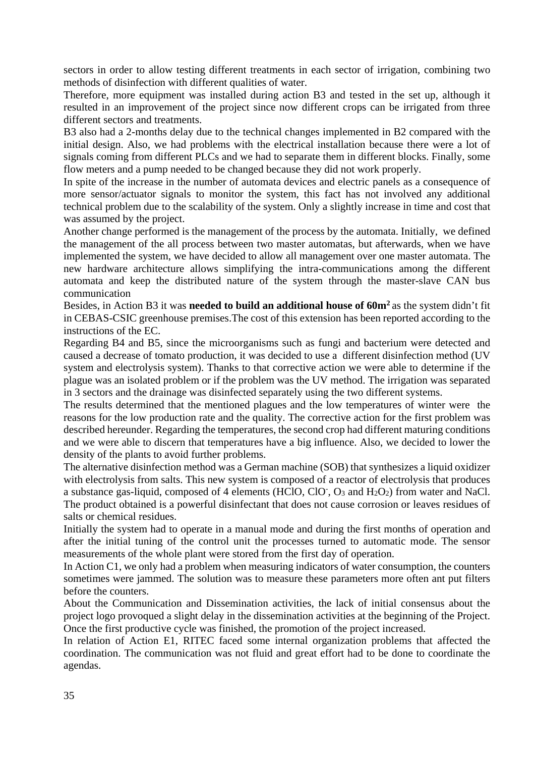sectors in order to allow testing different treatments in each sector of irrigation, combining two methods of disinfection with different qualities of water.

Therefore, more equipment was installed during action B3 and tested in the set up, although it resulted in an improvement of the project since now different crops can be irrigated from three different sectors and treatments.

B3 also had a 2-months delay due to the technical changes implemented in B2 compared with the initial design. Also, we had problems with the electrical installation because there were a lot of signals coming from different PLCs and we had to separate them in different blocks. Finally, some flow meters and a pump needed to be changed because they did not work properly.

In spite of the increase in the number of automata devices and electric panels as a consequence of more sensor/actuator signals to monitor the system, this fact has not involved any additional technical problem due to the scalability of the system. Only a slightly increase in time and cost that was assumed by the project.

Another change performed is the management of the process by the automata. Initially, we defined the management of the all process between two master automatas, but afterwards, when we have implemented the system, we have decided to allow all management over one master automata. The new hardware architecture allows simplifying the intra-communications among the different automata and keep the distributed nature of the system through the master-slave CAN bus communication

Besides, in Action B3 it was **needed to build an additional house of 60m$^2$** as the system didn't fit in CEBAS-CSIC greenhouse premises.The cost of this extension has been reported according to the instructions of the EC.

Regarding B4 and B5, since the microorganisms such as fungi and bacterium were detected and caused a decrease of tomato production, it was decided to use a different disinfection method (UV system and electrolysis system). Thanks to that corrective action we were able to determine if the plague was an isolated problem or if the problem was the UV method. The irrigation was separated in 3 sectors and the drainage was disinfected separately using the two different systems.

The results determined that the mentioned plagues and the low temperatures of winter were the reasons for the low production rate and the quality. The corrective action for the first problem was described hereunder. Regarding the temperatures, the second crop had different maturing conditions and we were able to discern that temperatures have a big influence. Also, we decided to lower the density of the plants to avoid further problems.

The alternative disinfection method was a German machine (SOB) that synthesizes a liquid oxidizer with electrolysis from salts. This new system is composed of a reactor of electrolysis that produces a substance gas-liquid, composed of 4 elements ($HClO$, $ClO^-$, $O_3$ and $H_2O_2$) from water and NaCl. The product obtained is a powerful disinfectant that does not cause corrosion or leaves residues of salts or chemical residues.

Initially the system had to operate in a manual mode and during the first months of operation and after the initial tuning of the control unit the processes turned to automatic mode. The sensor measurements of the whole plant were stored from the first day of operation.

In Action C1, we only had a problem when measuring indicators of water consumption, the counters sometimes were jammed. The solution was to measure these parameters more often ant put filters before the counters.

About the Communication and Dissemination activities, the lack of initial consensus about the project logo provoqued a slight delay in the dissemination activities at the beginning of the Project. Once the first productive cycle was finished, the promotion of the project increased.

In relation of Action E1, RITEC faced some internal organization problems that affected the coordination. The communication was not fluid and great effort had to be done to coordinate the agendas.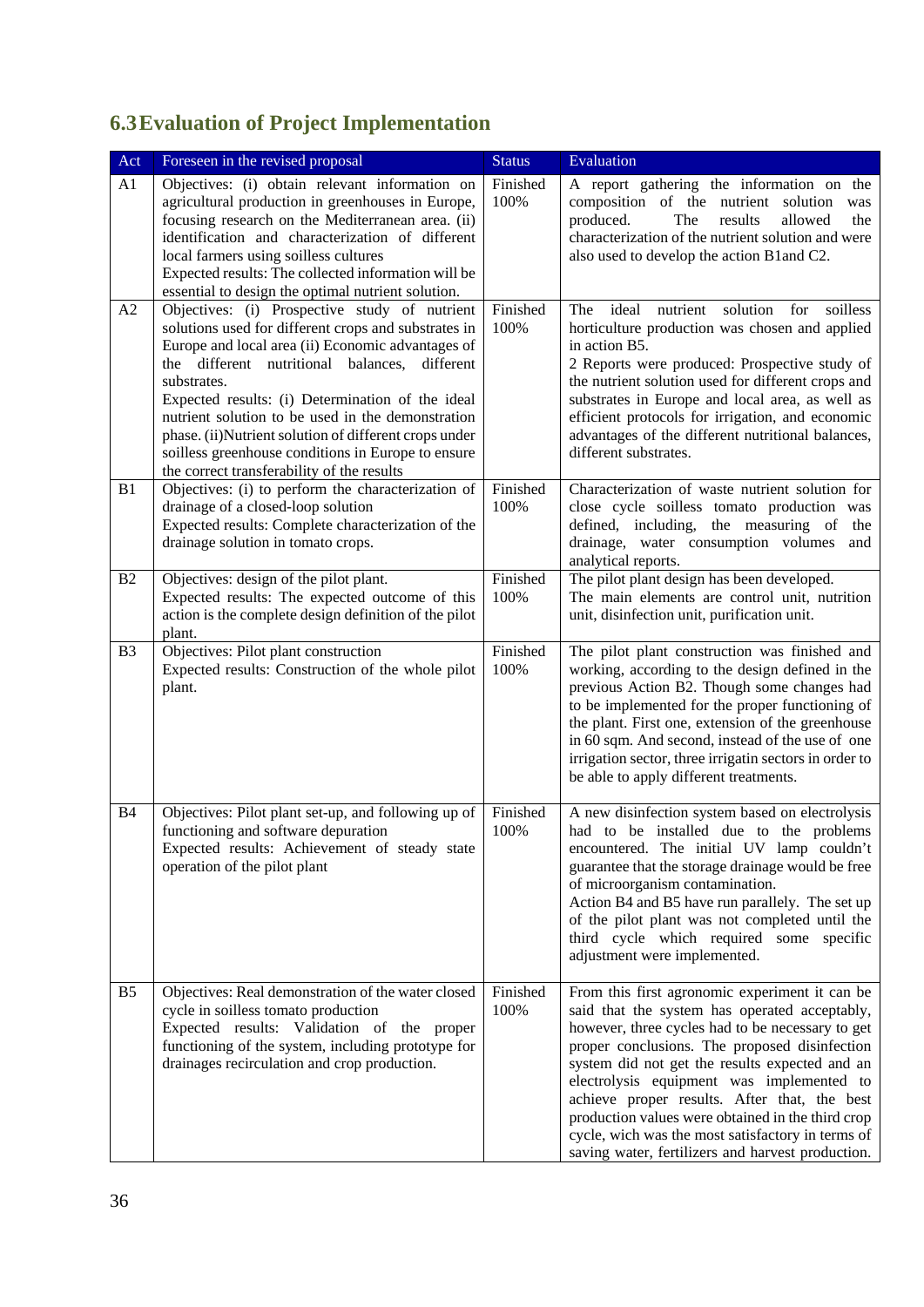## 6.3 Evaluation of Project Implementation

| Act | Foreseen in the revised proposal | Status | Evaluation |
|---|---|---|---|
| A1 | Objectives: (i) obtain relevant information on agricultural production in greenhouses in Europe, focusing research on the Mediterranean area. (ii) identification and characterization of different local farmers using soilless cultures<br>Expected results: The collected information will be essential to design the optimal nutrient solution. | Finished 100% | A report gathering the information on the composition of the nutrient solution was produced. The results allowed the characterization of the nutrient solution and were also used to develop the action B1and C2. |
| A2 | Objectives: (i) Prospective study of nutrient solutions used for different crops and substrates in Europe and local area (ii) Economic advantages of the different nutritional balances, different substrates.<br>Expected results: (i) Determination of the ideal nutrient solution to be used in the demonstration phase. (ii)Nutrient solution of different crops under soilless greenhouse conditions in Europe to ensure the correct transferability of the results | Finished 100% | The ideal nutrient solution for soilless horticulture production was chosen and applied in action B5.<br>2 Reports were produced: Prospective study of the nutrient solution used for different crops and substrates in Europe and local area, as well as efficient protocols for irrigation, and economic advantages of the different nutritional balances, different substrates. |
| B1 | Objectives: (i) to perform the characterization of drainage of a closed-loop solution<br>Expected results: Complete characterization of the drainage solution in tomato crops. | Finished 100% | Characterization of waste nutrient solution for close cycle soilless tomato production was defined, including, the measuring of the drainage, water consumption volumes and analytical reports. |
| B2 | Objectives: design of the pilot plant.<br>Expected results: The expected outcome of this action is the complete design definition of the pilot plant. | Finished 100% | The pilot plant design has been developed.<br>The main elements are control unit, nutrition unit, disinfection unit, purification unit. |
| B3 | Objectives: Pilot plant construction<br>Expected results: Construction of the whole pilot plant. | Finished 100% | The pilot plant construction was finished and working, according to the design defined in the previous Action B2. Though some changes had to be implemented for the proper functioning of the plant. First one, extension of the greenhouse in 60 sqm. And second, instead of the use of one irrigation sector, three irrigatin sectors in order to be able to apply different treatments. |
| B4 | Objectives: Pilot plant set-up, and following up of functioning and software depuration<br>Expected results: Achievement of steady state operation of the pilot plant | Finished 100% | A new disinfection system based on electrolysis had to be installed due to the problems encountered. The initial UV lamp couldn't guarantee that the storage drainage would be free of microorganism contamination.<br>Action B4 and B5 have run parallely. The set up of the pilot plant was not completed until the third cycle which required some specific adjustment were implemented. |
| B5 | Objectives: Real demonstration of the water closed cycle in soilless tomato production<br>Expected results: Validation of the proper functioning of the system, including prototype for drainages recirculation and crop production. | Finished 100% | From this first agronomic experiment it can be said that the system has operated acceptably, however, three cycles had to be necessary to get proper conclusions. The proposed disinfection system did not get the results expected and an electrolysis equipment was implemented to achieve proper results. After that, the best production values were obtained in the third crop cycle, wich was the most satisfactory in terms of saving water, fertilizers and harvest production. |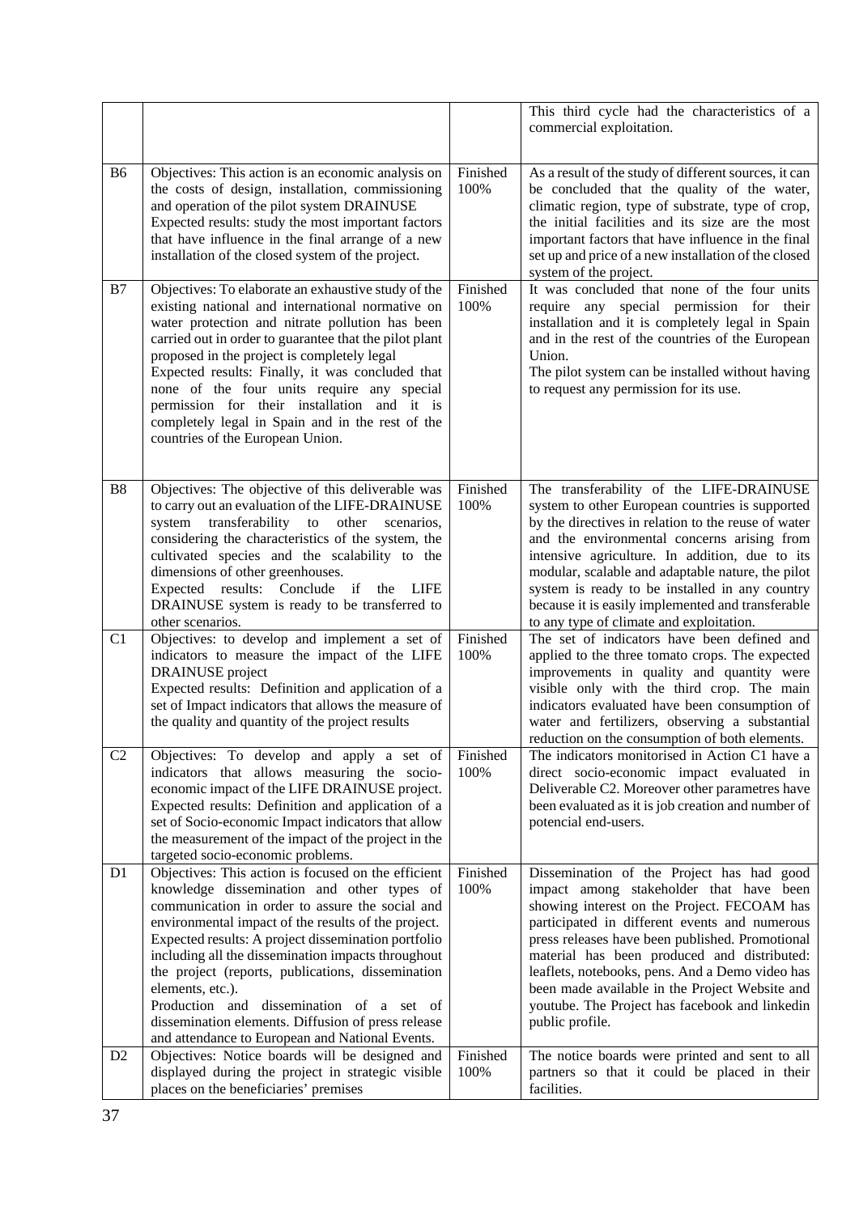|  |  |  |  |
| --- | --- | --- | --- |
|  |  |  | This third cycle had the characteristics of a commercial exploitation. |
| B6 | Objectives: This action is an economic analysis on the costs of design, installation, commissioning and operation of the pilot system DRAINUSE<br>Expected results: study the most important factors that have influence in the final arrange of a new installation of the closed system of the project. | Finished 100% | As a result of the study of different sources, it can be concluded that the quality of the water, climatic region, type of substrate, type of crop, the initial facilities and its size are the most important factors that have influence in the final set up and price of a new installation of the closed system of the project. |
| B7 | Objectives: To elaborate an exhaustive study of the existing national and international normative on water protection and nitrate pollution has been carried out in order to guarantee that the pilot plant proposed in the project is completely legal<br>Expected results: Finally, it was concluded that none of the four units require any special permission for their installation and it is completely legal in Spain and in the rest of the countries of the European Union. | Finished 100% | It was concluded that none of the four units require any special permission for their installation and it is completely legal in Spain and in the rest of the countries of the European Union.<br>The pilot system can be installed without having to request any permission for its use. |
| B8 | Objectives: The objective of this deliverable was to carry out an evaluation of the LIFE-DRAINUSE system transferability to other scenarios, considering the characteristics of the system, the cultivated species and the scalability to the dimensions of other greenhouses.<br>Expected results: Conclude if the LIFE DRAINUSE system is ready to be transferred to other scenarios. | Finished 100% | The transferability of the LIFE-DRAINUSE system to other European countries is supported by the directives in relation to the reuse of water and the environmental concerns arising from intensive agriculture. In addition, due to its modular, scalable and adaptable nature, the pilot system is ready to be installed in any country because it is easily implemented and transferable to any type of climate and exploitation. |
| C1 | Objectives: to develop and implement a set of indicators to measure the impact of the LIFE DRAINUSE project<br>Expected results: Definition and application of a set of Impact indicators that allows the measure of the quality and quantity of the project results | Finished 100% | The set of indicators have been defined and applied to the three tomato crops. The expected improvements in quality and quantity were visible only with the third crop. The main indicators evaluated have been consumption of water and fertilizers, observing a substantial reduction on the consumption of both elements. |
| C2 | Objectives: To develop and apply a set of indicators that allows measuring the socio-economic impact of the LIFE DRAINUSE project.<br>Expected results: Definition and application of a set of Socio-economic Impact indicators that allow the measurement of the impact of the project in the targeted socio-economic problems. | Finished 100% | The indicators monitorised in Action C1 have a direct socio-economic impact evaluated in Deliverable C2. Moreover other parametres have been evaluated as it is job creation and number of potencial end-users. |
| D1 | Objectives: This action is focused on the efficient knowledge dissemination and other types of communication in order to assure the social and environmental impact of the results of the project.<br>Expected results: A project dissemination portfolio including all the dissemination impacts throughout the project (reports, publications, dissemination elements, etc.).<br>Production and dissemination of a set of dissemination elements. Diffusion of press release and attendance to European and National Events. | Finished 100% | Dissemination of the Project has had good impact among stakeholder that have been showing interest on the Project. FECOAM has participated in different events and numerous press releases have been published. Promotional material has been produced and distributed: leaflets, notebooks, pens. And a Demo video has been made available in the Project Website and youtube. The Project has facebook and linkedin public profile. |
| D2 | Objectives: Notice boards will be designed and displayed during the project in strategic visible places on the beneficiaries' premises | Finished 100% | The notice boards were printed and sent to all partners so that it could be placed in their facilities. |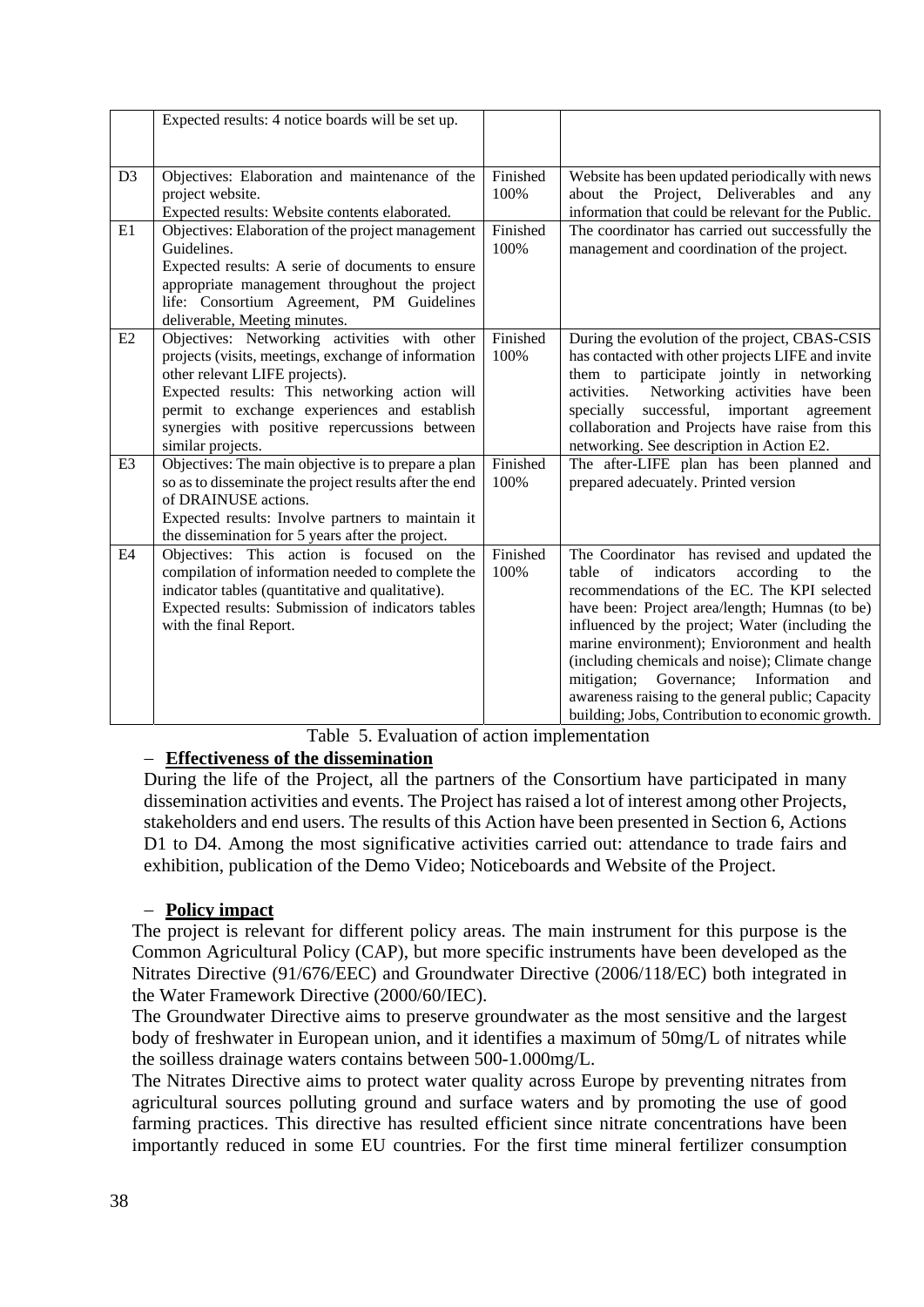|  | Expected results: 4 notice boards will be set up. |  |  |
|---|---|---|---|
| D3 | Objectives: Elaboration and maintenance of the project website.<br>Expected results: Website contents elaborated. | Finished 100% | Website has been updated periodically with news about the Project, Deliverables and any information that could be relevant for the Public. |
| E1 | Objectives: Elaboration of the project management Guidelines.<br>Expected results: A serie of documents to ensure appropriate management throughout the project life: Consortium Agreement, PM Guidelines deliverable, Meeting minutes. | Finished 100% | The coordinator has carried out successfully the management and coordination of the project. |
| E2 | Objectives: Networking activities with other projects (visits, meetings, exchange of information other relevant LIFE projects).<br>Expected results: This networking action will permit to exchange experiences and establish synergies with positive repercussions between similar projects. | Finished 100% | During the evolution of the project, CBAS-CSIS has contacted with other projects LIFE and invite them to participate jointly in networking activities. Networking activities have been specially successful, important agreement collaboration and Projects have raise from this networking. See description in Action E2. |
| E3 | Objectives: The main objective is to prepare a plan so as to disseminate the project results after the end of DRAINUSE actions.<br>Expected results: Involve partners to maintain it the dissemination for 5 years after the project. | Finished 100% | The after-LIFE plan has been planned and prepared adecuately. Printed version |
| E4 | Objectives: This action is focused on the compilation of information needed to complete the indicator tables (quantitative and qualitative).<br>Expected results: Submission of indicators tables with the final Report. | Finished 100% | The Coordinator has revised and updated the table of indicators according to the recommendations of the EC. The KPI selected have been: Project area/length; Humnas (to be) influenced by the project; Water (including the marine environment); Envioronment and health (including chemicals and noise); Climate change mitigation; Governance; Information and awareness raising to the general public; Capacity building; Jobs, Contribution to economic growth. |

Table 5. Evaluation of action implementation

– **Effectiveness of the dissemination**

During the life of the Project, all the partners of the Consortium have participated in many dissemination activities and events. The Project has raised a lot of interest among other Projects, stakeholders and end users. The results of this Action have been presented in Section 6, Actions D1 to D4. Among the most significative activities carried out: attendance to trade fairs and exhibition, publication of the Demo Video; Noticeboards and Website of the Project.

– **Policy impact**

The project is relevant for different policy areas. The main instrument for this purpose is the Common Agricultural Policy (CAP), but more specific instruments have been developed as the Nitrates Directive (91/676/EEC) and Groundwater Directive (2006/118/EC) both integrated in the Water Framework Directive (2000/60/IEC).

The Groundwater Directive aims to preserve groundwater as the most sensitive and the largest body of freshwater in European union, and it identifies a maximum of 50mg/L of nitrates while the soilless drainage waters contains between 500-1.000mg/L.

The Nitrates Directive aims to protect water quality across Europe by preventing nitrates from agricultural sources polluting ground and surface waters and by promoting the use of good farming practices. This directive has resulted efficient since nitrate concentrations have been importantly reduced in some EU countries. For the first time mineral fertilizer consumption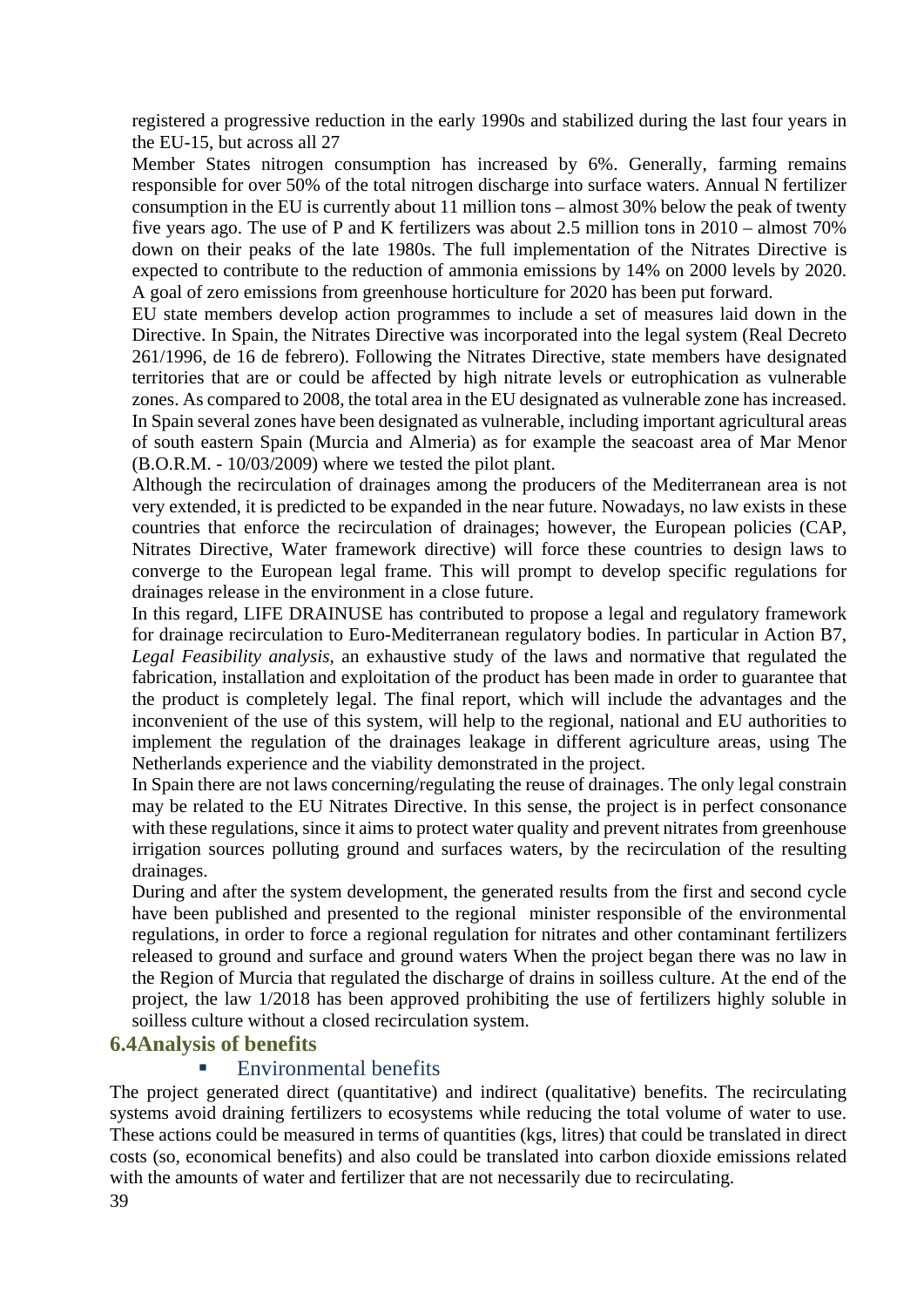registered a progressive reduction in the early 1990s and stabilized during the last four years in the EU-15, but across all 27

Member States nitrogen consumption has increased by 6%. Generally, farming remains responsible for over 50% of the total nitrogen discharge into surface waters. Annual N fertilizer consumption in the EU is currently about 11 million tons – almost 30% below the peak of twenty five years ago. The use of P and K fertilizers was about 2.5 million tons in 2010 – almost 70% down on their peaks of the late 1980s. The full implementation of the Nitrates Directive is expected to contribute to the reduction of ammonia emissions by 14% on 2000 levels by 2020. A goal of zero emissions from greenhouse horticulture for 2020 has been put forward.

EU state members develop action programmes to include a set of measures laid down in the Directive. In Spain, the Nitrates Directive was incorporated into the legal system (Real Decreto 261/1996, de 16 de febrero). Following the Nitrates Directive, state members have designated territories that are or could be affected by high nitrate levels or eutrophication as vulnerable zones. As compared to 2008, the total area in the EU designated as vulnerable zone has increased. In Spain several zones have been designated as vulnerable, including important agricultural areas of south eastern Spain (Murcia and Almeria) as for example the seacoast area of Mar Menor (B.O.R.M. - 10/03/2009) where we tested the pilot plant.

Although the recirculation of drainages among the producers of the Mediterranean area is not very extended, it is predicted to be expanded in the near future. Nowadays, no law exists in these countries that enforce the recirculation of drainages; however, the European policies (CAP, Nitrates Directive, Water framework directive) will force these countries to design laws to converge to the European legal frame. This will prompt to develop specific regulations for drainages release in the environment in a close future.

In this regard, LIFE DRAINUSE has contributed to propose a legal and regulatory framework for drainage recirculation to Euro-Mediterranean regulatory bodies. In particular in Action B7, *Legal Feasibility analysis*, an exhaustive study of the laws and normative that regulated the fabrication, installation and exploitation of the product has been made in order to guarantee that the product is completely legal. The final report, which will include the advantages and the inconvenient of the use of this system, will help to the regional, national and EU authorities to implement the regulation of the drainages leakage in different agriculture areas, using The Netherlands experience and the viability demonstrated in the project.

In Spain there are not laws concerning/regulating the reuse of drainages. The only legal constrain may be related to the EU Nitrates Directive. In this sense, the project is in perfect consonance with these regulations, since it aims to protect water quality and prevent nitrates from greenhouse irrigation sources polluting ground and surfaces waters, by the recirculation of the resulting drainages.

During and after the system development, the generated results from the first and second cycle have been published and presented to the regional minister responsible of the environmental regulations, in order to force a regional regulation for nitrates and other contaminant fertilizers released to ground and surface and ground waters When the project began there was no law in the Region of Murcia that regulated the discharge of drains in soilless culture. At the end of the project, the law 1/2018 has been approved prohibiting the use of fertilizers highly soluble in soilless culture without a closed recirculation system.

## 6.4Analysis of benefits

- Environmental benefits

The project generated direct (quantitative) and indirect (qualitative) benefits. The recirculating systems avoid draining fertilizers to ecosystems while reducing the total volume of water to use. These actions could be measured in terms of quantities (kgs, litres) that could be translated in direct costs (so, economical benefits) and also could be translated into carbon dioxide emissions related with the amounts of water and fertilizer that are not necessarily due to recirculating.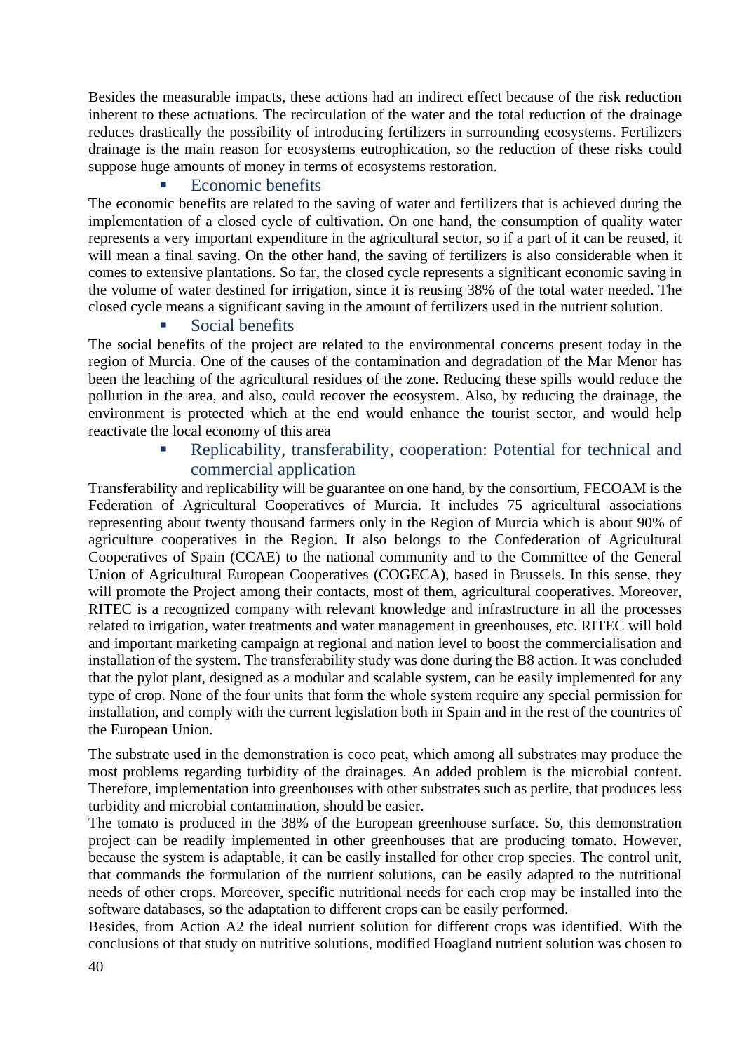Besides the measurable impacts, these actions had an indirect effect because of the risk reduction inherent to these actuations. The recirculation of the water and the total reduction of the drainage reduces drastically the possibility of introducing fertilizers in surrounding ecosystems. Fertilizers drainage is the main reason for ecosystems eutrophication, so the reduction of these risks could suppose huge amounts of money in terms of ecosystems restoration.

- Economic benefits

The economic benefits are related to the saving of water and fertilizers that is achieved during the implementation of a closed cycle of cultivation. On one hand, the consumption of quality water represents a very important expenditure in the agricultural sector, so if a part of it can be reused, it will mean a final saving. On the other hand, the saving of fertilizers is also considerable when it comes to extensive plantations. So far, the closed cycle represents a significant economic saving in the volume of water destined for irrigation, since it is reusing 38% of the total water needed. The closed cycle means a significant saving in the amount of fertilizers used in the nutrient solution.

- Social benefits

The social benefits of the project are related to the environmental concerns present today in the region of Murcia. One of the causes of the contamination and degradation of the Mar Menor has been the leaching of the agricultural residues of the zone. Reducing these spills would reduce the pollution in the area, and also, could recover the ecosystem. Also, by reducing the drainage, the environment is protected which at the end would enhance the tourist sector, and would help reactivate the local economy of this area

- Replicability, transferability, cooperation: Potential for technical and commercial application

Transferability and replicability will be guarantee on one hand, by the consortium, FECOAM is the Federation of Agricultural Cooperatives of Murcia. It includes 75 agricultural associations representing about twenty thousand farmers only in the Region of Murcia which is about 90% of agriculture cooperatives in the Region. It also belongs to the Confederation of Agricultural Cooperatives of Spain (CCAE) to the national community and to the Committee of the General Union of Agricultural European Cooperatives (COGECA), based in Brussels. In this sense, they will promote the Project among their contacts, most of them, agricultural cooperatives. Moreover, RITEC is a recognized company with relevant knowledge and infrastructure in all the processes related to irrigation, water treatments and water management in greenhouses, etc. RITEC will hold and important marketing campaign at regional and nation level to boost the commercialisation and installation of the system. The transferability study was done during the B8 action. It was concluded that the pylot plant, designed as a modular and scalable system, can be easily implemented for any type of crop. None of the four units that form the whole system require any special permission for installation, and comply with the current legislation both in Spain and in the rest of the countries of the European Union.

The substrate used in the demonstration is coco peat, which among all substrates may produce the most problems regarding turbidity of the drainages. An added problem is the microbial content. Therefore, implementation into greenhouses with other substrates such as perlite, that produces less turbidity and microbial contamination, should be easier.

The tomato is produced in the 38% of the European greenhouse surface. So, this demonstration project can be readily implemented in other greenhouses that are producing tomato. However, because the system is adaptable, it can be easily installed for other crop species. The control unit, that commands the formulation of the nutrient solutions, can be easily adapted to the nutritional needs of other crops. Moreover, specific nutritional needs for each crop may be installed into the software databases, so the adaptation to different crops can be easily performed.

Besides, from Action A2 the ideal nutrient solution for different crops was identified. With the conclusions of that study on nutritive solutions, modified Hoagland nutrient solution was chosen to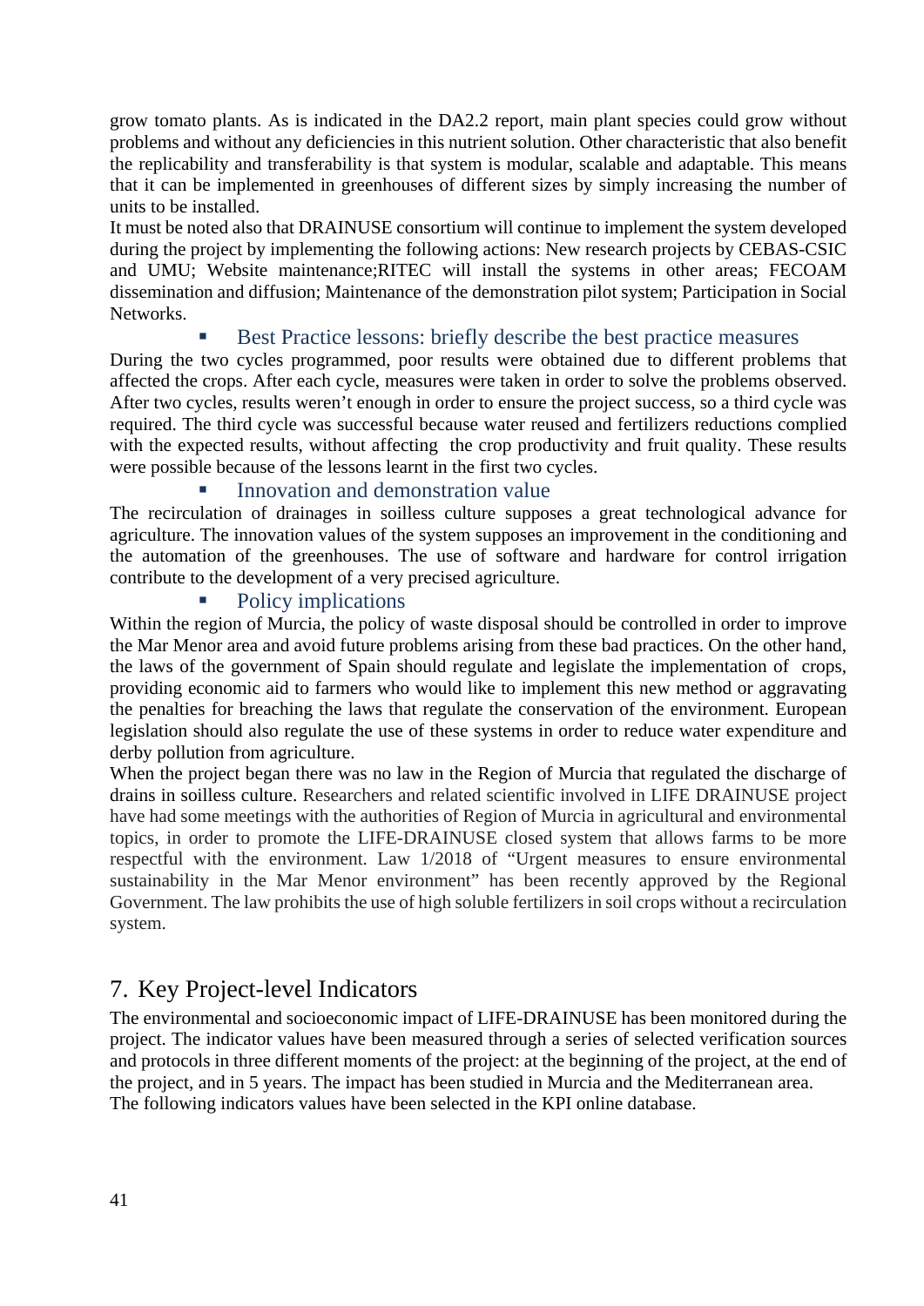grow tomato plants. As is indicated in the DA2.2 report, main plant species could grow without problems and without any deficiencies in this nutrient solution. Other characteristic that also benefit the replicability and transferability is that system is modular, scalable and adaptable. This means that it can be implemented in greenhouses of different sizes by simply increasing the number of units to be installed.

It must be noted also that DRAINUSE consortium will continue to implement the system developed during the project by implementing the following actions: New research projects by CEBAS-CSIC and UMU; Website maintenance;RITEC will install the systems in other areas; FECOAM dissemination and diffusion; Maintenance of the demonstration pilot system; Participation in Social Networks.

- Best Practice lessons: briefly describe the best practice measures

During the two cycles programmed, poor results were obtained due to different problems that affected the crops. After each cycle, measures were taken in order to solve the problems observed. After two cycles, results weren't enough in order to ensure the project success, so a third cycle was required. The third cycle was successful because water reused and fertilizers reductions complied with the expected results, without affecting the crop productivity and fruit quality. These results were possible because of the lessons learnt in the first two cycles.

- Innovation and demonstration value

The recirculation of drainages in soilless culture supposes a great technological advance for agriculture. The innovation values of the system supposes an improvement in the conditioning and the automation of the greenhouses. The use of software and hardware for control irrigation contribute to the development of a very precised agriculture.

- Policy implications

Within the region of Murcia, the policy of waste disposal should be controlled in order to improve the Mar Menor area and avoid future problems arising from these bad practices. On the other hand, the laws of the government of Spain should regulate and legislate the implementation of crops, providing economic aid to farmers who would like to implement this new method or aggravating the penalties for breaching the laws that regulate the conservation of the environment. European legislation should also regulate the use of these systems in order to reduce water expenditure and derby pollution from agriculture.

When the project began there was no law in the Region of Murcia that regulated the discharge of drains in soilless culture. Researchers and related scientific involved in LIFE DRAINUSE project have had some meetings with the authorities of Region of Murcia in agricultural and environmental topics, in order to promote the LIFE-DRAINUSE closed system that allows farms to be more respectful with the environment. Law 1/2018 of "Urgent measures to ensure environmental sustainability in the Mar Menor environment" has been recently approved by the Regional Government. The law prohibits the use of high soluble fertilizers in soil crops without a recirculation system.

# 7. Key Project-level Indicators

The environmental and socioeconomic impact of LIFE-DRAINUSE has been monitored during the project. The indicator values have been measured through a series of selected verification sources and protocols in three different moments of the project: at the beginning of the project, at the end of the project, and in 5 years. The impact has been studied in Murcia and the Mediterranean area.

The following indicators values have been selected in the KPI online database.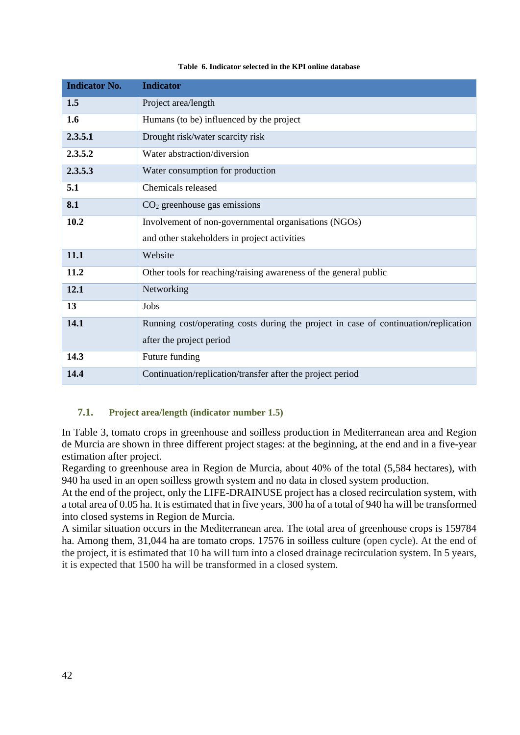Table 6. Indicator selected in the KPI online database

| Indicator No. | Indicator |
|---|---|
| **1.5** | Project area/length |
| **1.6** | Humans (to be) influenced by the project |
| **2.3.5.1** | Drought risk/water scarcity risk |
| **2.3.5.2** | Water abstraction/diversion |
| **2.3.5.3** | Water consumption for production |
| **5.1** | Chemicals released |
| **8.1** | $CO_2$ greenhouse gas emissions |
| **10.2** | Involvement of non-governmental organisations (NGOs) and other stakeholders in project activities |
| **11.1** | Website |
| **11.2** | Other tools for reaching/raising awareness of the general public |
| **12.1** | Networking |
| **13** | Jobs |
| **14.1** | Running cost/operating costs during the project in case of continuation/replication after the project period |
| **14.3** | Future funding |
| **14.4** | Continuation/replication/transfer after the project period |

### 7.1. Project area/length (indicator number 1.5)

In Table 3, tomato crops in greenhouse and soilless production in Mediterranean area and Region de Murcia are shown in three different project stages: at the beginning, at the end and in a five-year estimation after project.

Regarding to greenhouse area in Region de Murcia, about 40% of the total (5,584 hectares), with 940 ha used in an open soilless growth system and no data in closed system production.

At the end of the project, only the LIFE-DRAINUSE project has a closed recirculation system, with a total area of 0.05 ha. It is estimated that in five years, 300 ha of a total of 940 ha will be transformed into closed systems in Region de Murcia.

A similar situation occurs in the Mediterranean area. The total area of greenhouse crops is 159784 ha. Among them, 31,044 ha are tomato crops. 17576 in soilless culture (open cycle). At the end of the project, it is estimated that 10 ha will turn into a closed drainage recirculation system. In 5 years, it is expected that 1500 ha will be transformed in a closed system.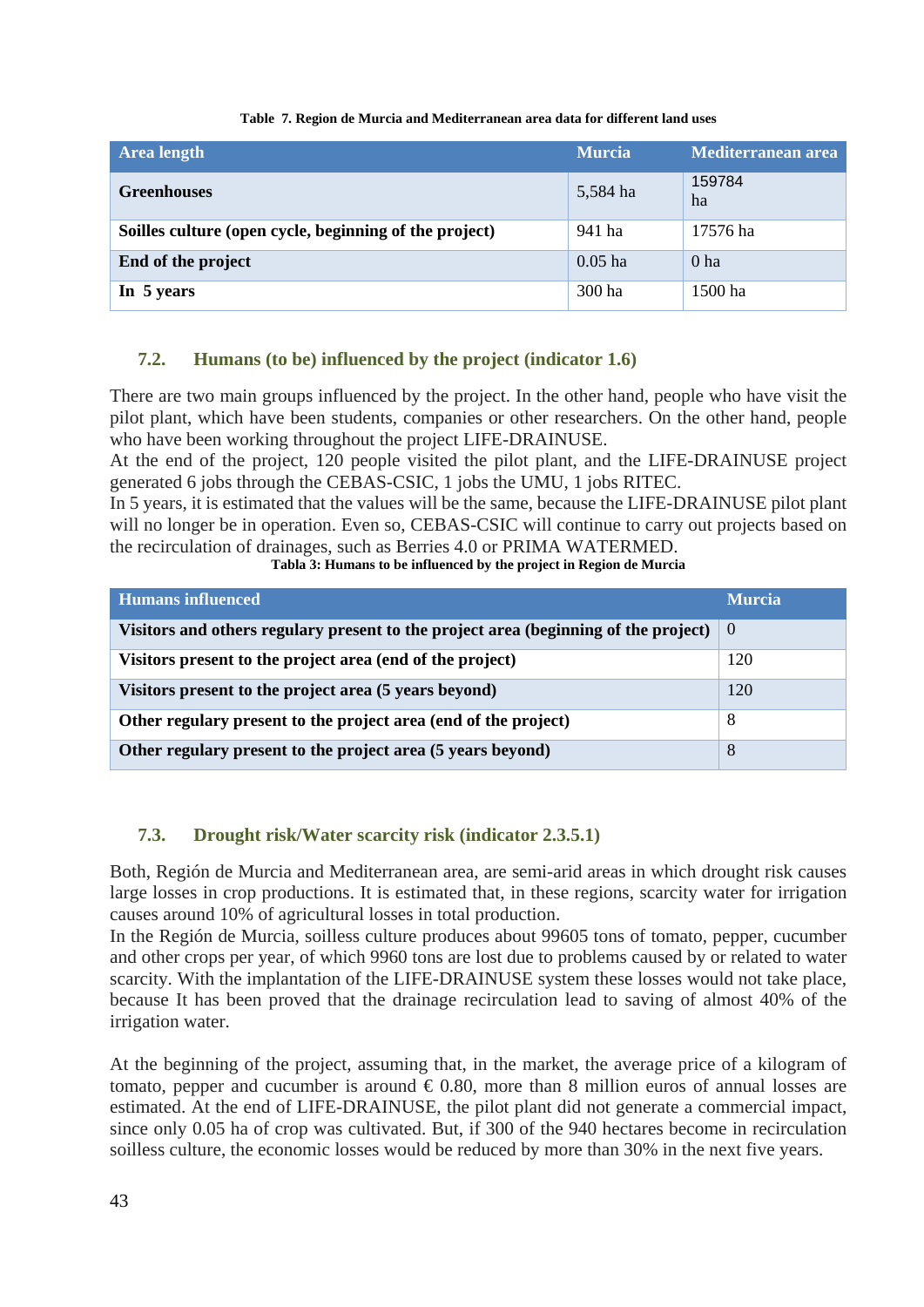**Table 7. Region de Murcia and Mediterranean area data for different land uses**

| Area length | Murcia | Mediterranean area |
|---|---|---|
| **Greenhouses** | 5,584 ha | 159784 ha |
| **Soilles culture (open cycle, beginning of the project)** | 941 ha | 17576 ha |
| **End of the project** | 0.05 ha | 0 ha |
| **In 5 years** | 300 ha | 1500 ha |

### 7.2. Humans (to be) influenced by the project (indicator 1.6)

There are two main groups influenced by the project. In the other hand, people who have visit the pilot plant, which have been students, companies or other researchers. On the other hand, people who have been working throughout the project LIFE-DRAINUSE.
At the end of the project, 120 people visited the pilot plant, and the LIFE-DRAINUSE project generated 6 jobs through the CEBAS-CSIC, 1 jobs the UMU, 1 jobs RITEC.
In 5 years, it is estimated that the values will be the same, because the LIFE-DRAINUSE pilot plant will no longer be in operation. Even so, CEBAS-CSIC will continue to carry out projects based on the recirculation of drainages, such as Berries 4.0 or PRIMA WATERMED.

**Tabla 3: Humans to be influenced by the project in Region de Murcia**

| Humans influenced | Murcia |
|---|---|
| **Visitors and others regulary present to the project area (beginning of the project)** | 0 |
| **Visitors present to the project area (end of the project)** | 120 |
| **Visitors present to the project area (5 years beyond)** | 120 |
| **Other regulary present to the project area (end of the project)** | 8 |
| **Other regulary present to the project area (5 years beyond)** | 8 |

### 7.3. Drought risk/Water scarcity risk (indicator 2.3.5.1)

Both, Región de Murcia and Mediterranean area, are semi-arid areas in which drought risk causes large losses in crop productions. It is estimated that, in these regions, scarcity water for irrigation causes around 10% of agricultural losses in total production.
In the Región de Murcia, soilless culture produces about 99605 tons of tomato, pepper, cucumber and other crops per year, of which 9960 tons are lost due to problems caused by or related to water scarcity. With the implantation of the LIFE-DRAINUSE system these losses would not take place, because It has been proved that the drainage recirculation lead to saving of almost 40% of the irrigation water.

At the beginning of the project, assuming that, in the market, the average price of a kilogram of tomato, pepper and cucumber is around € 0.80, more than 8 million euros of annual losses are estimated. At the end of LIFE-DRAINUSE, the pilot plant did not generate a commercial impact, since only 0.05 ha of crop was cultivated. But, if 300 of the 940 hectares become in recirculation soilless culture, the economic losses would be reduced by more than 30% in the next five years.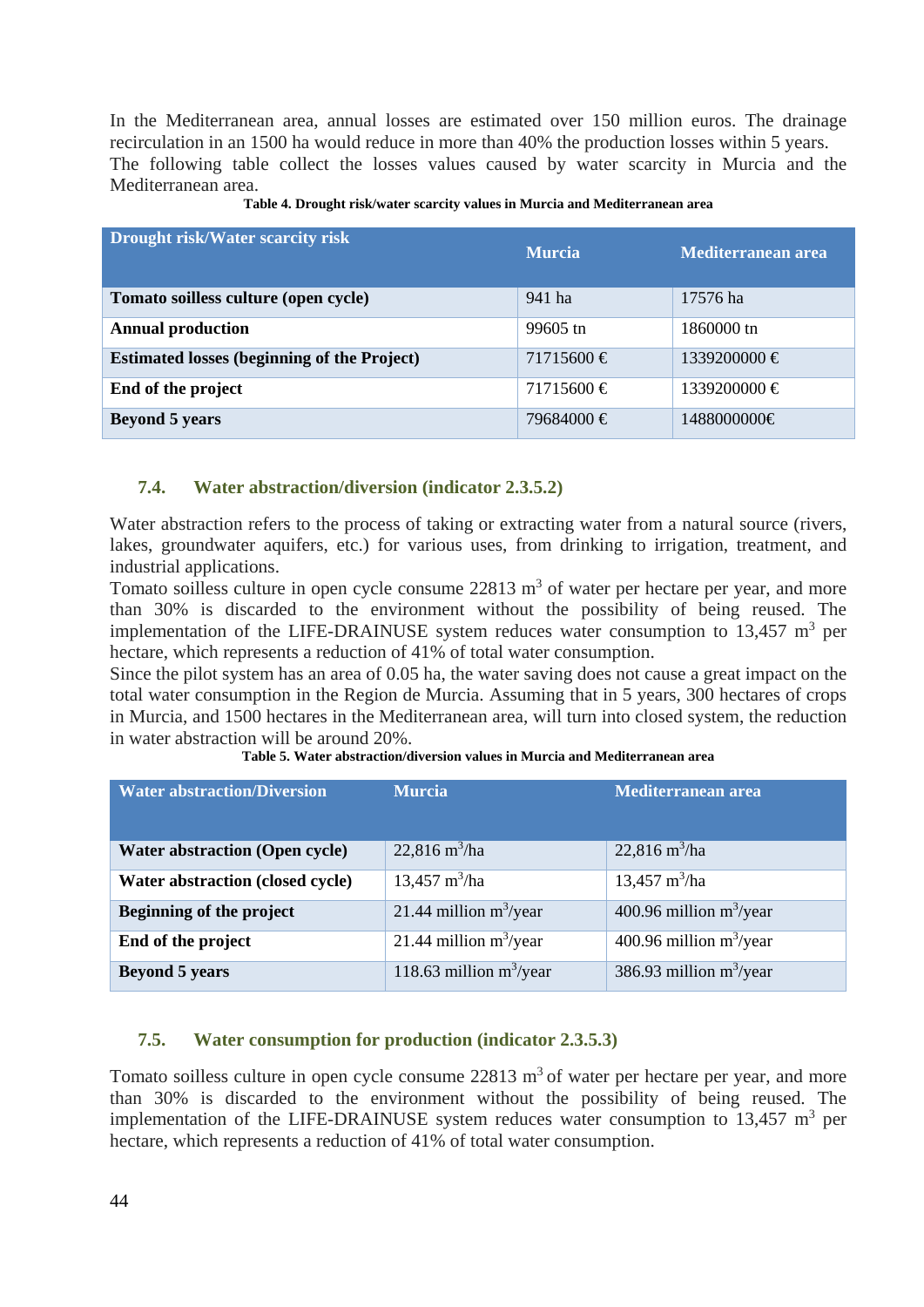In the Mediterranean area, annual losses are estimated over 150 million euros. The drainage recirculation in an 1500 ha would reduce in more than 40% the production losses within 5 years. The following table collect the losses values caused by water scarcity in Murcia and the Mediterranean area.

**Table 4. Drought risk/water scarcity values in Murcia and Mediterranean area**

| Drought risk/Water scarcity risk | Murcia | Mediterranean area |
|---|---|---|
| **Tomato soilless culture (open cycle)** | 941 ha | 17576 ha |
| **Annual production** | 99605 tn | 1860000 tn |
| **Estimated losses (beginning of the Project)** | 71715600 € | 1339200000 € |
| **End of the project** | 71715600 € | 1339200000 € |
| **Beyond 5 years** | 79684000 € | 1488000000€ |

## 7.4. Water abstraction/diversion (indicator 2.3.5.2)

Water abstraction refers to the process of taking or extracting water from a natural source (rivers, lakes, groundwater aquifers, etc.) for various uses, from drinking to irrigation, treatment, and industrial applications.
Tomato soilless culture in open cycle consume 22813 $m^3$ of water per hectare per year, and more than 30% is discarded to the environment without the possibility of being reused. The implementation of the LIFE-DRAINUSE system reduces water consumption to 13,457 $m^3$ per hectare, which represents a reduction of 41% of total water consumption.
Since the pilot system has an area of 0.05 ha, the water saving does not cause a great impact on the total water consumption in the Region de Murcia. Assuming that in 5 years, 300 hectares of crops in Murcia, and 1500 hectares in the Mediterranean area, will turn into closed system, the reduction in water abstraction will be around 20%.

**Table 5. Water abstraction/diversion values in Murcia and Mediterranean area**

| Water abstraction/Diversion | Murcia | Mediterranean area |
|---|---|---|
| **Water abstraction (Open cycle)** | 22,816 $m^3$/ha | 22,816 $m^3$/ha |
| **Water abstraction (closed cycle)** | 13,457 $m^3$/ha | 13,457 $m^3$/ha |
| **Beginning of the project** | 21.44 million $m^3$/year | 400.96 million $m^3$/year |
| **End of the project** | 21.44 million $m^3$/year | 400.96 million $m^3$/year |
| **Beyond 5 years** | 118.63 million $m^3$/year | 386.93 million $m^3$/year |

## 7.5. Water consumption for production (indicator 2.3.5.3)

Tomato soilless culture in open cycle consume 22813 $m^3$ of water per hectare per year, and more than 30% is discarded to the environment without the possibility of being reused. The implementation of the LIFE-DRAINUSE system reduces water consumption to 13,457 $m^3$ per hectare, which represents a reduction of 41% of total water consumption.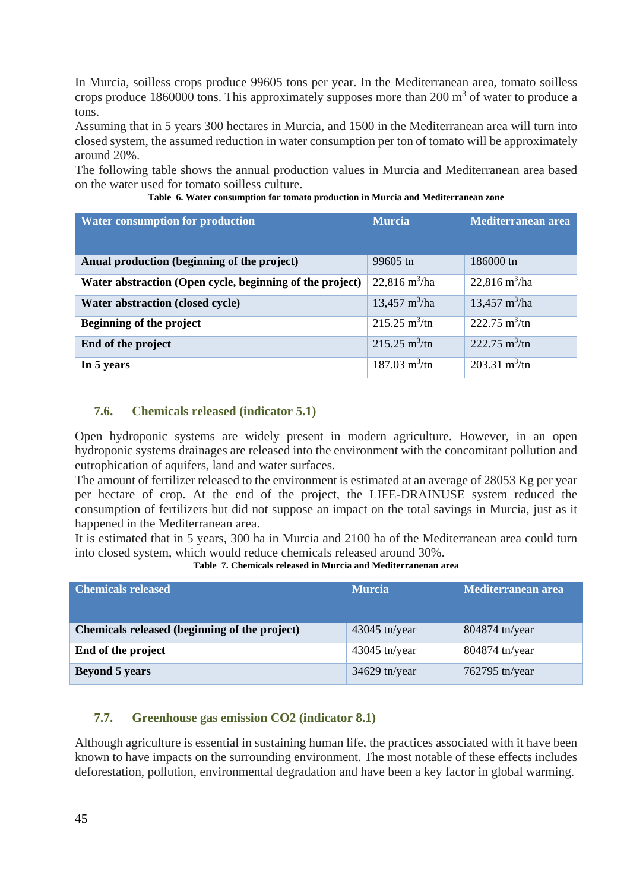In Murcia, soilless crops produce 99605 tons per year. In the Mediterranean area, tomato soilless crops produce 1860000 tons. This approximately supposes more than 200 $m^3$ of water to produce a tons.
Assuming that in 5 years 300 hectares in Murcia, and 1500 in the Mediterranean area will turn into closed system, the assumed reduction in water consumption per ton of tomato will be approximately around 20%.
The following table shows the annual production values in Murcia and Mediterranean area based on the water used for tomato soilless culture.

**Table 6. Water consumption for tomato production in Murcia and Mediterranean zone**

| Water consumption for production | Murcia | Mediterranean area |
|---|---|---|
| **Anual production (beginning of the project)** | 99605 tn | 186000 tn |
| **Water abstraction (Open cycle, beginning of the project)** | 22,816 $m^3$/ha | 22,816 $m^3$/ha |
| **Water abstraction (closed cycle)** | 13,457 $m^3$/ha | 13,457 $m^3$/ha |
| **Beginning of the project** | 215.25 $m^3$/tn | 222.75 $m^3$/tn |
| **End of the project** | 215.25 $m^3$/tn | 222.75 $m^3$/tn |
| **In 5 years** | 187.03 $m^3$/tn | 203.31 $m^3$/tn |

### 7.6. Chemicals released (indicator 5.1)

Open hydroponic systems are widely present in modern agriculture. However, in an open hydroponic systems drainages are released into the environment with the concomitant pollution and eutrophication of aquifers, land and water surfaces.
The amount of fertilizer released to the environment is estimated at an average of 28053 Kg per year per hectare of crop. At the end of the project, the LIFE-DRAINUSE system reduced the consumption of fertilizers but did not suppose an impact on the total savings in Murcia, just as it happened in the Mediterranean area.
It is estimated that in 5 years, 300 ha in Murcia and 2100 ha of the Mediterranean area could turn into closed system, which would reduce chemicals released around 30%.

**Table 7. Chemicals released in Murcia and Mediterranenan area**

| Chemicals released | Murcia | Mediterranean area |
|---|---|---|
| **Chemicals released (beginning of the project)** | 43045 tn/year | 804874 tn/year |
| **End of the project** | 43045 tn/year | 804874 tn/year |
| **Beyond 5 years** | 34629 tn/year | 762795 tn/year |

### 7.7. Greenhouse gas emission CO2 (indicator 8.1)

Although agriculture is essential in sustaining human life, the practices associated with it have been known to have impacts on the surrounding environment. The most notable of these effects includes deforestation, pollution, environmental degradation and have been a key factor in global warming.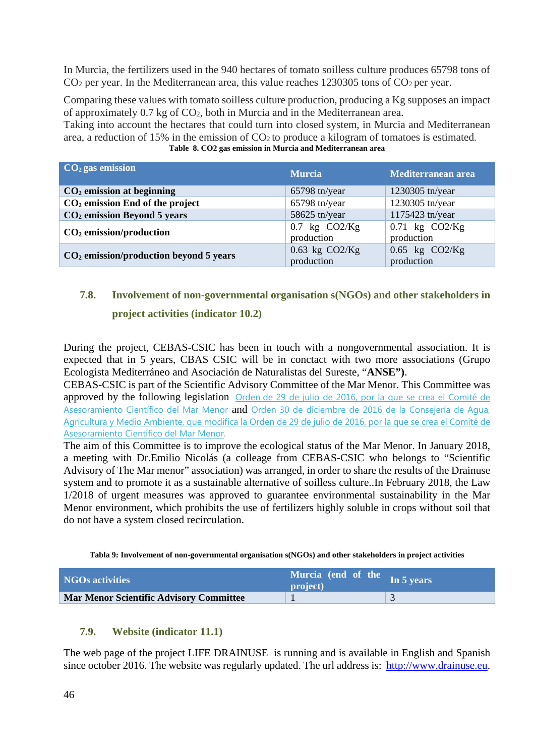In Murcia, the fertilizers used in the 940 hectares of tomato soilless culture produces 65798 tons of $CO_2$ per year. In the Mediterranean area, this value reaches 1230305 tons of $CO_2$ per year.

Comparing these values with tomato soilless culture production, producing a Kg supposes an impact of approximately 0.7 kg of $CO_2$, both in Murcia and in the Mediterranean area.
Taking into account the hectares that could turn into closed system, in Murcia and Mediterranean area, a reduction of 15% in the emission of $CO_2$ to produce a kilogram of tomatoes is estimated.

**Table 8. CO2 gas emission in Murcia and Mediterranean area**

| $CO_2$ gas emission | Murcia | Mediterranean area |
|---|---|---|
| **$CO_2$ emission at beginning** | 65798 tn/year | 1230305 tn/year |
| **$CO_2$ emission End of the project** | 65798 tn/year | 1230305 tn/year |
| **$CO_2$ emission Beyond 5 years** | 58625 tn/year | 1175423 tn/year |
| **$CO_2$ emission/production** | 0.7 kg CO2/Kg production | 0.71 kg CO2/Kg production |
| **$CO_2$ emission/production beyond 5 years** | 0.63 kg CO2/Kg production | 0.65 kg CO2/Kg production |

## 7.8. Involvement of non-governmental organisation s(NGOs) and other stakeholders in project activities (indicator 10.2)

During the project, CEBAS-CSIC has been in touch with a nongovernmental association. It is expected that in 5 years, CBAS CSIC will be in conctact with two more associations (Grupo Ecologista Mediterráneo and Asociación de Naturalistas del Sureste, "**ANSE")**.
CEBAS-CSIC is part of the Scientific Advisory Committee of the Mar Menor. This Committee was approved by the following legislation Orden de 29 de julio de 2016, por la que se crea el Comité de Asesoramiento Científico del Mar Menor and Orden 30 de diciembre de 2016 de la Consejería de Agua, Agricultura y Medio Ambiente, que modifica la Orden de 29 de julio de 2016, por la que se crea el Comité de Asesoramiento Científico del Mar Menor.
The aim of this Committee is to improve the ecological status of the Mar Menor. In January 2018, a meeting with Dr.Emilio Nicolás (a colleage from CEBAS-CSIC who belongs to "Scientific Advisory of The Mar menor" association) was arranged, in order to share the results of the Drainuse system and to promote it as a sustainable alternative of soilless culture..In February 2018, the Law 1/2018 of urgent measures was approved to guarantee environmental sustainability in the Mar Menor environment, which prohibits the use of fertilizers highly soluble in crops without soil that do not have a system closed recirculation.

**Tabla 9: Involvement of non-governmental organisation s(NGOs) and other stakeholders in project activities**

| NGOs activities | Murcia (end of the project) | In 5 years |
|---|---|---|
| **Mar Menor Scientific Advisory Committee** | 1 | 3 |

## 7.9. Website (indicator 11.1)

The web page of the project LIFE DRAINUSE is running and is available in English and Spanish since october 2016. The website was regularly updated. The url address is: http://www.drainuse.eu.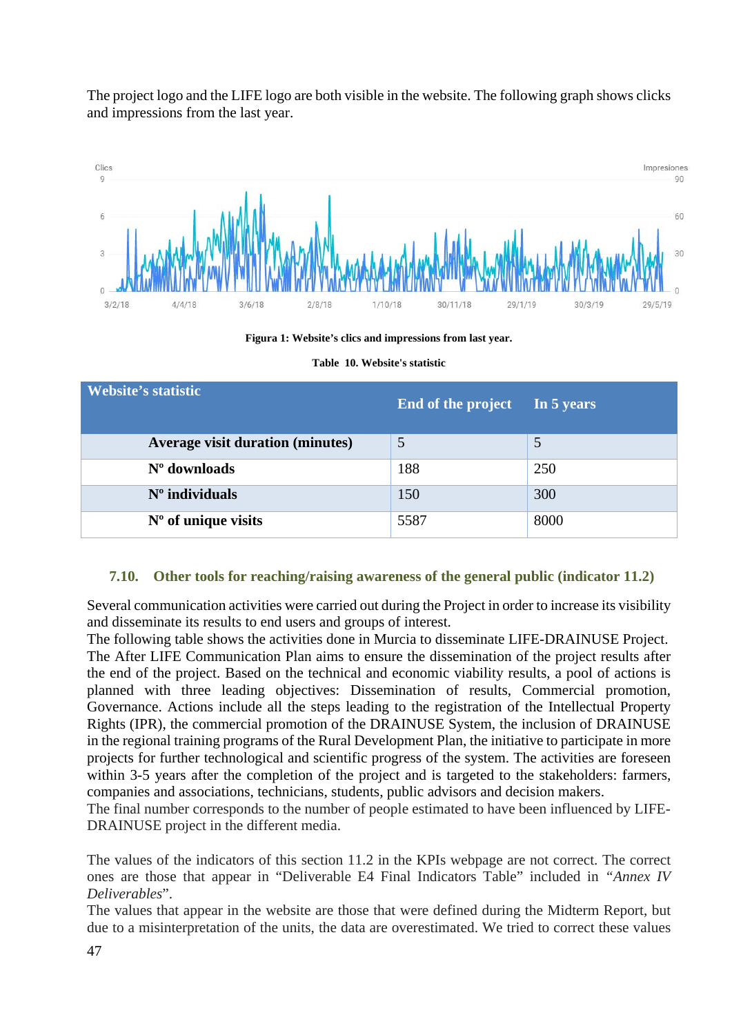The project logo and the LIFE logo are both visible in the website. The following graph shows clicks and impressions from the last year.

**Figura 1: Website's clics and impressions from last year.**

**Table 10. Website's statistic**

| Website's statistic | End of the project | In 5 years |
|---|---|---|
| **Average visit duration (minutes)** | 5 | 5 |
| **Nº downloads** | 188 | 250 |
| **Nº individuals** | 150 | 300 |
| **Nº of unique visits** | 5587 | 8000 |

### 7.10. Other tools for reaching/raising awareness of the general public (indicator 11.2)

Several communication activities were carried out during the Project in order to increase its visibility and disseminate its results to end users and groups of interest.
The following table shows the activities done in Murcia to disseminate LIFE-DRAINUSE Project.
The After LIFE Communication Plan aims to ensure the dissemination of the project results after the end of the project. Based on the technical and economic viability results, a pool of actions is planned with three leading objectives: Dissemination of results, Commercial promotion, Governance. Actions include all the steps leading to the registration of the Intellectual Property Rights (IPR), the commercial promotion of the DRAINUSE System, the inclusion of DRAINUSE in the regional training programs of the Rural Development Plan, the initiative to participate in more projects for further technological and scientific progress of the system. The activities are foreseen within 3-5 years after the completion of the project and is targeted to the stakeholders: farmers, companies and associations, technicians, students, public advisors and decision makers.
The final number corresponds to the number of people estimated to have been influenced by LIFE-DRAINUSE project in the different media.

The values of the indicators of this section 11.2 in the KPIs webpage are not correct. The correct ones are those that appear in "Deliverable E4 Final Indicators Table" included in "*Annex IV Deliverables*".
The values that appear in the website are those that were defined during the Midterm Report, but due to a misinterpretation of the units, the data are overestimated. We tried to correct these values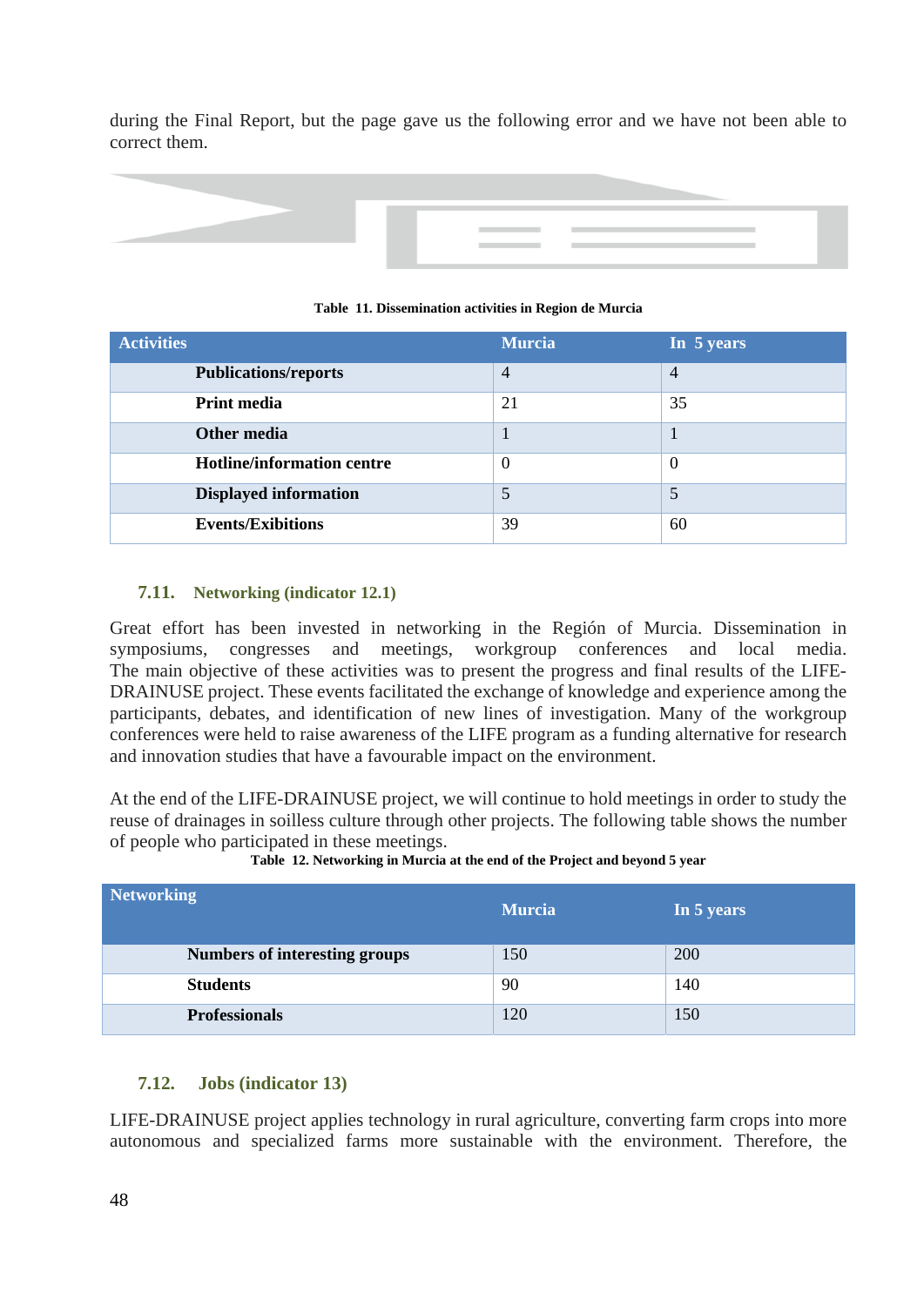during the Final Report, but the page gave us the following error and we have not been able to correct them.

**Table 11. Dissemination activities in Region de Murcia**

| Activities | Murcia | In 5 years |
|---|---|---|
| **Publications/reports** | 4 | 4 |
| **Print media** | 21 | 35 |
| **Other media** | 1 | 1 |
| **Hotline/information centre** | 0 | 0 |
| **Displayed information** | 5 | 5 |
| **Events/Exibitions** | 39 | 60 |

### 7.11. Networking (indicator 12.1)

Great effort has been invested in networking in the Región of Murcia. Dissemination in symposiums, congresses and meetings, workgroup conferences and local media. The main objective of these activities was to present the progress and final results of the LIFE-DRAINUSE project. These events facilitated the exchange of knowledge and experience among the participants, debates, and identification of new lines of investigation. Many of the workgroup conferences were held to raise awareness of the LIFE program as a funding alternative for research and innovation studies that have a favourable impact on the environment.

At the end of the LIFE-DRAINUSE project, we will continue to hold meetings in order to study the reuse of drainages in soilless culture through other projects. The following table shows the number of people who participated in these meetings.

**Table 12. Networking in Murcia at the end of the Project and beyond 5 year**

| Networking | Murcia | In 5 years |
|---|---|---|
| **Numbers of interesting groups** | 150 | 200 |
| **Students** | 90 | 140 |
| **Professionals** | 120 | 150 |

### 7.12. Jobs (indicator 13)

LIFE-DRAINUSE project applies technology in rural agriculture, converting farm crops into more autonomous and specialized farms more sustainable with the environment. Therefore, the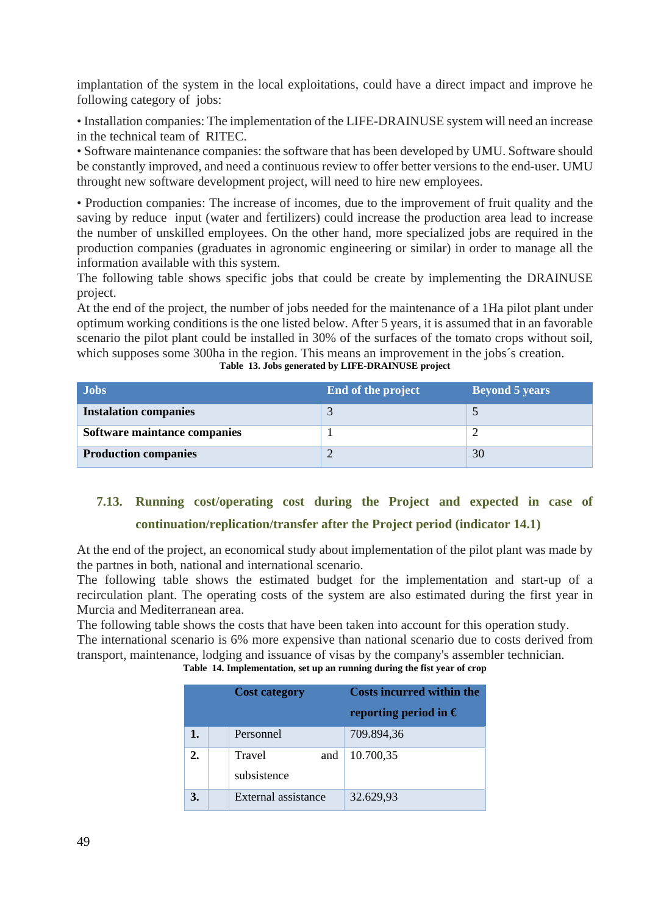implantation of the system in the local exploitations, could have a direct impact and improve he following category of jobs:

• Installation companies: The implementation of the LIFE-DRAINUSE system will need an increase in the technical team of RITEC.
• Software maintenance companies: the software that has been developed by UMU. Software should be constantly improved, and need a continuous review to offer better versions to the end-user. UMU throught new software development project, will need to hire new employees.

• Production companies: The increase of incomes, due to the improvement of fruit quality and the saving by reduce input (water and fertilizers) could increase the production area lead to increase the number of unskilled employees. On the other hand, more specialized jobs are required in the production companies (graduates in agronomic engineering or similar) in order to manage all the information available with this system.
The following table shows specific jobs that could be create by implementing the DRAINUSE project.
At the end of the project, the number of jobs needed for the maintenance of a 1Ha pilot plant under optimum working conditions is the one listed below. After 5 years, it is assumed that in an favorable scenario the pilot plant could be installed in 30% of the surfaces of the tomato crops without soil, which supposes some 300ha in the region. This means an improvement in the jobs´s creation.

**Table 13. Jobs generated by LIFE-DRAINUSE project**

| Jobs | End of the project | Beyond 5 years |
|---|---|---|
| **Instalation companies** | 3 | 5 |
| **Software maintance companies** | 1 | 2 |
| **Production companies** | 2 | 30 |

### 7.13. Running cost/operating cost during the Project and expected in case of continuation/replication/transfer after the Project period (indicator 14.1)

At the end of the project, an economical study about implementation of the pilot plant was made by the partnes in both, national and international scenario.
The following table shows the estimated budget for the implementation and start-up of a recirculation plant. The operating costs of the system are also estimated during the first year in Murcia and Mediterranean area.
The following table shows the costs that have been taken into account for this operation study.
The international scenario is 6% more expensive than national scenario due to costs derived from transport, maintenance, lodging and issuance of visas by the company's assembler technician.

**Table 14. Implementation, set up an running during the fist year of crop**

| | | Cost category | Costs incurred within the reporting period in € |
|---|---|---|---|
| **1.** | | Personnel | 709.894,36 |
| **2.** | | Travel and subsistence | 10.700,35 |
| **3.** | | External assistance | 32.629,93 |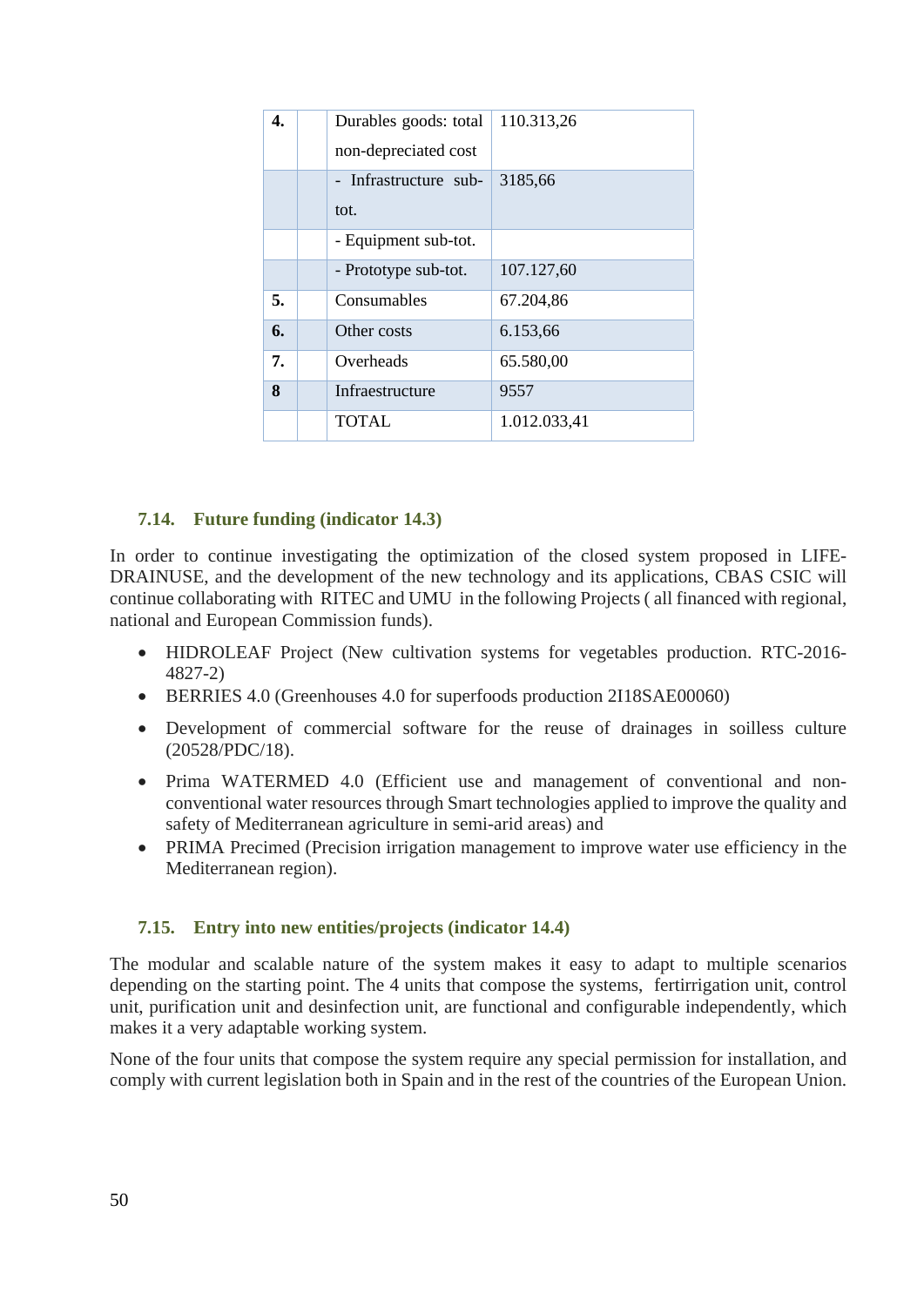| 4. | | Durables goods: total non-depreciated cost | 110.313,26 |
|---|---|---|---|
| | | - Infrastructure sub-tot. | 3185,66 |
| | | - Equipment sub-tot. | |
| | | - Prototype sub-tot. | 107.127,60 |
| 5. | | Consumables | 67.204,86 |
| 6. | | Other costs | 6.153,66 |
| 7. | | Overheads | 65.580,00 |
| 8 | | Infraestructure | 9557 |
| | | TOTAL | 1.012.033,41 |

### 7.14. Future funding (indicator 14.3)

In order to continue investigating the optimization of the closed system proposed in LIFE-DRAINUSE, and the development of the new technology and its applications, CBAS CSIC will continue collaborating with RITEC and UMU in the following Projects ( all financed with regional, national and European Commission funds).

- HIDROLEAF Project (New cultivation systems for vegetables production. RTC-2016-4827-2)
- BERRIES 4.0 (Greenhouses 4.0 for superfoods production 2I18SAE00060)
- Development of commercial software for the reuse of drainages in soilless culture (20528/PDC/18).
- Prima WATERMED 4.0 (Efficient use and management of conventional and non-conventional water resources through Smart technologies applied to improve the quality and safety of Mediterranean agriculture in semi-arid areas) and
- PRIMA Precimed (Precision irrigation management to improve water use efficiency in the Mediterranean region).

### 7.15. Entry into new entities/projects (indicator 14.4)

The modular and scalable nature of the system makes it easy to adapt to multiple scenarios depending on the starting point. The 4 units that compose the systems, fertirrigation unit, control unit, purification unit and desinfection unit, are functional and configurable independently, which makes it a very adaptable working system.

None of the four units that compose the system require any special permission for installation, and comply with current legislation both in Spain and in the rest of the countries of the European Union.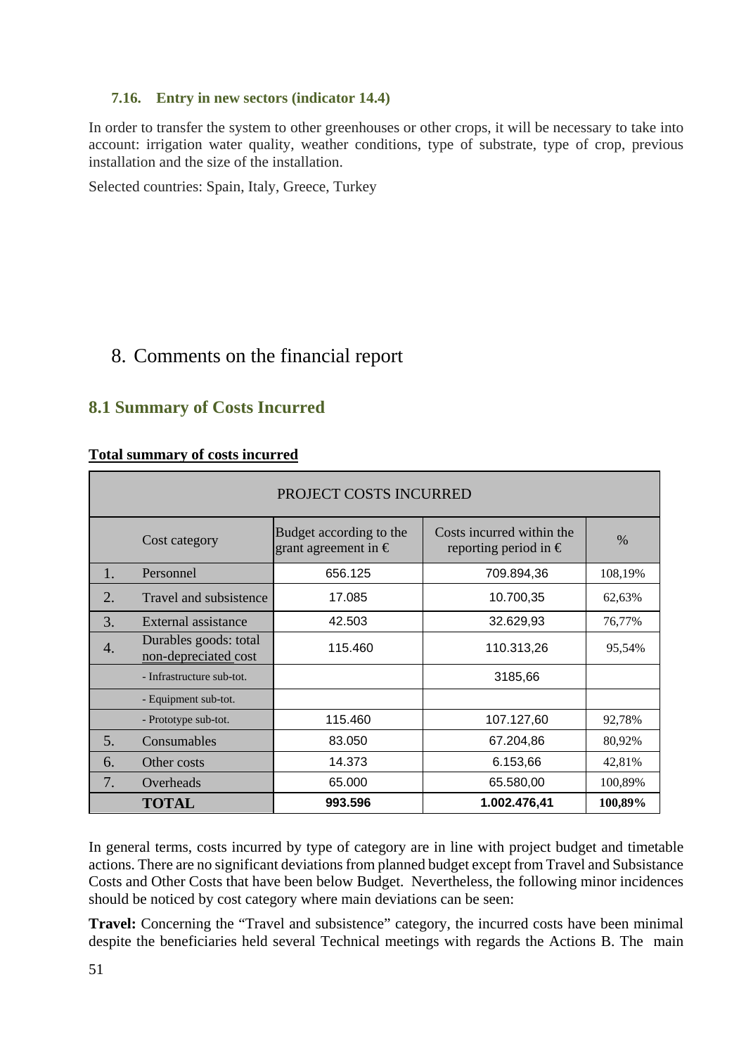### 7.16. Entry in new sectors (indicator 14.4)

In order to transfer the system to other greenhouses or other crops, it will be necessary to take into account: irrigation water quality, weather conditions, type of substrate, type of crop, previous installation and the size of the installation.

Selected countries: Spain, Italy, Greece, Turkey

# 8. Comments on the financial report

## 8.1 Summary of Costs Incurred

**Total summary of costs incurred**

| PROJECT COSTS INCURRED | | | | |
|---|---|---|---|---|
| | Cost category | Budget according to the grant agreement in € | Costs incurred within the reporting period in € | % |
| 1. | Personnel | 656.125 | 709.894,36 | 108,19% |
| 2. | Travel and subsistence | 17.085 | 10.700,35 | 62,63% |
| 3. | External assistance | 42.503 | 32.629,93 | 76,77% |
| 4. | Durables goods: total non-depreciated cost | 115.460 | 110.313,26 | 95,54% |
| | - Infrastructure sub-tot. | | 3185,66 | |
| | - Equipment sub-tot. | | | |
| | - Prototype sub-tot. | 115.460 | 107.127,60 | 92,78% |
| 5. | Consumables | 83.050 | 67.204,86 | 80,92% |
| 6. | Other costs | 14.373 | 6.153,66 | 42,81% |
| 7. | Overheads | 65.000 | 65.580,00 | 100,89% |
| | **TOTAL** | **993.596** | **1.002.476,41** | **100,89%** |

In general terms, costs incurred by type of category are in line with project budget and timetable actions. There are no significant deviations from planned budget except from Travel and Subsistance Costs and Other Costs that have been below Budget. Nevertheless, the following minor incidences should be noticed by cost category where main deviations can be seen:

**Travel:** Concerning the "Travel and subsistence" category, the incurred costs have been minimal despite the beneficiaries held several Technical meetings with regards the Actions B. The main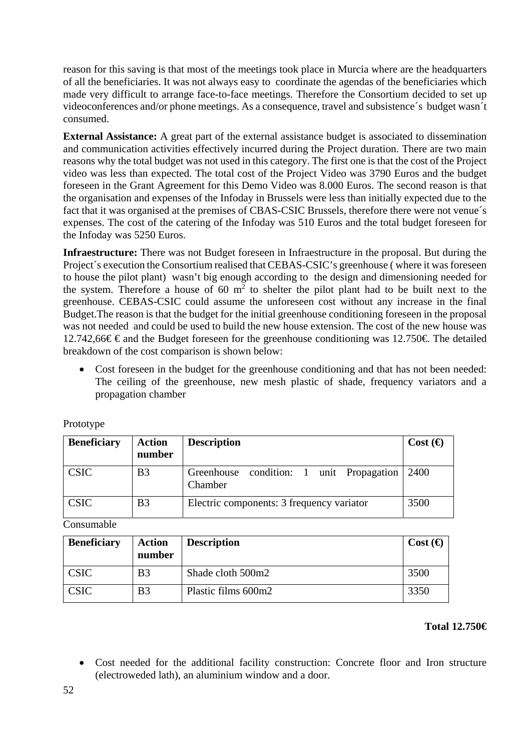reason for this saving is that most of the meetings took place in Murcia where are the headquarters of all the beneficiaries. It was not always easy to coordinate the agendas of the beneficiaries which made very difficult to arrange face-to-face meetings. Therefore the Consortium decided to set up videoconferences and/or phone meetings. As a consequence, travel and subsistence´s budget wasn´t consumed.

**External Assistance:** A great part of the external assistance budget is associated to dissemination and communication activities effectively incurred during the Project duration. There are two main reasons why the total budget was not used in this category. The first one is that the cost of the Project video was less than expected. The total cost of the Project Video was 3790 Euros and the budget foreseen in the Grant Agreement for this Demo Video was 8.000 Euros. The second reason is that the organisation and expenses of the Infoday in Brussels were less than initially expected due to the fact that it was organised at the premises of CBAS-CSIC Brussels, therefore there were not venue´s expenses. The cost of the catering of the Infoday was 510 Euros and the total budget foreseen for the Infoday was 5250 Euros.

**Infraestructure:** There was not Budget foreseen in Infraestructure in the proposal. But during the Project´s execution the Consortium realised that CEBAS-CSIC's greenhouse ( where it was foreseen to house the pilot plant) wasn't big enough according to the design and dimensioning needed for the system. Therefore a house of 60 $m^2$ to shelter the pilot plant had to be built next to the greenhouse. CEBAS-CSIC could assume the unforeseen cost without any increase in the final Budget.The reason is that the budget for the initial greenhouse conditioning foreseen in the proposal was not needed and could be used to build the new house extension. The cost of the new house was 12.742,66€ € and the Budget foreseen for the greenhouse conditioning was 12.750€. The detailed breakdown of the cost comparison is shown below:

- Cost foreseen in the budget for the greenhouse conditioning and that has not been needed: The ceiling of the greenhouse, new mesh plastic of shade, frequency variators and a propagation chamber

Prototype

| Beneficiary | Action number | Description | Cost (€) |
|---|---|---|---|
| CSIC | B3 | Greenhouse condition: 1 unit Propagation Chamber | 2400 |
| CSIC | B3 | Electric components: 3 frequency variator | 3500 |

Consumable

| Beneficiary | Action number | Description | Cost (€) |
|---|---|---|---|
| CSIC | B3 | Shade cloth 500m2 | 3500 |
| CSIC | B3 | Plastic films 600m2 | 3350 |

**Total 12.750€**

- Cost needed for the additional facility construction: Concrete floor and Iron structure (electroweded lath), an aluminium window and a door.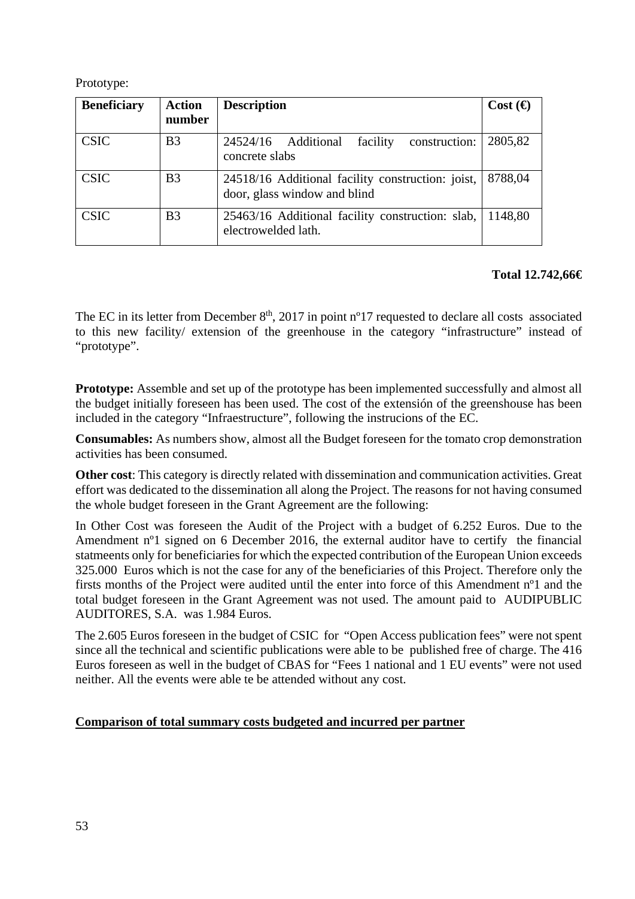Prototype:

| Beneficiary | Action number | Description | Cost (€) |
|---|---|---|---|
| CSIC | B3 | 24524/16 Additional facility construction: concrete slabs | 2805,82 |
| CSIC | B3 | 24518/16 Additional facility construction: joist, door, glass window and blind | 8788,04 |
| CSIC | B3 | 25463/16 Additional facility construction: slab, electrowelded lath. | 1148,80 |

**Total 12.742,66€**

The EC in its letter from December 8th, 2017 in point nº17 requested to declare all costs associated to this new facility/ extension of the greenhouse in the category “infrastructure” instead of “prototype”.

**Prototype:** Assemble and set up of the prototype has been implemented successfully and almost all the budget initially foreseen has been used. The cost of the extensión of the greenshouse has been included in the category “Infraestructure”, following the instrucions of the EC.

**Consumables:** As numbers show, almost all the Budget foreseen for the tomato crop demonstration activities has been consumed.

**Other cost**: This category is directly related with dissemination and communication activities. Great effort was dedicated to the dissemination all along the Project. The reasons for not having consumed the whole budget foreseen in the Grant Agreement are the following:

In Other Cost was foreseen the Audit of the Project with a budget of 6.252 Euros. Due to the Amendment nº1 signed on 6 December 2016, the external auditor have to certify the financial statmeents only for beneficiaries for which the expected contribution of the European Union exceeds 325.000 Euros which is not the case for any of the beneficiaries of this Project. Therefore only the firsts months of the Project were audited until the enter into force of this Amendment nº1 and the total budget foreseen in the Grant Agreement was not used. The amount paid to AUDIPUBLIC AUDITORES, S.A. was 1.984 Euros.

The 2.605 Euros foreseen in the budget of CSIC for “Open Access publication fees” were not spent since all the technical and scientific publications were able to be published free of charge. The 416 Euros foreseen as well in the budget of CBAS for “Fees 1 national and 1 EU events” were not used neither. All the events were able te be attended without any cost.

**Comparison of total summary costs budgeted and incurred per partner**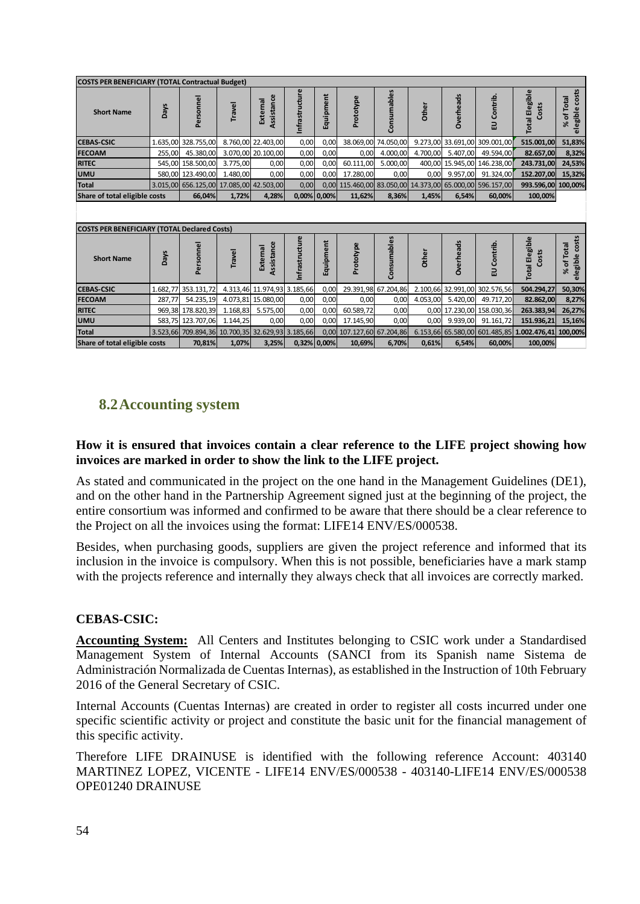| COSTS PER BENEFICIARY (TOTAL Contractual Budget) | | | | | | | | | | | | | |
|---|---|---|---|---|---|---|---|---|---|---|---|---|---|
| Short Name | Days | Personnel | Travel | External Assistance | Infrastructure | Equipment | Prototype | Consumables | Other | Overheads | EU Contrib. | Total Elegible Costs | % of Total elegible costs |
| CEBAS-CSIC | 1.635,00 | 328.755,00 | 8.760,00 | 22.403,00 | 0,00 | 0,00 | 38.069,00 | 74.050,00 | 9.273,00 | 33.691,00 | 309.001,00 | 515.001,00 | 51,83% |
| FECOAM | 255,00 | 45.380,00 | 3.070,00 | 20.100,00 | 0,00 | 0,00 | 0,00 | 4.000,00 | 4.700,00 | 5.407,00 | 49.594,00 | 82.657,00 | 8,32% |
| RITEC | 545,00 | 158.500,00 | 3.775,00 | 0,00 | 0,00 | 0,00 | 60.111,00 | 5.000,00 | 400,00 | 15.945,00 | 146.238,00 | 243.731,00 | 24,53% |
| UMU | 580,00 | 123.490,00 | 1.480,00 | 0,00 | 0,00 | 0,00 | 17.280,00 | 0,00 | 0,00 | 9.957,00 | 91.324,00 | 152.207,00 | 15,32% |
| Total | 3.015,00 | 656.125,00 | 17.085,00 | 42.503,00 | 0,00 | 0,00 | 115.460,00 | 83.050,00 | 14.373,00 | 65.000,00 | 596.157,00 | 993.596,00 | 100,00% |
| Share of total eligible costs | | 66,04% | 1,72% | 4,28% | 0,00% | 0,00% | 11,62% | 8,36% | 1,45% | 6,54% | 60,00% | 100,00% | |

| COSTS PER BENEFICIARY (TOTAL Declared Costs) | | | | | | | | | | | | | |
|---|---|---|---|---|---|---|---|---|---|---|---|---|---|
| Short Name | Days | Personnel | Travel | External Assistance | Infrastructure | Equipment | Prototype | Consumables | Other | Overheads | EU Contrib. | Total Elegible Costs | % of Total elegible costs |
| CEBAS-CSIC | 1.682,77 | 353.131,72 | 4.313,46 | 11.974,93 | 3.185,66 | 0,00 | 29.391,98 | 67.204,86 | 2.100,66 | 32.991,00 | 302.576,56 | 504.294,27 | 50,30% |
| FECOAM | 287,77 | 54.235,19 | 4.073,81 | 15.080,00 | 0,00 | 0,00 | 0,00 | 0,00 | 4.053,00 | 5.420,00 | 49.717,20 | 82.862,00 | 8,27% |
| RITEC | 969,38 | 178.820,39 | 1.168,83 | 5.575,00 | 0,00 | 0,00 | 60.589,72 | 0,00 | 0,00 | 17.230,00 | 158.030,36 | 263.383,94 | 26,27% |
| UMU | 583,75 | 123.707,06 | 1.144,25 | 0,00 | 0,00 | 0,00 | 17.145,90 | 0,00 | 0,00 | 9.939,00 | 91.161,72 | 151.936,21 | 15,16% |
| Total | 3.523,66 | 709.894,36 | 10.700,35 | 32.629,93 | 3.185,66 | 0,00 | 107.127,60 | 67.204,86 | 6.153,66 | 65.580,00 | 601.485,85 | 1.002.476,41 | 100,00% |
| Share of total eligible costs | | 70,81% | 1,07% | 3,25% | 0,32% | 0,00% | 10,69% | 6,70% | 0,61% | 6,54% | 60,00% | 100,00% | |

## 8.2 Accounting system

**How it is ensured that invoices contain a clear reference to the LIFE project showing how invoices are marked in order to show the link to the LIFE project.**

As stated and communicated in the project on the one hand in the Management Guidelines (DE1), and on the other hand in the Partnership Agreement signed just at the beginning of the project, the entire consortium was informed and confirmed to be aware that there should be a clear reference to the Project on all the invoices using the format: LIFE14 ENV/ES/000538.

Besides, when purchasing goods, suppliers are given the project reference and informed that its inclusion in the invoice is compulsory. When this is not possible, beneficiaries have a mark stamp with the projects reference and internally they always check that all invoices are correctly marked.

**CEBAS-CSIC:**

**Accounting System:** All Centers and Institutes belonging to CSIC work under a Standardised Management System of Internal Accounts (SANCI from its Spanish name Sistema de Administración Normalizada de Cuentas Internas), as established in the Instruction of 10th February 2016 of the General Secretary of CSIC.

Internal Accounts (Cuentas Internas) are created in order to register all costs incurred under one specific scientific activity or project and constitute the basic unit for the financial management of this specific activity.

Therefore LIFE DRAINUSE is identified with the following reference Account: 403140 MARTINEZ LOPEZ, VICENTE - LIFE14 ENV/ES/000538 - 403140-LIFE14 ENV/ES/000538 OPE01240 DRAINUSE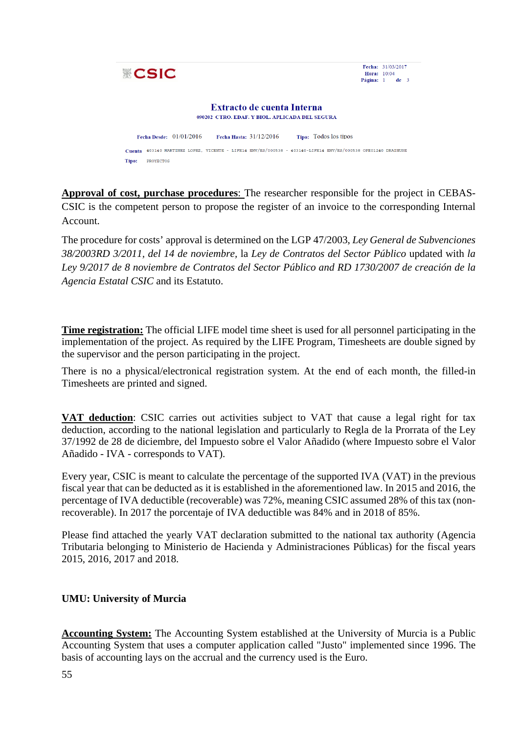CSIC

Fecha: 31/03/2017
Hora: 10:04
Página: 1 de 3

**Extracto de cuenta Interna**

090202 CTRO. EDAF. Y BIOL. APLICADA DEL SEGURA

Fecha Desde: 01/01/2016 Fecha Hasta: 31/12/2016 Tipo: Todos los tipos

Cuenta 403140 MARTINEZ LOPEZ, VICENTE - LIFE14 ENV/ES/000538 - 403140-LIFE14 ENV/ES/000538 OFE01240 DRAINUSE

Tipo: PROYECTOS

**<u>Approval of cost, purchase procedures</u>**: The researcher responsible for the project in CEBAS-CSIC is the competent person to propose the register of an invoice to the corresponding Internal Account.

The procedure for costs' approval is determined on the LGP 47/2003, *Ley General de Subvenciones 38/2003RD 3/2011, del 14 de noviembre*, la *Ley de Contratos del Sector Público* updated with *la Ley 9/2017 de 8 noviembre de Contratos del Sector Público and RD 1730/2007 de creación de la Agencia Estatal CSIC* and its Estatuto.

**<u>Time registration:</u>** The official LIFE model time sheet is used for all personnel participating in the implementation of the project. As required by the LIFE Program, Timesheets are double signed by the supervisor and the person participating in the project.

There is no a physical/electronical registration system. At the end of each month, the filled-in Timesheets are printed and signed.

**<u>VAT deduction</u>**: CSIC carries out activities subject to VAT that cause a legal right for tax deduction, according to the national legislation and particularly to Regla de la Prorrata of the Ley 37/1992 de 28 de diciembre, del Impuesto sobre el Valor Añadido (where Impuesto sobre el Valor Añadido - IVA - corresponds to VAT).

Every year, CSIC is meant to calculate the percentage of the supported IVA (VAT) in the previous fiscal year that can be deducted as it is established in the aforementioned law. In 2015 and 2016, the percentage of IVA deductible (recoverable) was 72%, meaning CSIC assumed 28% of this tax (non-recoverable). In 2017 the porcentaje of IVA deductible was 84% and in 2018 of 85%.

Please find attached the yearly VAT declaration submitted to the national tax authority (Agencia Tributaria belonging to Ministerio de Hacienda y Administraciones Públicas) for the fiscal years 2015, 2016, 2017 and 2018.

**UMU: University of Murcia**

**<u>Accounting System:</u>** The Accounting System established at the University of Murcia is a Public Accounting System that uses a computer application called "Justo" implemented since 1996. The basis of accounting lays on the accrual and the currency used is the Euro.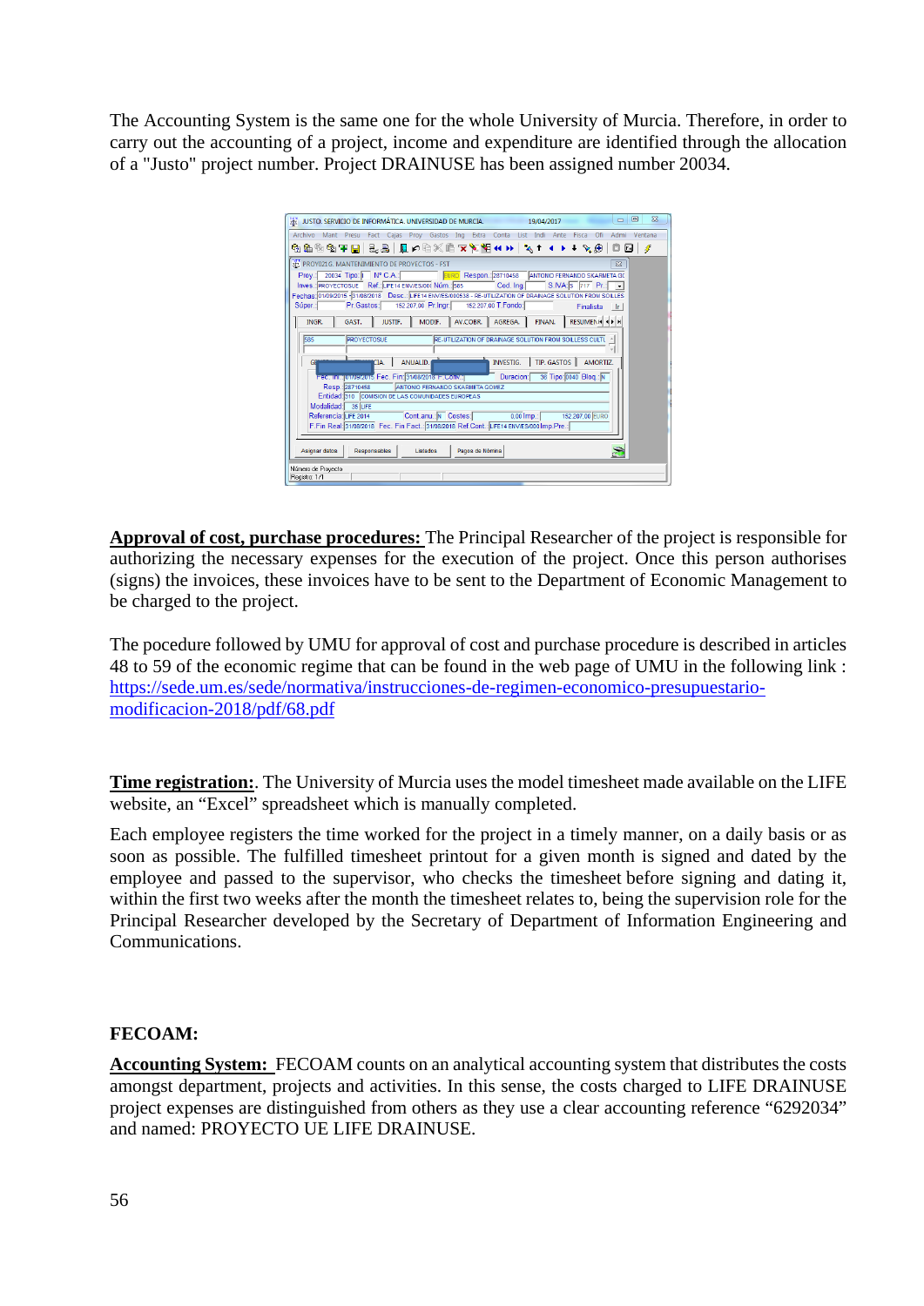The Accounting System is the same one for the whole University of Murcia. Therefore, in order to carry out the accounting of a project, income and expenditure are identified through the allocation of a "Justo" project number. Project DRAINUSE has been assigned number 20034.

**Approval of cost, purchase procedures:** The Principal Researcher of the project is responsible for authorizing the necessary expenses for the execution of the project. Once this person authorises (signs) the invoices, these invoices have to be sent to the Department of Economic Management to be charged to the project.

The pocedure followed by UMU for approval of cost and purchase procedure is described in articles 48 to 59 of the economic regime that can be found in the web page of UMU in the following link : https://sede.um.es/sede/normativa/instrucciones-de-regimen-economico-presupuestario-modificacion-2018/pdf/68.pdf

**Time registration:**. The University of Murcia uses the model timesheet made available on the LIFE website, an "Excel" spreadsheet which is manually completed.

Each employee registers the time worked for the project in a timely manner, on a daily basis or as soon as possible. The fulfilled timesheet printout for a given month is signed and dated by the employee and passed to the supervisor, who checks the timesheet before signing and dating it, within the first two weeks after the month the timesheet relates to, being the supervision role for the Principal Researcher developed by the Secretary of Department of Information Engineering and Communications.

**FECOAM:**

**Accounting System:** FECOAM counts on an analytical accounting system that distributes the costs amongst department, projects and activities. In this sense, the costs charged to LIFE DRAINUSE project expenses are distinguished from others as they use a clear accounting reference "6292034" and named: PROYECTO UE LIFE DRAINUSE.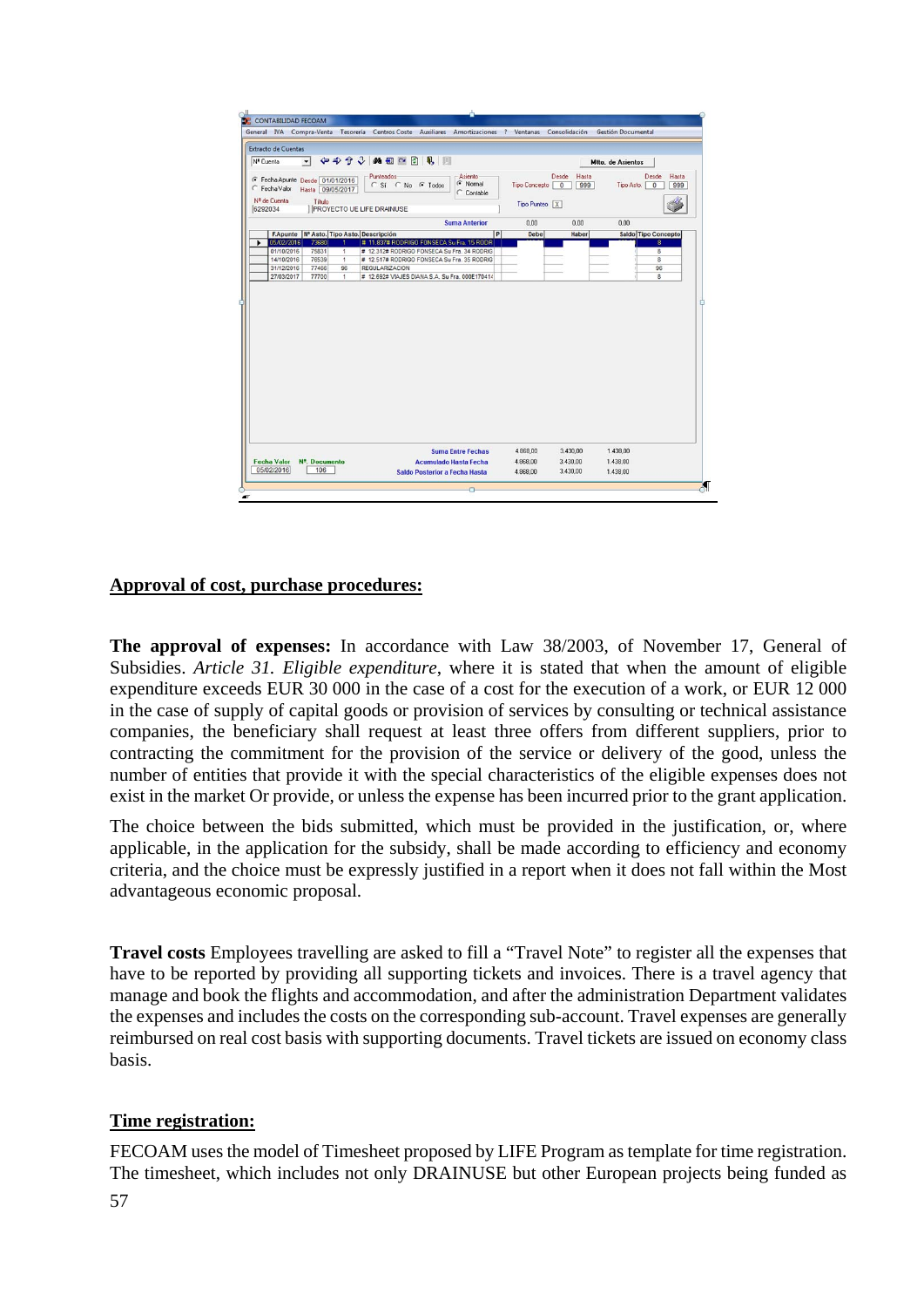## Approval of cost, purchase procedures:

**The approval of expenses:** In accordance with Law 38/2003, of November 17, General of Subsidies. *Article 31. Eligible expenditure*, where it is stated that when the amount of eligible expenditure exceeds EUR 30 000 in the case of a cost for the execution of a work, or EUR 12 000 in the case of supply of capital goods or provision of services by consulting or technical assistance companies, the beneficiary shall request at least three offers from different suppliers, prior to contracting the commitment for the provision of the service or delivery of the good, unless the number of entities that provide it with the special characteristics of the eligible expenses does not exist in the market Or provide, or unless the expense has been incurred prior to the grant application.

The choice between the bids submitted, which must be provided in the justification, or, where applicable, in the application for the subsidy, shall be made according to efficiency and economy criteria, and the choice must be expressly justified in a report when it does not fall within the Most advantageous economic proposal.

**Travel costs** Employees travelling are asked to fill a "Travel Note" to register all the expenses that have to be reported by providing all supporting tickets and invoices. There is a travel agency that manage and book the flights and accommodation, and after the administration Department validates the expenses and includes the costs on the corresponding sub-account. Travel expenses are generally reimbursed on real cost basis with supporting documents. Travel tickets are issued on economy class basis.

## Time registration:

FECOAM uses the model of Timesheet proposed by LIFE Program as template for time registration. The timesheet, which includes not only DRAINUSE but other European projects being funded as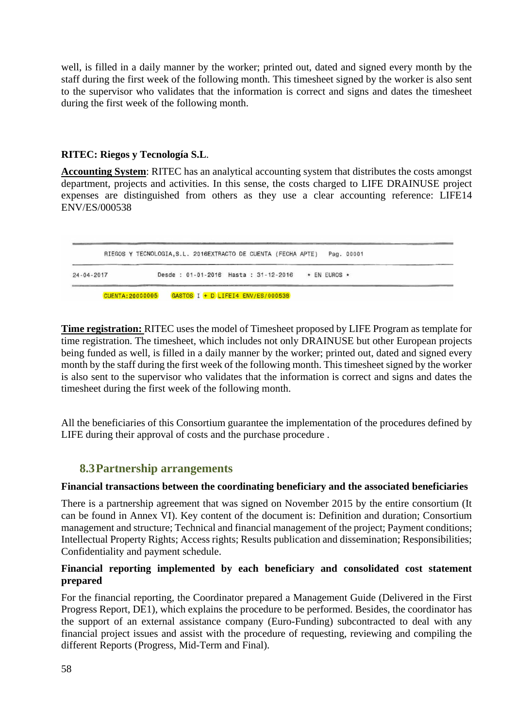well, is filled in a daily manner by the worker; printed out, dated and signed every month by the staff during the first week of the following month. This timesheet signed by the worker is also sent to the supervisor who validates that the information is correct and signs and dates the timesheet during the first week of the following month.

**RITEC: Riegos y Tecnología S.L**.

**Accounting System**: RITEC has an analytical accounting system that distributes the costs amongst department, projects and activities. In this sense, the costs charged to LIFE DRAINUSE project expenses are distinguished from others as they use a clear accounting reference: LIFE14 ENV/ES/000538

```
        RIEGOS Y TECNOLOGIA,S.L. 2016EXTRACTO DE CUENTA (FECHA APTE)   Pag. 00001

24-04-2017          Desde : 01-01-2016  Hasta : 31-12-2016    * EN EUROS *

        CUENTA:20000005    GASTOS I + D LIFE14 ENV/ES/000538
```

**Time registration:** RITEC uses the model of Timesheet proposed by LIFE Program as template for time registration. The timesheet, which includes not only DRAINUSE but other European projects being funded as well, is filled in a daily manner by the worker; printed out, dated and signed every month by the staff during the first week of the following month. This timesheet signed by the worker is also sent to the supervisor who validates that the information is correct and signs and dates the timesheet during the first week of the following month.

All the beneficiaries of this Consortium guarantee the implementation of the procedures defined by LIFE during their approval of costs and the purchase procedure .

## 8.3 Partnership arrangements

**Financial transactions between the coordinating beneficiary and the associated beneficiaries**

There is a partnership agreement that was signed on November 2015 by the entire consortium (It can be found in Annex VI). Key content of the document is: Definition and duration; Consortium management and structure; Technical and financial management of the project; Payment conditions; Intellectual Property Rights; Access rights; Results publication and dissemination; Responsibilities; Confidentiality and payment schedule.

**Financial reporting implemented by each beneficiary and consolidated cost statement prepared**

For the financial reporting, the Coordinator prepared a Management Guide (Delivered in the First Progress Report, DE1), which explains the procedure to be performed. Besides, the coordinator has the support of an external assistance company (Euro-Funding) subcontracted to deal with any financial project issues and assist with the procedure of requesting, reviewing and compiling the different Reports (Progress, Mid-Term and Final).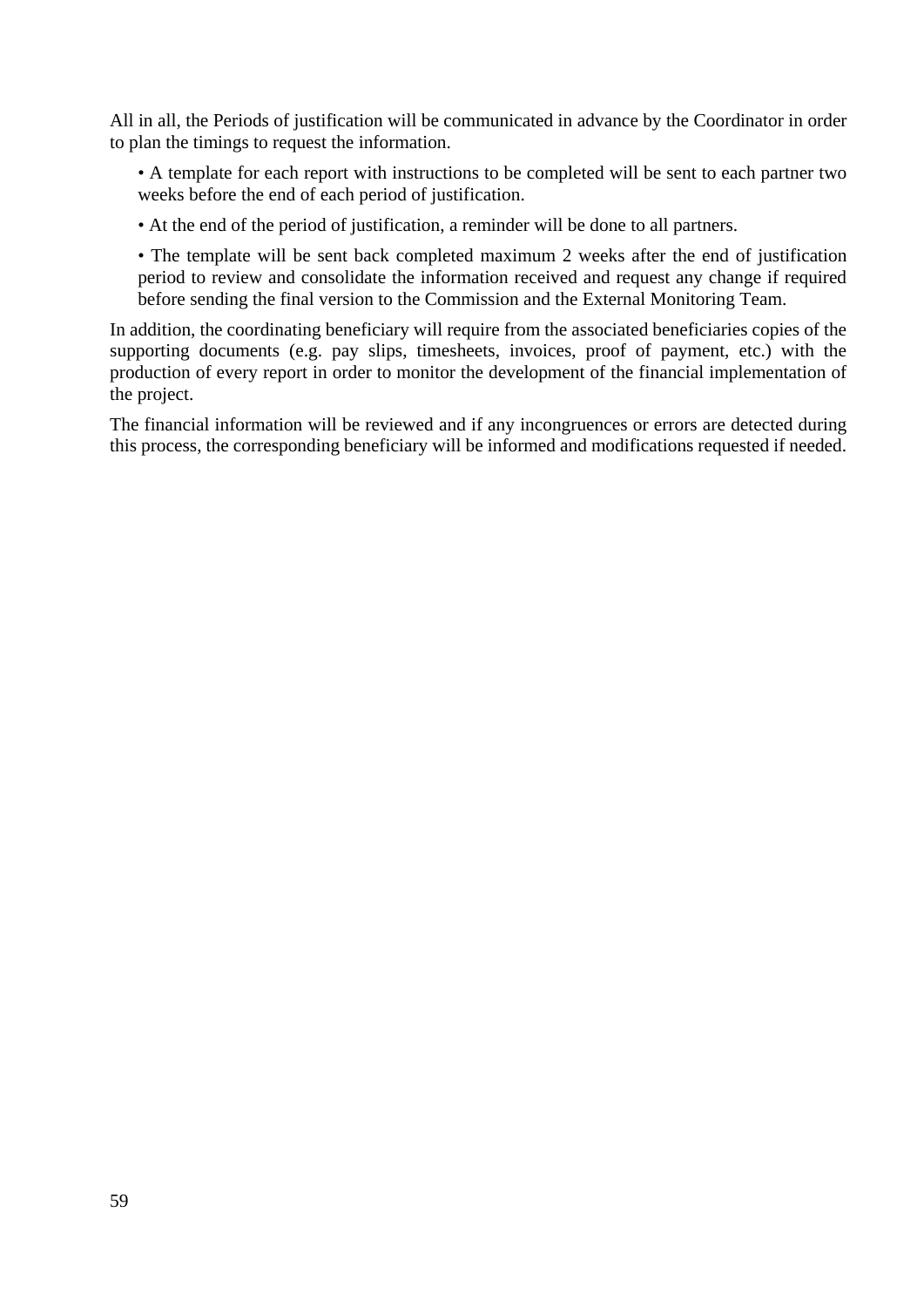All in all, the Periods of justification will be communicated in advance by the Coordinator in order to plan the timings to request the information.

- A template for each report with instructions to be completed will be sent to each partner two weeks before the end of each period of justification.
- At the end of the period of justification, a reminder will be done to all partners.
- The template will be sent back completed maximum 2 weeks after the end of justification period to review and consolidate the information received and request any change if required before sending the final version to the Commission and the External Monitoring Team.

In addition, the coordinating beneficiary will require from the associated beneficiaries copies of the supporting documents (e.g. pay slips, timesheets, invoices, proof of payment, etc.) with the production of every report in order to monitor the development of the financial implementation of the project.

The financial information will be reviewed and if any incongruences or errors are detected during this process, the corresponding beneficiary will be informed and modifications requested if needed.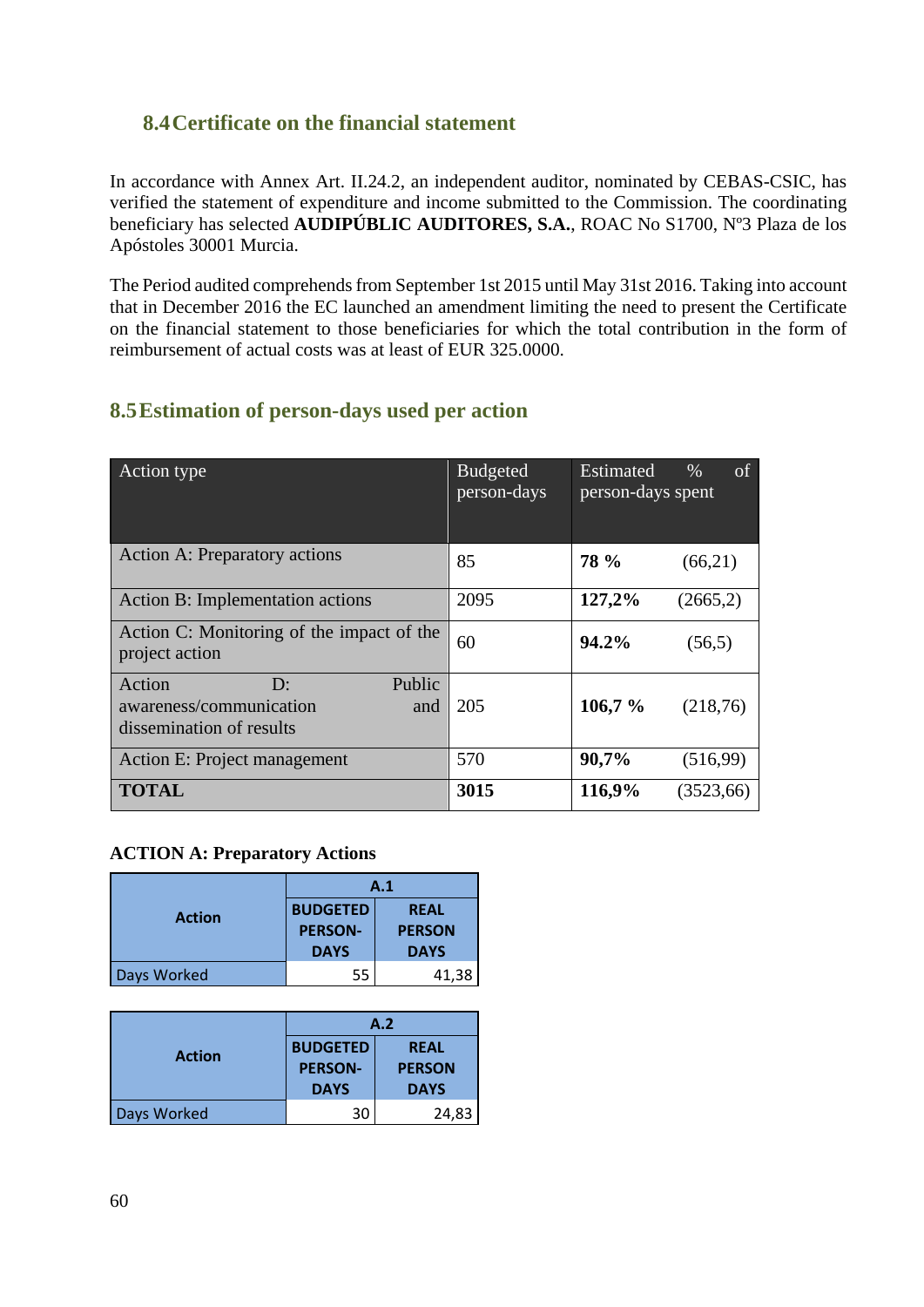## 8.4 Certificate on the financial statement

In accordance with Annex Art. II.24.2, an independent auditor, nominated by CEBAS-CSIC, has verified the statement of expenditure and income submitted to the Commission. The coordinating beneficiary has selected **AUDIPÚBLIC AUDITORES, S.A.**, ROAC No S1700, Nº3 Plaza de los Apóstoles 30001 Murcia.

The Period audited comprehends from September 1st 2015 until May 31st 2016. Taking into account that in December 2016 the EC launched an amendment limiting the need to present the Certificate on the financial statement to those beneficiaries for which the total contribution in the form of reimbursement of actual costs was at least of EUR 325.0000.

## 8.5 Estimation of person-days used per action

| Action type | Budgeted person-days | Estimated % of person-days spent | |
|---|---|---|---|
| Action A: Preparatory actions | 85 | **78 %** | (66,21) |
| Action B: Implementation actions | 2095 | **127,2%** | (2665,2) |
| Action C: Monitoring of the impact of the project action | 60 | **94.2%** | (56,5) |
| Action D: Public awareness/communication and dissemination of results | 205 | **106,7 %** | (218,76) |
| Action E: Project management | 570 | **90,7%** | (516,99) |
| **TOTAL** | **3015** | **116,9%** | (3523,66) |

**ACTION A: Preparatory Actions**

| Action | A.1 | |
|---|---|---|
| | BUDGETED PERSON-DAYS | REAL PERSON DAYS |
| Days Worked | 55 | 41,38 |

| Action | A.2 | |
|---|---|---|
| | BUDGETED PERSON-DAYS | REAL PERSON DAYS |
| Days Worked | 30 | 24,83 |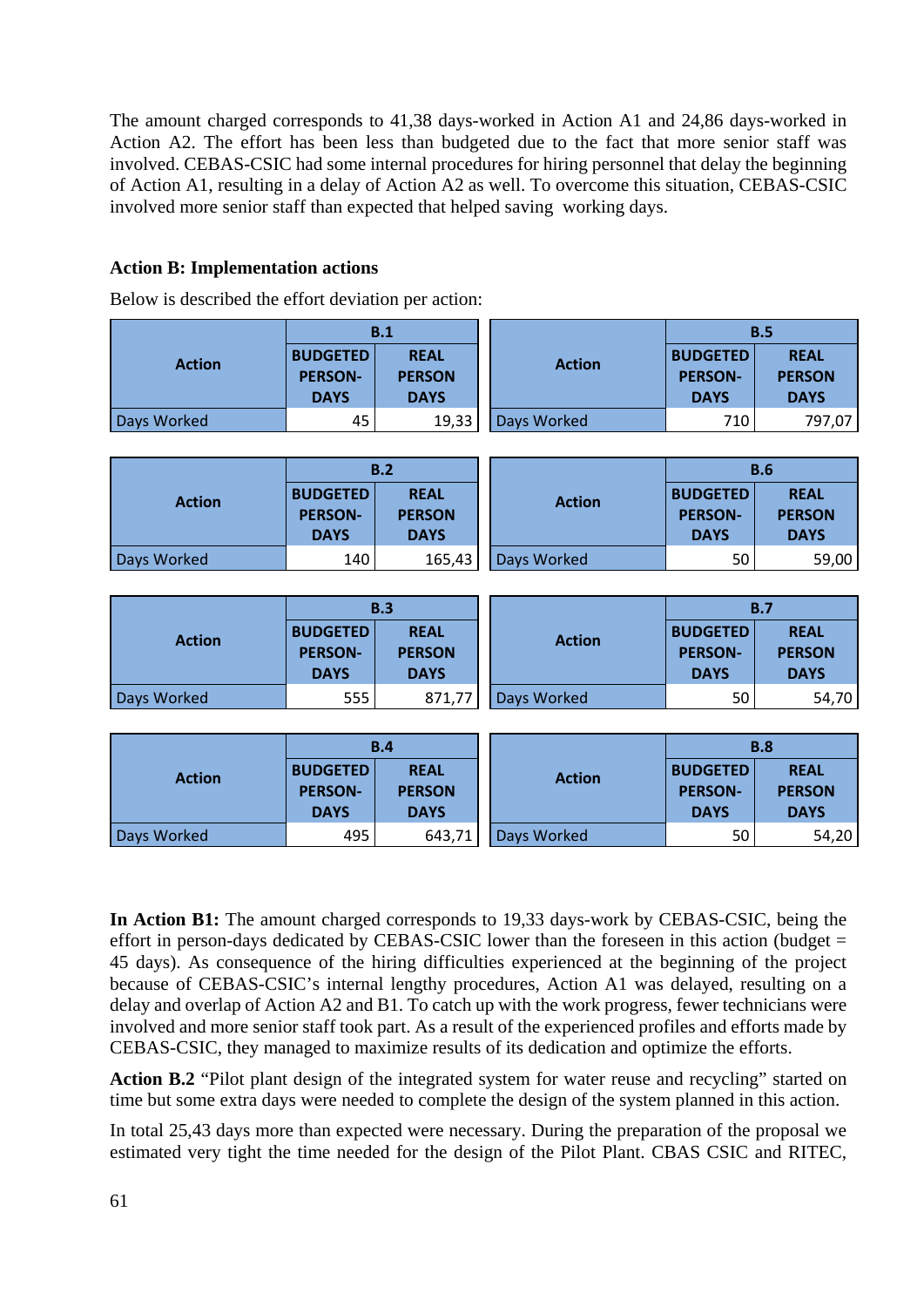The amount charged corresponds to 41,38 days-worked in Action A1 and 24,86 days-worked in Action A2. The effort has been less than budgeted due to the fact that more senior staff was involved. CEBAS-CSIC had some internal procedures for hiring personnel that delay the beginning of Action A1, resulting in a delay of Action A2 as well. To overcome this situation, CEBAS-CSIC involved more senior staff than expected that helped saving working days.

**Action B: Implementation actions**

Below is described the effort deviation per action:

| Action | B.1 | |
|---|---|---|
| | BUDGETED PERSON-DAYS | REAL PERSON DAYS |
| Days Worked | 45 | 19,33 |

| Action | B.5 | |
|---|---|---|
| | BUDGETED PERSON-DAYS | REAL PERSON DAYS |
| Days Worked | 710 | 797,07 |

| Action | B.2 | |
|---|---|---|
| | BUDGETED PERSON-DAYS | REAL PERSON DAYS |
| Days Worked | 140 | 165,43 |

| Action | B.6 | |
|---|---|---|
| | BUDGETED PERSON-DAYS | REAL PERSON DAYS |
| Days Worked | 50 | 59,00 |

| Action | B.3 | |
|---|---|---|
| | BUDGETED PERSON-DAYS | REAL PERSON DAYS |
| Days Worked | 555 | 871,77 |

| Action | B.7 | |
|---|---|---|
| | BUDGETED PERSON-DAYS | REAL PERSON DAYS |
| Days Worked | 50 | 54,70 |

| Action | B.4 | |
|---|---|---|
| | BUDGETED PERSON-DAYS | REAL PERSON DAYS |
| Days Worked | 495 | 643,71 |

| Action | B.8 | |
|---|---|---|
| | BUDGETED PERSON-DAYS | REAL PERSON DAYS |
| Days Worked | 50 | 54,20 |

**In Action B1:** The amount charged corresponds to 19,33 days-work by CEBAS-CSIC, being the effort in person-days dedicated by CEBAS-CSIC lower than the foreseen in this action (budget = 45 days). As consequence of the hiring difficulties experienced at the beginning of the project because of CEBAS-CSIC's internal lengthy procedures, Action A1 was delayed, resulting on a delay and overlap of Action A2 and B1. To catch up with the work progress, fewer technicians were involved and more senior staff took part. As a result of the experienced profiles and efforts made by CEBAS-CSIC, they managed to maximize results of its dedication and optimize the efforts.

**Action B.2** "Pilot plant design of the integrated system for water reuse and recycling" started on time but some extra days were needed to complete the design of the system planned in this action.

In total 25,43 days more than expected were necessary. During the preparation of the proposal we estimated very tight the time needed for the design of the Pilot Plant. CBAS CSIC and RITEC,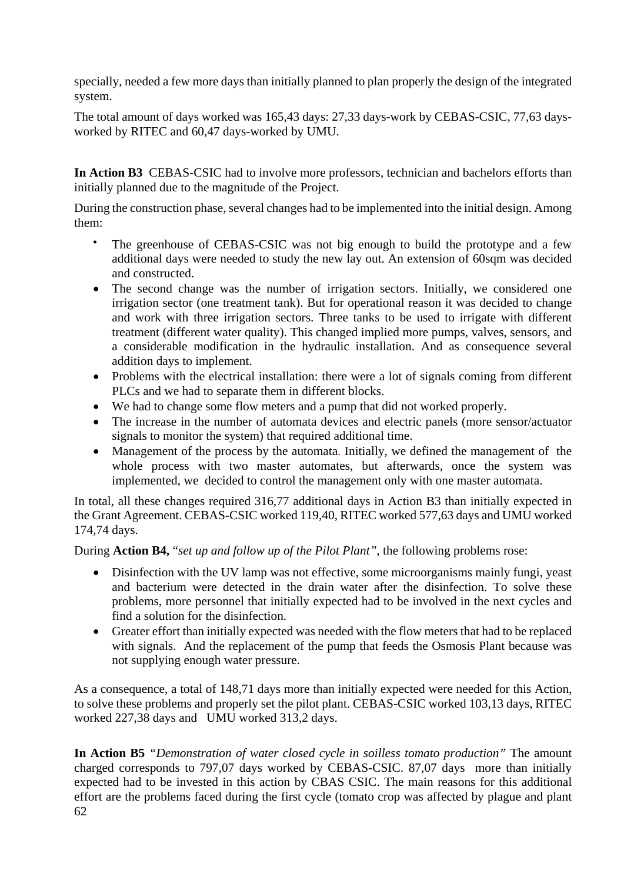specially, needed a few more days than initially planned to plan properly the design of the integrated system.

The total amount of days worked was 165,43 days: 27,33 days-work by CEBAS-CSIC, 77,63 days-worked by RITEC and 60,47 days-worked by UMU.

**In Action B3** CEBAS-CSIC had to involve more professors, technician and bachelors efforts than initially planned due to the magnitude of the Project.

During the construction phase, several changes had to be implemented into the initial design. Among them:

- The greenhouse of CEBAS-CSIC was not big enough to build the prototype and a few additional days were needed to study the new lay out. An extension of 60sqm was decided and constructed.
- The second change was the number of irrigation sectors. Initially, we considered one irrigation sector (one treatment tank). But for operational reason it was decided to change and work with three irrigation sectors. Three tanks to be used to irrigate with different treatment (different water quality). This changed implied more pumps, valves, sensors, and a considerable modification in the hydraulic installation. And as consequence several addition days to implement.
- Problems with the electrical installation: there were a lot of signals coming from different PLCs and we had to separate them in different blocks.
- We had to change some flow meters and a pump that did not worked properly.
- The increase in the number of automata devices and electric panels (more sensor/actuator signals to monitor the system) that required additional time.
- Management of the process by the automata. Initially, we defined the management of the whole process with two master automates, but afterwards, once the system was implemented, we decided to control the management only with one master automata.

In total, all these changes required 316,77 additional days in Action B3 than initially expected in the Grant Agreement. CEBAS-CSIC worked 119,40, RITEC worked 577,63 days and UMU worked 174,74 days.

During **Action B4,** "*set up and follow up of the Pilot Plant"*, the following problems rose:

- Disinfection with the UV lamp was not effective, some microorganisms mainly fungi, yeast and bacterium were detected in the drain water after the disinfection. To solve these problems, more personnel that initially expected had to be involved in the next cycles and find a solution for the disinfection.
- Greater effort than initially expected was needed with the flow meters that had to be replaced with signals. And the replacement of the pump that feeds the Osmosis Plant because was not supplying enough water pressure.

As a consequence, a total of 148,71 days more than initially expected were needed for this Action, to solve these problems and properly set the pilot plant. CEBAS-CSIC worked 103,13 days, RITEC worked 227,38 days and UMU worked 313,2 days.

**In Action B5** *"Demonstration of water closed cycle in soilless tomato production"* The amount charged corresponds to 797,07 days worked by CEBAS-CSIC. 87,07 days more than initially expected had to be invested in this action by CBAS CSIC. The main reasons for this additional effort are the problems faced during the first cycle (tomato crop was affected by plague and plant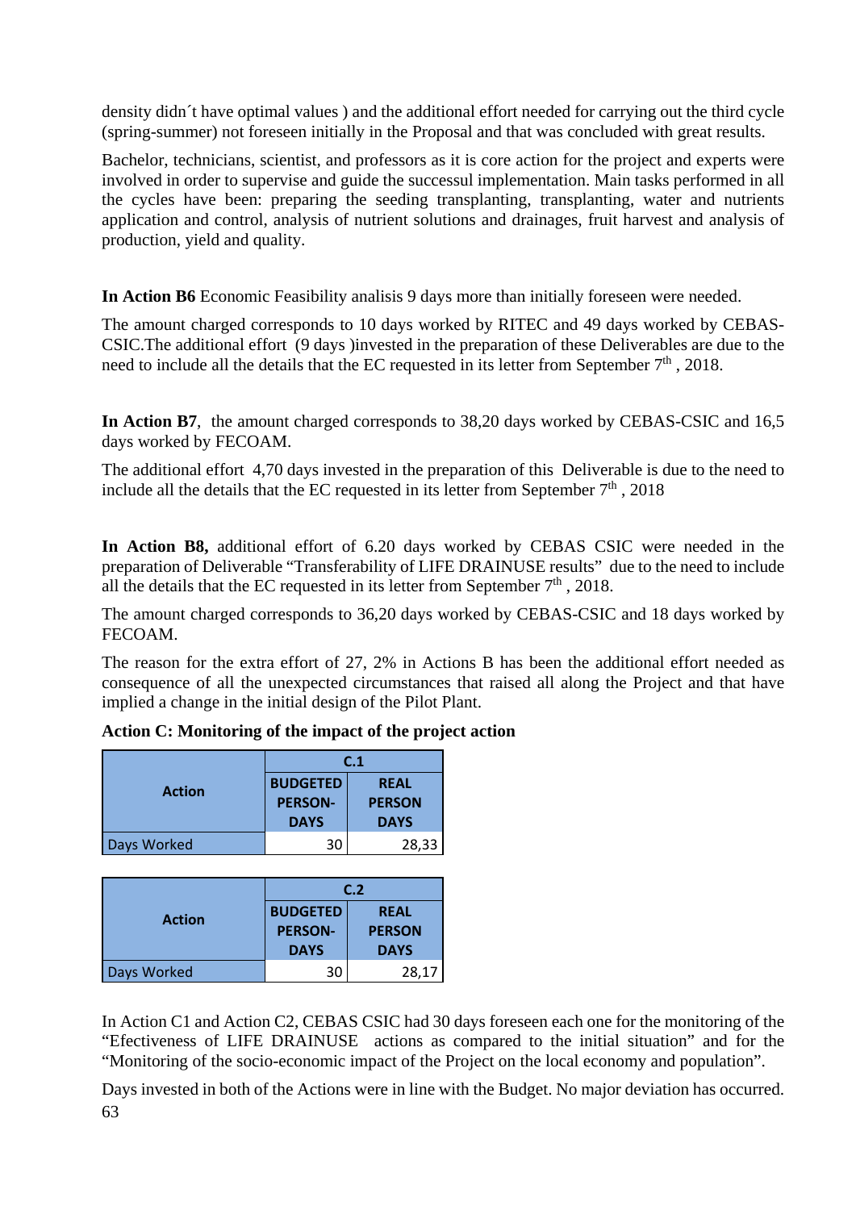density didn´t have optimal values ) and the additional effort needed for carrying out the third cycle (spring-summer) not foreseen initially in the Proposal and that was concluded with great results.

Bachelor, technicians, scientist, and professors as it is core action for the project and experts were involved in order to supervise and guide the successul implementation. Main tasks performed in all the cycles have been: preparing the seeding transplanting, transplanting, water and nutrients application and control, analysis of nutrient solutions and drainages, fruit harvest and analysis of production, yield and quality.

**In Action B6** Economic Feasibility analisis 9 days more than initially foreseen were needed.

The amount charged corresponds to 10 days worked by RITEC and 49 days worked by CEBAS-CSIC.The additional effort (9 days )invested in the preparation of these Deliverables are due to the need to include all the details that the EC requested in its letter from September 7th , 2018.

**In Action B7**, the amount charged corresponds to 38,20 days worked by CEBAS-CSIC and 16,5 days worked by FECOAM.

The additional effort 4,70 days invested in the preparation of this Deliverable is due to the need to include all the details that the EC requested in its letter from September 7th , 2018

**In Action B8,** additional effort of 6.20 days worked by CEBAS CSIC were needed in the preparation of Deliverable "Transferability of LIFE DRAINUSE results" due to the need to include all the details that the EC requested in its letter from September 7th , 2018.

The amount charged corresponds to 36,20 days worked by CEBAS-CSIC and 18 days worked by FECOAM.

The reason for the extra effort of 27, 2% in Actions B has been the additional effort needed as consequence of all the unexpected circumstances that raised all along the Project and that have implied a change in the initial design of the Pilot Plant.

**Action C: Monitoring of the impact of the project action**

| Action | C.1 | |
|---|---|---|
| | BUDGETED PERSON-DAYS | REAL PERSON DAYS |
| Days Worked | 30 | 28,33 |

| Action | C.2 | |
|---|---|---|
| | BUDGETED PERSON-DAYS | REAL PERSON DAYS |
| Days Worked | 30 | 28,17 |

In Action C1 and Action C2, CEBAS CSIC had 30 days foreseen each one for the monitoring of the "Efectiveness of LIFE DRAINUSE actions as compared to the initial situation" and for the "Monitoring of the socio-economic impact of the Project on the local economy and population".

Days invested in both of the Actions were in line with the Budget. No major deviation has occurred.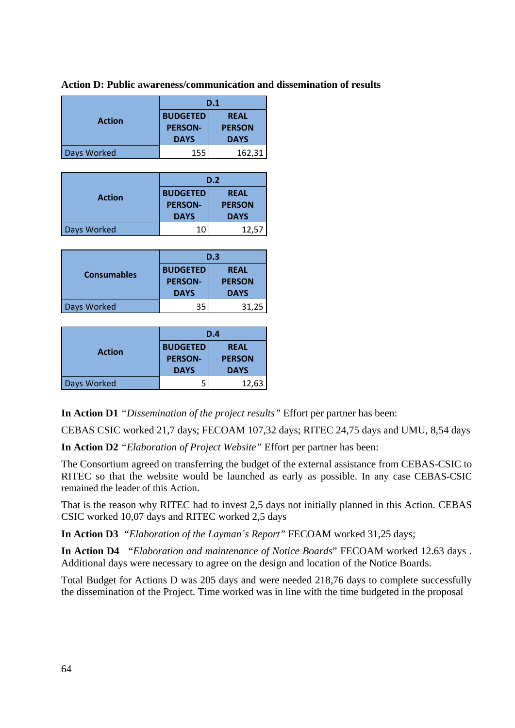**Action D: Public awareness/communication and dissemination of results**

| Action | D.1 | |
|---|---|---|
| | BUDGETED PERSON-DAYS | REAL PERSON DAYS |
| Days Worked | 155 | 162,31 |

| Action | D.2 | |
|---|---|---|
| | BUDGETED PERSON-DAYS | REAL PERSON DAYS |
| Days Worked | 10 | 12,57 |

| Consumables | D.3 | |
|---|---|---|
| | BUDGETED PERSON-DAYS | REAL PERSON DAYS |
| Days Worked | 35 | 31,25 |

| Action | D.4 | |
|---|---|---|
| | BUDGETED PERSON-DAYS | REAL PERSON DAYS |
| Days Worked | 5 | 12,63 |

**In Action D1** *"Dissemination of the project results"* Effort per partner has been:

CEBAS CSIC worked 21,7 days; FECOAM 107,32 days; RITEC 24,75 days and UMU, 8,54 days

**In Action D2** *"Elaboration of Project Website"* Effort per partner has been:

The Consortium agreed on transferring the budget of the external assistance from CEBAS-CSIC to RITEC so that the website would be launched as early as possible. In any case CEBAS-CSIC remained the leader of this Action.

That is the reason why RITEC had to invest 2,5 days not initially planned in this Action. CEBAS CSIC worked 10,07 days and RITEC worked 2,5 days

**In Action D3** *"Elaboration of the Layman´s Report"* FECOAM worked 31,25 days;

**In Action D4** *"Elaboration and maintenance of Notice Boards"* FECOAM worked 12.63 days . Additional days were necessary to agree on the design and location of the Notice Boards.

Total Budget for Actions D was 205 days and were needed 218,76 days to complete successfully the dissemination of the Project. Time worked was in line with the time budgeted in the proposal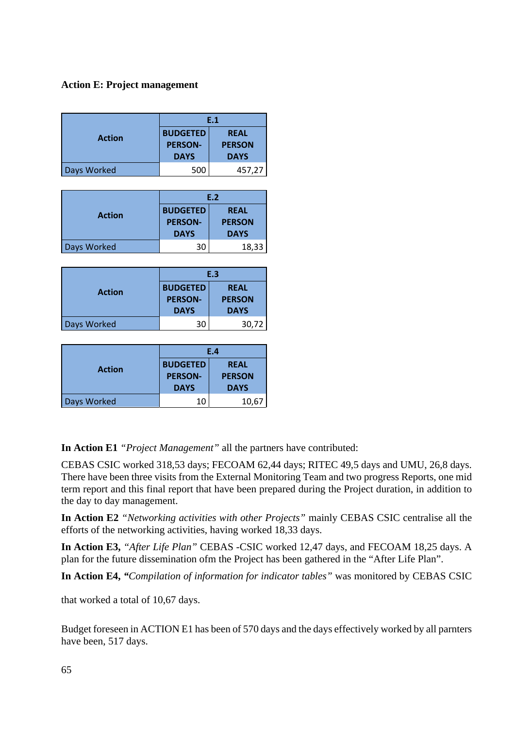**Action E: Project management**

| Action | E.1 | |
|---|---|---|
| | BUDGETED PERSON-DAYS | REAL PERSON DAYS |
| Days Worked | 500 | 457,27 |

| Action | E.2 | |
|---|---|---|
| | BUDGETED PERSON-DAYS | REAL PERSON DAYS |
| Days Worked | 30 | 18,33 |

| Action | E.3 | |
|---|---|---|
| | BUDGETED PERSON-DAYS | REAL PERSON DAYS |
| Days Worked | 30 | 30,72 |

| Action | E.4 | |
|---|---|---|
| | BUDGETED PERSON-DAYS | REAL PERSON DAYS |
| Days Worked | 10 | 10,67 |

**In Action E1** *"Project Management"* all the partners have contributed:

CEBAS CSIC worked 318,53 days; FECOAM 62,44 days; RITEC 49,5 days and UMU, 26,8 days. There have been three visits from the External Monitoring Team and two progress Reports, one mid term report and this final report that have been prepared during the Project duration, in addition to the day to day management.

**In Action E2** *"Networking activities with other Projects"* mainly CEBAS CSIC centralise all the efforts of the networking activities, having worked 18,33 days.

**In Action E3,** *"After Life Plan"* CEBAS -CSIC worked 12,47 days, and FECOAM 18,25 days. A plan for the future dissemination ofm the Project has been gathered in the "After Life Plan".

**In Action E4, "***Compilation of information for indicator tables"* was monitored by CEBAS CSIC

that worked a total of 10,67 days.

Budget foreseen in ACTION E1 has been of 570 days and the days effectively worked by all parnters have been, 517 days.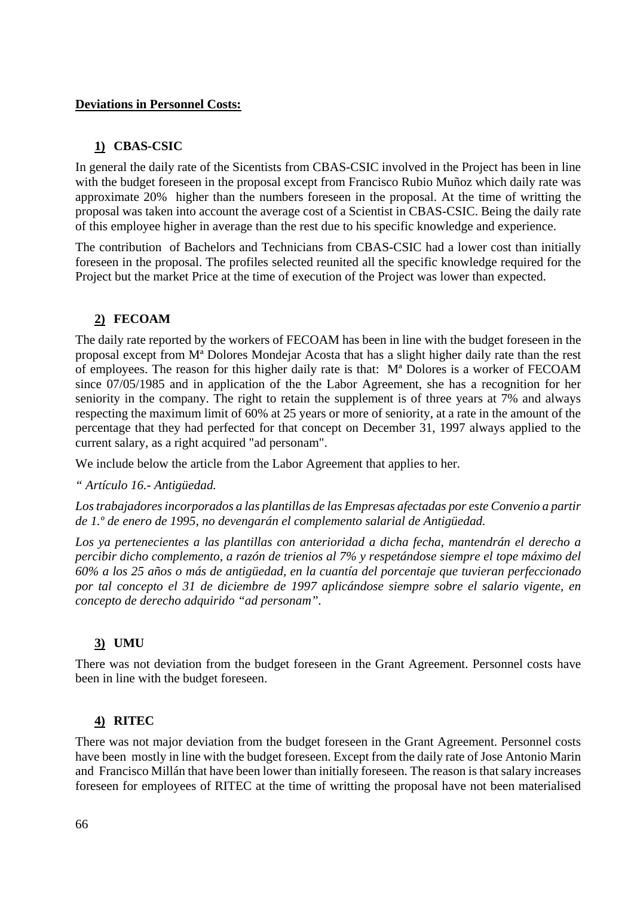**Deviations in Personnel Costs:**

### **1) CBAS-CSIC**

In general the daily rate of the Sicentists from CBAS-CSIC involved in the Project has been in line with the budget foreseen in the proposal except from Francisco Rubio Muñoz which daily rate was approximate 20% higher than the numbers foreseen in the proposal. At the time of writting the proposal was taken into account the average cost of a Scientist in CBAS-CSIC. Being the daily rate of this employee higher in average than the rest due to his specific knowledge and experience.

The contribution of Bachelors and Technicians from CBAS-CSIC had a lower cost than initially foreseen in the proposal. The profiles selected reunited all the specific knowledge required for the Project but the market Price at the time of execution of the Project was lower than expected.

### **2) FECOAM**

The daily rate reported by the workers of FECOAM has been in line with the budget foreseen in the proposal except from Mª Dolores Mondejar Acosta that has a slight higher daily rate than the rest of employees. The reason for this higher daily rate is that: Mª Dolores is a worker of FECOAM since 07/05/1985 and in application of the the Labor Agreement, she has a recognition for her seniority in the company. The right to retain the supplement is of three years at 7% and always respecting the maximum limit of 60% at 25 years or more of seniority, at a rate in the amount of the percentage that they had perfected for that concept on December 31, 1997 always applied to the current salary, as a right acquired "ad personam".

We include below the article from the Labor Agreement that applies to her.

*" Artículo 16.- Antigüedad.*

*Los trabajadores incorporados a las plantillas de las Empresas afectadas por este Convenio a partir de 1.º de enero de 1995, no devengarán el complemento salarial de Antigüedad.*

*Los ya pertenecientes a las plantillas con anterioridad a dicha fecha, mantendrán el derecho a percibir dicho complemento, a razón de trienios al 7% y respetándose siempre el tope máximo del 60% a los 25 años o más de antigüedad, en la cuantía del porcentaje que tuvieran perfeccionado por tal concepto el 31 de diciembre de 1997 aplicándose siempre sobre el salario vigente, en concepto de derecho adquirido "ad personam".*

### **3) UMU**

There was not deviation from the budget foreseen in the Grant Agreement. Personnel costs have been in line with the budget foreseen.

### **4) RITEC**

There was not major deviation from the budget foreseen in the Grant Agreement. Personnel costs have been mostly in line with the budget foreseen. Except from the daily rate of Jose Antonio Marin and Francisco Millán that have been lower than initially foreseen. The reason is that salary increases foreseen for employees of RITEC at the time of writting the proposal have not been materialised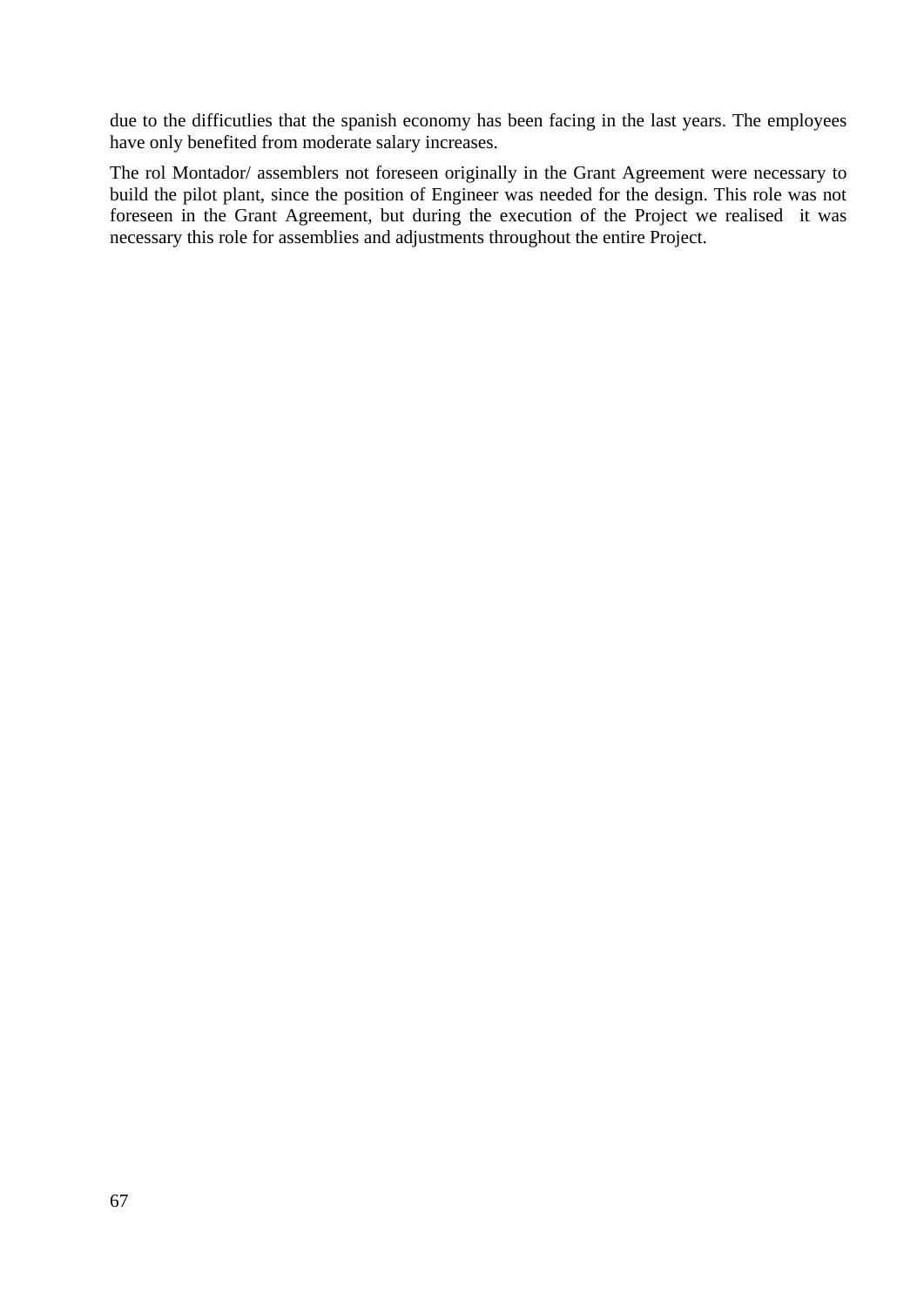due to the difficutlies that the spanish economy has been facing in the last years. The employees have only benefited from moderate salary increases.

The rol Montador/ assemblers not foreseen originally in the Grant Agreement were necessary to build the pilot plant, since the position of Engineer was needed for the design. This role was not foreseen in the Grant Agreement, but during the execution of the Project we realised it was necessary this role for assemblies and adjustments throughout the entire Project.